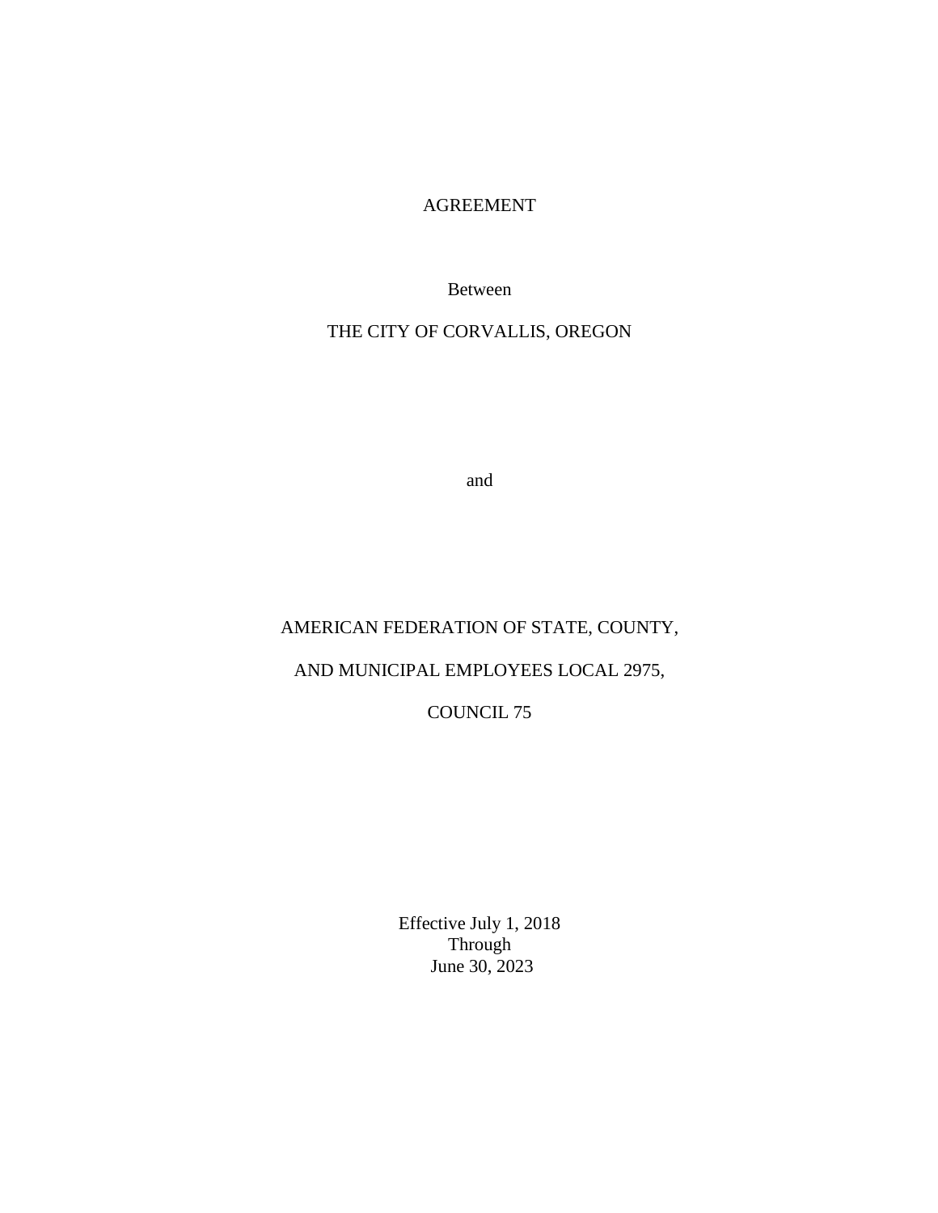# AGREEMENT

Between

THE CITY OF CORVALLIS, OREGON

and

AMERICAN FEDERATION OF STATE, COUNTY,

AND MUNICIPAL EMPLOYEES LOCAL 2975,

COUNCIL 75

Effective July 1, 2018
Through
June 30, 2023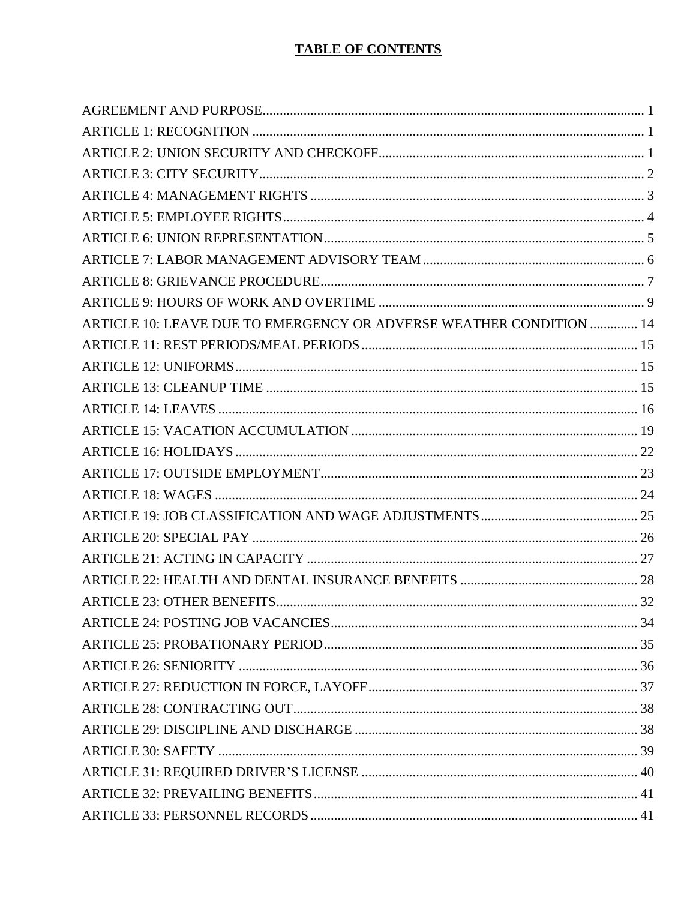**TABLE OF CONTENTS**

AGREEMENT AND PURPOSE ........ 1
ARTICLE 1: RECOGNITION ........ 1
ARTICLE 2: UNION SECURITY AND CHECKOFF ........ 1
ARTICLE 3: CITY SECURITY ........ 2
ARTICLE 4: MANAGEMENT RIGHTS ........ 3
ARTICLE 5: EMPLOYEE RIGHTS ........ 4
ARTICLE 6: UNION REPRESENTATION ........ 5
ARTICLE 7: LABOR MANAGEMENT ADVISORY TEAM ........ 6
ARTICLE 8: GRIEVANCE PROCEDURE ........ 7
ARTICLE 9: HOURS OF WORK AND OVERTIME ........ 9
ARTICLE 10: LEAVE DUE TO EMERGENCY OR ADVERSE WEATHER CONDITION ........ 14
ARTICLE 11: REST PERIODS/MEAL PERIODS ........ 15
ARTICLE 12: UNIFORMS ........ 15
ARTICLE 13: CLEANUP TIME ........ 15
ARTICLE 14: LEAVES ........ 16
ARTICLE 15: VACATION ACCUMULATION ........ 19
ARTICLE 16: HOLIDAYS ........ 22
ARTICLE 17: OUTSIDE EMPLOYMENT ........ 23
ARTICLE 18: WAGES ........ 24
ARTICLE 19: JOB CLASSIFICATION AND WAGE ADJUSTMENTS ........ 25
ARTICLE 20: SPECIAL PAY ........ 26
ARTICLE 21: ACTING IN CAPACITY ........ 27
ARTICLE 22: HEALTH AND DENTAL INSURANCE BENEFITS ........ 28
ARTICLE 23: OTHER BENEFITS ........ 32
ARTICLE 24: POSTING JOB VACANCIES ........ 34
ARTICLE 25: PROBATIONARY PERIOD ........ 35
ARTICLE 26: SENIORITY ........ 36
ARTICLE 27: REDUCTION IN FORCE, LAYOFF ........ 37
ARTICLE 28: CONTRACTING OUT ........ 38
ARTICLE 29: DISCIPLINE AND DISCHARGE ........ 38
ARTICLE 30: SAFETY ........ 39
ARTICLE 31: REQUIRED DRIVER'S LICENSE ........ 40
ARTICLE 32: PREVAILING BENEFITS ........ 41
ARTICLE 33: PERSONNEL RECORDS ........ 41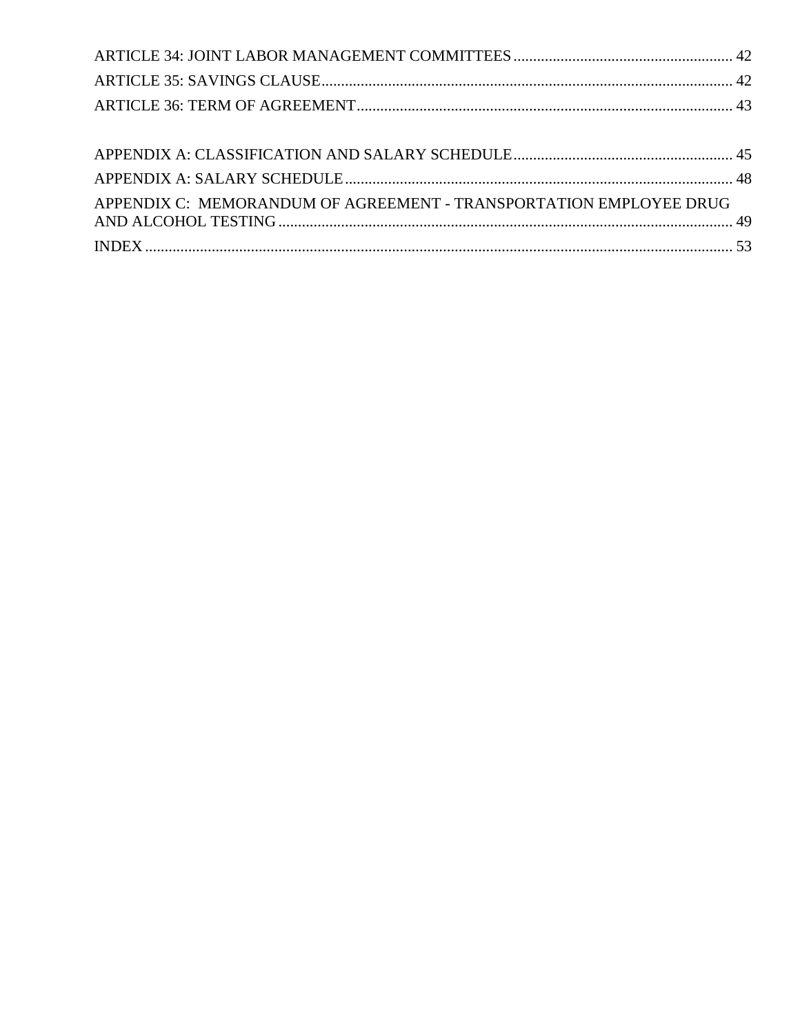ARTICLE 34: JOINT LABOR MANAGEMENT COMMITTEES ........ 42

ARTICLE 35: SAVINGS CLAUSE ........ 42

ARTICLE 36: TERM OF AGREEMENT ........ 43

APPENDIX A: CLASSIFICATION AND SALARY SCHEDULE ........ 45

APPENDIX A: SALARY SCHEDULE ........ 48

APPENDIX C: MEMORANDUM OF AGREEMENT - TRANSPORTATION EMPLOYEE DRUG AND ALCOHOL TESTING ........ 49

INDEX ........ 53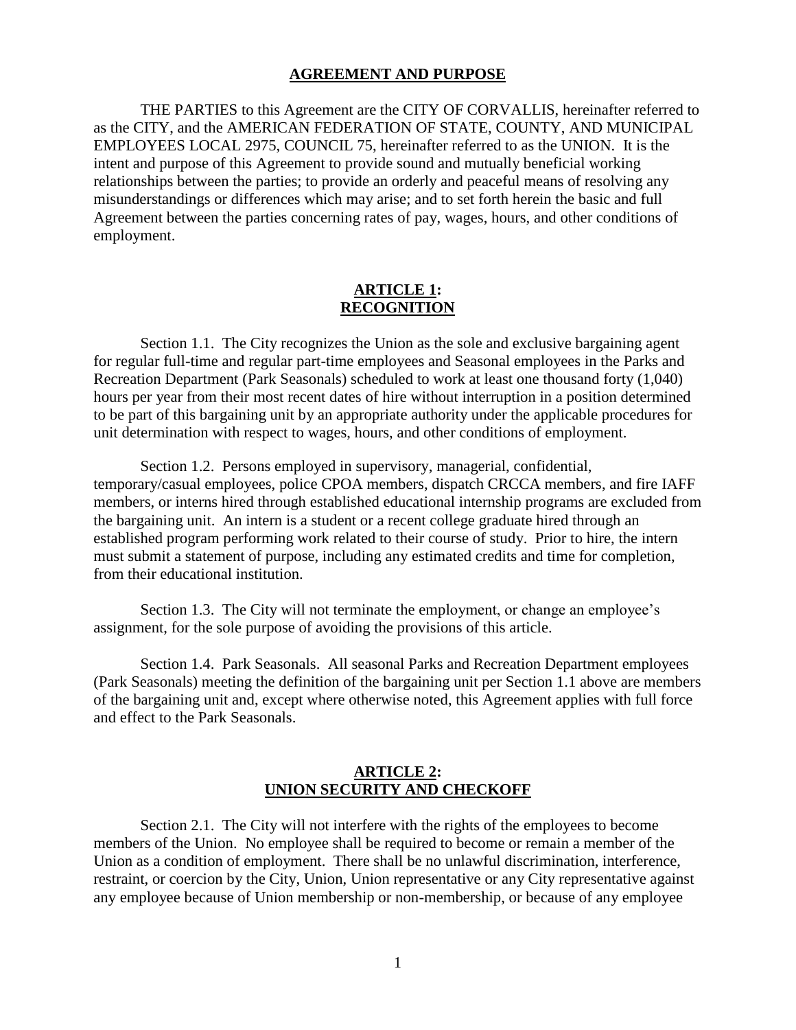## AGREEMENT AND PURPOSE

THE PARTIES to this Agreement are the CITY OF CORVALLIS, hereinafter referred to as the CITY, and the AMERICAN FEDERATION OF STATE, COUNTY, AND MUNICIPAL EMPLOYEES LOCAL 2975, COUNCIL 75, hereinafter referred to as the UNION. It is the intent and purpose of this Agreement to provide sound and mutually beneficial working relationships between the parties; to provide an orderly and peaceful means of resolving any misunderstandings or differences which may arise; and to set forth herein the basic and full Agreement between the parties concerning rates of pay, wages, hours, and other conditions of employment.

## ARTICLE 1: RECOGNITION

Section 1.1. The City recognizes the Union as the sole and exclusive bargaining agent for regular full-time and regular part-time employees and Seasonal employees in the Parks and Recreation Department (Park Seasonals) scheduled to work at least one thousand forty (1,040) hours per year from their most recent dates of hire without interruption in a position determined to be part of this bargaining unit by an appropriate authority under the applicable procedures for unit determination with respect to wages, hours, and other conditions of employment.

Section 1.2. Persons employed in supervisory, managerial, confidential, temporary/casual employees, police CPOA members, dispatch CRCCA members, and fire IAFF members, or interns hired through established educational internship programs are excluded from the bargaining unit. An intern is a student or a recent college graduate hired through an established program performing work related to their course of study. Prior to hire, the intern must submit a statement of purpose, including any estimated credits and time for completion, from their educational institution.

Section 1.3. The City will not terminate the employment, or change an employee's assignment, for the sole purpose of avoiding the provisions of this article.

Section 1.4. Park Seasonals. All seasonal Parks and Recreation Department employees (Park Seasonals) meeting the definition of the bargaining unit per Section 1.1 above are members of the bargaining unit and, except where otherwise noted, this Agreement applies with full force and effect to the Park Seasonals.

## ARTICLE 2: UNION SECURITY AND CHECKOFF

Section 2.1. The City will not interfere with the rights of the employees to become members of the Union. No employee shall be required to become or remain a member of the Union as a condition of employment. There shall be no unlawful discrimination, interference, restraint, or coercion by the City, Union, Union representative or any City representative against any employee because of Union membership or non-membership, or because of any employee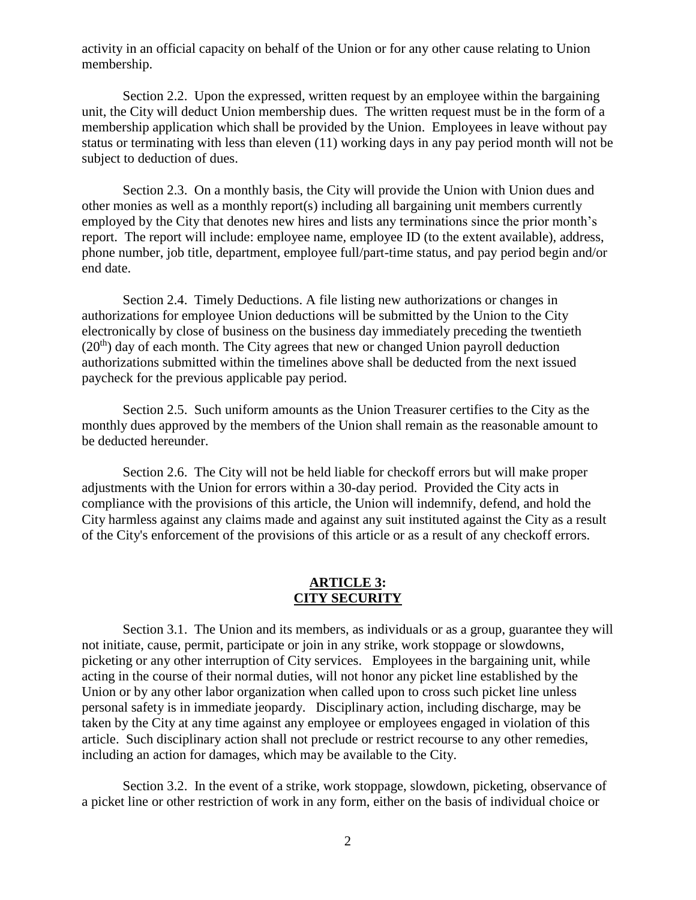activity in an official capacity on behalf of the Union or for any other cause relating to Union membership.

Section 2.2. Upon the expressed, written request by an employee within the bargaining unit, the City will deduct Union membership dues. The written request must be in the form of a membership application which shall be provided by the Union. Employees in leave without pay status or terminating with less than eleven (11) working days in any pay period month will not be subject to deduction of dues.

Section 2.3. On a monthly basis, the City will provide the Union with Union dues and other monies as well as a monthly report(s) including all bargaining unit members currently employed by the City that denotes new hires and lists any terminations since the prior month's report. The report will include: employee name, employee ID (to the extent available), address, phone number, job title, department, employee full/part-time status, and pay period begin and/or end date.

Section 2.4. Timely Deductions. A file listing new authorizations or changes in authorizations for employee Union deductions will be submitted by the Union to the City electronically by close of business on the business day immediately preceding the twentieth (20th) day of each month. The City agrees that new or changed Union payroll deduction authorizations submitted within the timelines above shall be deducted from the next issued paycheck for the previous applicable pay period.

Section 2.5. Such uniform amounts as the Union Treasurer certifies to the City as the monthly dues approved by the members of the Union shall remain as the reasonable amount to be deducted hereunder.

Section 2.6. The City will not be held liable for checkoff errors but will make proper adjustments with the Union for errors within a 30-day period. Provided the City acts in compliance with the provisions of this article, the Union will indemnify, defend, and hold the City harmless against any claims made and against any suit instituted against the City as a result of the City's enforcement of the provisions of this article or as a result of any checkoff errors.

## ARTICLE 3: CITY SECURITY

Section 3.1. The Union and its members, as individuals or as a group, guarantee they will not initiate, cause, permit, participate or join in any strike, work stoppage or slowdowns, picketing or any other interruption of City services. Employees in the bargaining unit, while acting in the course of their normal duties, will not honor any picket line established by the Union or by any other labor organization when called upon to cross such picket line unless personal safety is in immediate jeopardy. Disciplinary action, including discharge, may be taken by the City at any time against any employee or employees engaged in violation of this article. Such disciplinary action shall not preclude or restrict recourse to any other remedies, including an action for damages, which may be available to the City.

Section 3.2. In the event of a strike, work stoppage, slowdown, picketing, observance of a picket line or other restriction of work in any form, either on the basis of individual choice or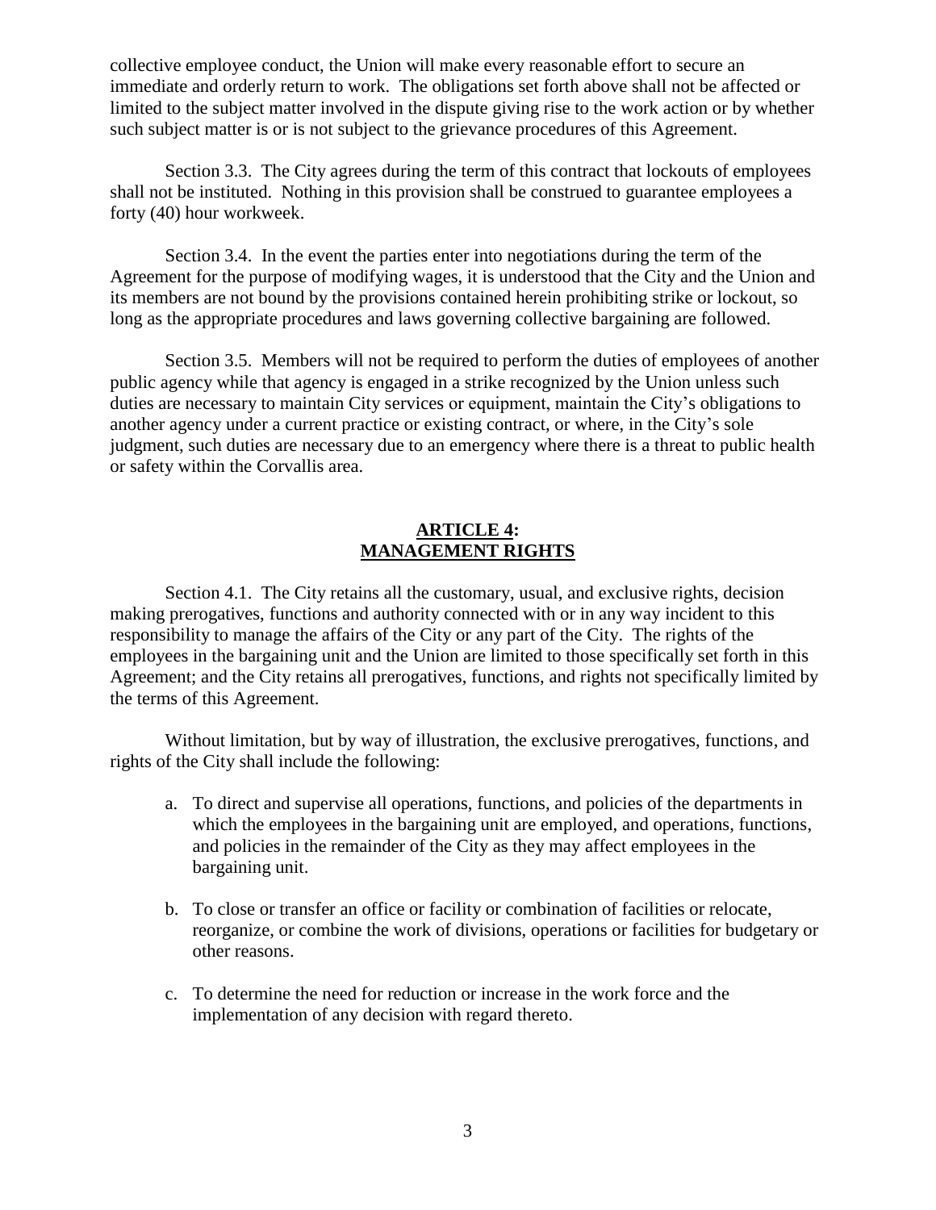collective employee conduct, the Union will make every reasonable effort to secure an immediate and orderly return to work. The obligations set forth above shall not be affected or limited to the subject matter involved in the dispute giving rise to the work action or by whether such subject matter is or is not subject to the grievance procedures of this Agreement.

Section 3.3. The City agrees during the term of this contract that lockouts of employees shall not be instituted. Nothing in this provision shall be construed to guarantee employees a forty (40) hour workweek.

Section 3.4. In the event the parties enter into negotiations during the term of the Agreement for the purpose of modifying wages, it is understood that the City and the Union and its members are not bound by the provisions contained herein prohibiting strike or lockout, so long as the appropriate procedures and laws governing collective bargaining are followed.

Section 3.5. Members will not be required to perform the duties of employees of another public agency while that agency is engaged in a strike recognized by the Union unless such duties are necessary to maintain City services or equipment, maintain the City's obligations to another agency under a current practice or existing contract, or where, in the City's sole judgment, such duties are necessary due to an emergency where there is a threat to public health or safety within the Corvallis area.

## ARTICLE 4: MANAGEMENT RIGHTS

Section 4.1. The City retains all the customary, usual, and exclusive rights, decision making prerogatives, functions and authority connected with or in any way incident to this responsibility to manage the affairs of the City or any part of the City. The rights of the employees in the bargaining unit and the Union are limited to those specifically set forth in this Agreement; and the City retains all prerogatives, functions, and rights not specifically limited by the terms of this Agreement.

Without limitation, but by way of illustration, the exclusive prerogatives, functions, and rights of the City shall include the following:

a. To direct and supervise all operations, functions, and policies of the departments in which the employees in the bargaining unit are employed, and operations, functions, and policies in the remainder of the City as they may affect employees in the bargaining unit.

b. To close or transfer an office or facility or combination of facilities or relocate, reorganize, or combine the work of divisions, operations or facilities for budgetary or other reasons.

c. To determine the need for reduction or increase in the work force and the implementation of any decision with regard thereto.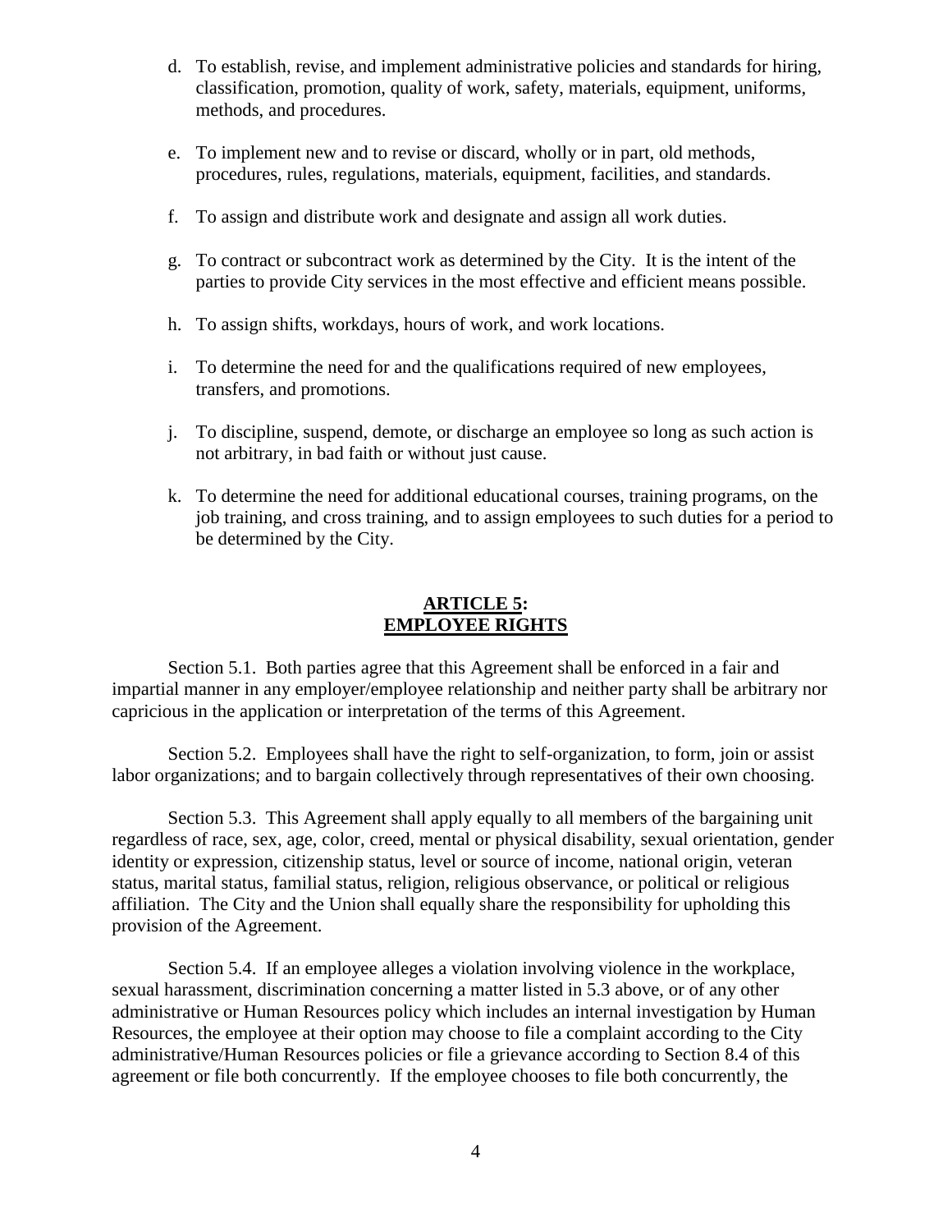d. To establish, revise, and implement administrative policies and standards for hiring, classification, promotion, quality of work, safety, materials, equipment, uniforms, methods, and procedures.

e. To implement new and to revise or discard, wholly or in part, old methods, procedures, rules, regulations, materials, equipment, facilities, and standards.

f. To assign and distribute work and designate and assign all work duties.

g. To contract or subcontract work as determined by the City. It is the intent of the parties to provide City services in the most effective and efficient means possible.

h. To assign shifts, workdays, hours of work, and work locations.

i. To determine the need for and the qualifications required of new employees, transfers, and promotions.

j. To discipline, suspend, demote, or discharge an employee so long as such action is not arbitrary, in bad faith or without just cause.

k. To determine the need for additional educational courses, training programs, on the job training, and cross training, and to assign employees to such duties for a period to be determined by the City.

## ARTICLE 5: EMPLOYEE RIGHTS

Section 5.1. Both parties agree that this Agreement shall be enforced in a fair and impartial manner in any employer/employee relationship and neither party shall be arbitrary nor capricious in the application or interpretation of the terms of this Agreement.

Section 5.2. Employees shall have the right to self-organization, to form, join or assist labor organizations; and to bargain collectively through representatives of their own choosing.

Section 5.3. This Agreement shall apply equally to all members of the bargaining unit regardless of race, sex, age, color, creed, mental or physical disability, sexual orientation, gender identity or expression, citizenship status, level or source of income, national origin, veteran status, marital status, familial status, religion, religious observance, or political or religious affiliation. The City and the Union shall equally share the responsibility for upholding this provision of the Agreement.

Section 5.4. If an employee alleges a violation involving violence in the workplace, sexual harassment, discrimination concerning a matter listed in 5.3 above, or of any other administrative or Human Resources policy which includes an internal investigation by Human Resources, the employee at their option may choose to file a complaint according to the City administrative/Human Resources policies or file a grievance according to Section 8.4 of this agreement or file both concurrently. If the employee chooses to file both concurrently, the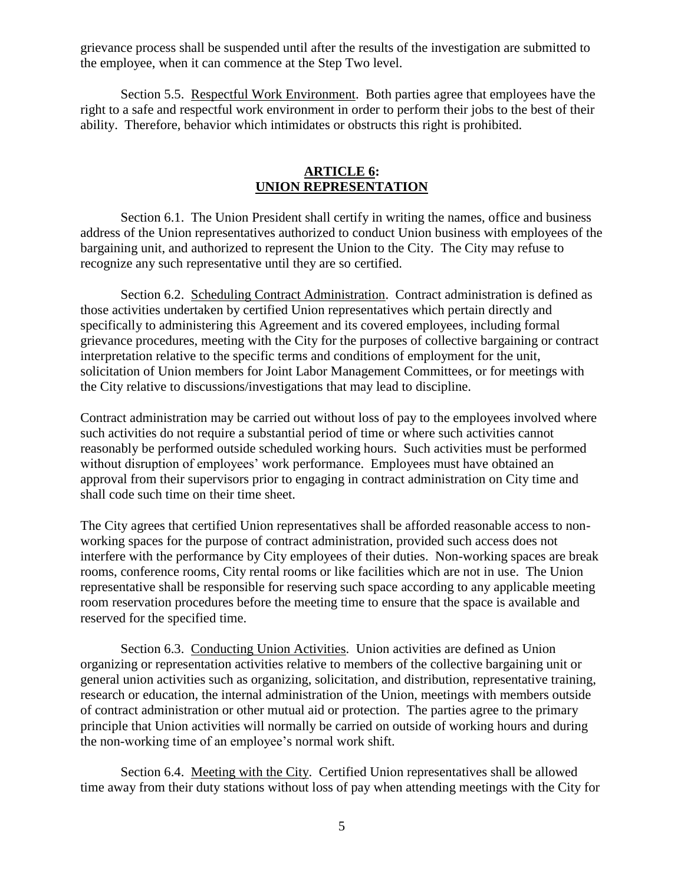grievance process shall be suspended until after the results of the investigation are submitted to the employee, when it can commence at the Step Two level.

Section 5.5. Respectful Work Environment. Both parties agree that employees have the right to a safe and respectful work environment in order to perform their jobs to the best of their ability. Therefore, behavior which intimidates or obstructs this right is prohibited.

## ARTICLE 6: UNION REPRESENTATION

Section 6.1. The Union President shall certify in writing the names, office and business address of the Union representatives authorized to conduct Union business with employees of the bargaining unit, and authorized to represent the Union to the City. The City may refuse to recognize any such representative until they are so certified.

Section 6.2. Scheduling Contract Administration. Contract administration is defined as those activities undertaken by certified Union representatives which pertain directly and specifically to administering this Agreement and its covered employees, including formal grievance procedures, meeting with the City for the purposes of collective bargaining or contract interpretation relative to the specific terms and conditions of employment for the unit, solicitation of Union members for Joint Labor Management Committees, or for meetings with the City relative to discussions/investigations that may lead to discipline.

Contract administration may be carried out without loss of pay to the employees involved where such activities do not require a substantial period of time or where such activities cannot reasonably be performed outside scheduled working hours. Such activities must be performed without disruption of employees' work performance. Employees must have obtained an approval from their supervisors prior to engaging in contract administration on City time and shall code such time on their time sheet.

The City agrees that certified Union representatives shall be afforded reasonable access to non-working spaces for the purpose of contract administration, provided such access does not interfere with the performance by City employees of their duties. Non-working spaces are break rooms, conference rooms, City rental rooms or like facilities which are not in use. The Union representative shall be responsible for reserving such space according to any applicable meeting room reservation procedures before the meeting time to ensure that the space is available and reserved for the specified time.

Section 6.3. Conducting Union Activities. Union activities are defined as Union organizing or representation activities relative to members of the collective bargaining unit or general union activities such as organizing, solicitation, and distribution, representative training, research or education, the internal administration of the Union, meetings with members outside of contract administration or other mutual aid or protection. The parties agree to the primary principle that Union activities will normally be carried on outside of working hours and during the non-working time of an employee's normal work shift.

Section 6.4. Meeting with the City. Certified Union representatives shall be allowed time away from their duty stations without loss of pay when attending meetings with the City for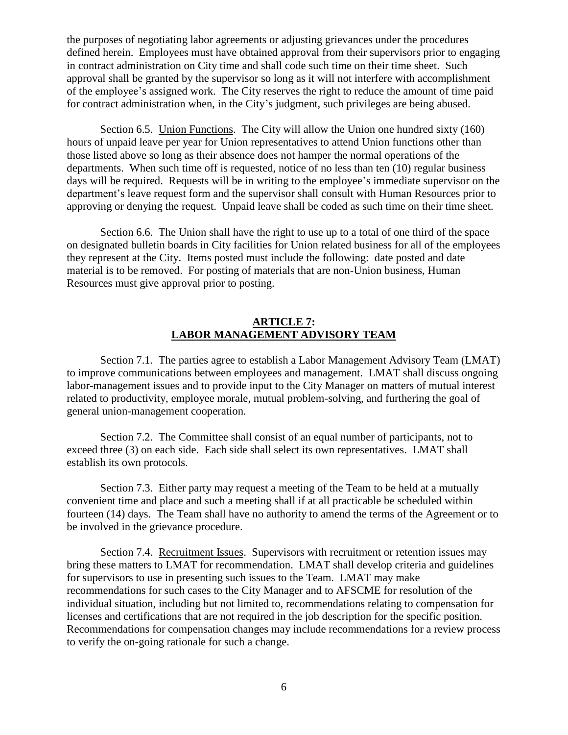the purposes of negotiating labor agreements or adjusting grievances under the procedures defined herein. Employees must have obtained approval from their supervisors prior to engaging in contract administration on City time and shall code such time on their time sheet. Such approval shall be granted by the supervisor so long as it will not interfere with accomplishment of the employee's assigned work. The City reserves the right to reduce the amount of time paid for contract administration when, in the City's judgment, such privileges are being abused.

Section 6.5. Union Functions. The City will allow the Union one hundred sixty (160) hours of unpaid leave per year for Union representatives to attend Union functions other than those listed above so long as their absence does not hamper the normal operations of the departments. When such time off is requested, notice of no less than ten (10) regular business days will be required. Requests will be in writing to the employee's immediate supervisor on the department's leave request form and the supervisor shall consult with Human Resources prior to approving or denying the request. Unpaid leave shall be coded as such time on their time sheet.

Section 6.6. The Union shall have the right to use up to a total of one third of the space on designated bulletin boards in City facilities for Union related business for all of the employees they represent at the City. Items posted must include the following: date posted and date material is to be removed. For posting of materials that are non-Union business, Human Resources must give approval prior to posting.

## ARTICLE 7: LABOR MANAGEMENT ADVISORY TEAM

Section 7.1. The parties agree to establish a Labor Management Advisory Team (LMAT) to improve communications between employees and management. LMAT shall discuss ongoing labor-management issues and to provide input to the City Manager on matters of mutual interest related to productivity, employee morale, mutual problem-solving, and furthering the goal of general union-management cooperation.

Section 7.2. The Committee shall consist of an equal number of participants, not to exceed three (3) on each side. Each side shall select its own representatives. LMAT shall establish its own protocols.

Section 7.3. Either party may request a meeting of the Team to be held at a mutually convenient time and place and such a meeting shall if at all practicable be scheduled within fourteen (14) days. The Team shall have no authority to amend the terms of the Agreement or to be involved in the grievance procedure.

Section 7.4. Recruitment Issues. Supervisors with recruitment or retention issues may bring these matters to LMAT for recommendation. LMAT shall develop criteria and guidelines for supervisors to use in presenting such issues to the Team. LMAT may make recommendations for such cases to the City Manager and to AFSCME for resolution of the individual situation, including but not limited to, recommendations relating to compensation for licenses and certifications that are not required in the job description for the specific position. Recommendations for compensation changes may include recommendations for a review process to verify the on-going rationale for such a change.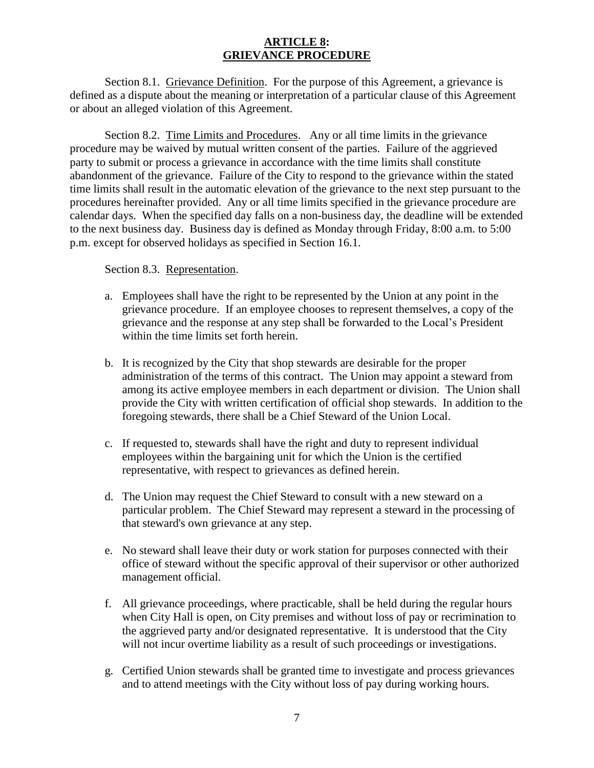## ARTICLE 8: GRIEVANCE PROCEDURE

Section 8.1. Grievance Definition. For the purpose of this Agreement, a grievance is defined as a dispute about the meaning or interpretation of a particular clause of this Agreement or about an alleged violation of this Agreement.

Section 8.2. Time Limits and Procedures. Any or all time limits in the grievance procedure may be waived by mutual written consent of the parties. Failure of the aggrieved party to submit or process a grievance in accordance with the time limits shall constitute abandonment of the grievance. Failure of the City to respond to the grievance within the stated time limits shall result in the automatic elevation of the grievance to the next step pursuant to the procedures hereinafter provided. Any or all time limits specified in the grievance procedure are calendar days. When the specified day falls on a non-business day, the deadline will be extended to the next business day. Business day is defined as Monday through Friday, 8:00 a.m. to 5:00 p.m. except for observed holidays as specified in Section 16.1.

Section 8.3. Representation.

a. Employees shall have the right to be represented by the Union at any point in the grievance procedure. If an employee chooses to represent themselves, a copy of the grievance and the response at any step shall be forwarded to the Local's President within the time limits set forth herein.

b. It is recognized by the City that shop stewards are desirable for the proper administration of the terms of this contract. The Union may appoint a steward from among its active employee members in each department or division. The Union shall provide the City with written certification of official shop stewards. In addition to the foregoing stewards, there shall be a Chief Steward of the Union Local.

c. If requested to, stewards shall have the right and duty to represent individual employees within the bargaining unit for which the Union is the certified representative, with respect to grievances as defined herein.

d. The Union may request the Chief Steward to consult with a new steward on a particular problem. The Chief Steward may represent a steward in the processing of that steward's own grievance at any step.

e. No steward shall leave their duty or work station for purposes connected with their office of steward without the specific approval of their supervisor or other authorized management official.

f. All grievance proceedings, where practicable, shall be held during the regular hours when City Hall is open, on City premises and without loss of pay or recrimination to the aggrieved party and/or designated representative. It is understood that the City will not incur overtime liability as a result of such proceedings or investigations.

g. Certified Union stewards shall be granted time to investigate and process grievances and to attend meetings with the City without loss of pay during working hours.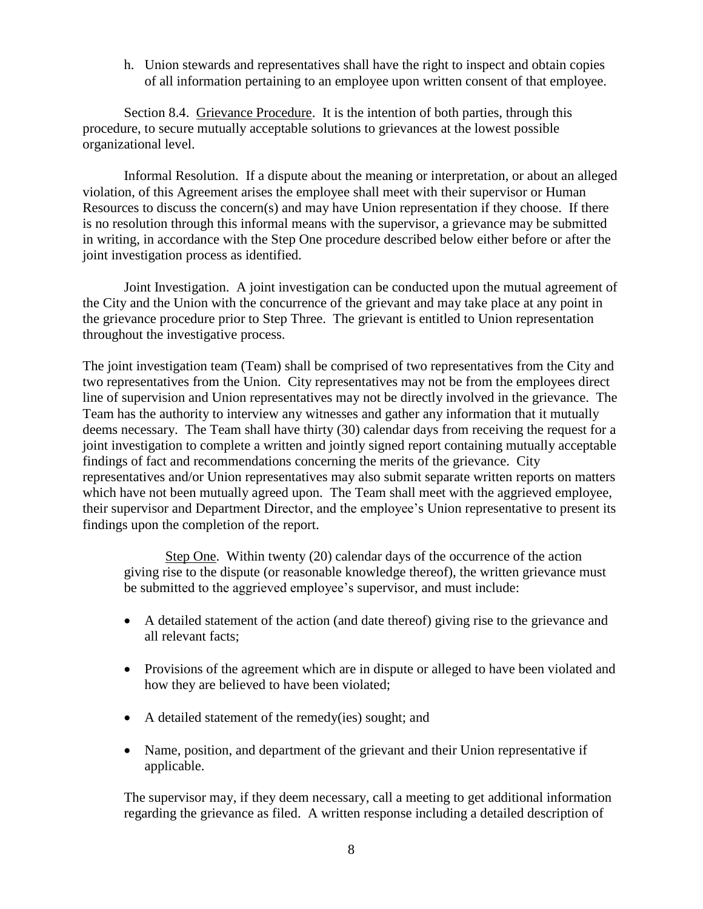h. Union stewards and representatives shall have the right to inspect and obtain copies of all information pertaining to an employee upon written consent of that employee.

Section 8.4. Grievance Procedure. It is the intention of both parties, through this procedure, to secure mutually acceptable solutions to grievances at the lowest possible organizational level.

Informal Resolution. If a dispute about the meaning or interpretation, or about an alleged violation, of this Agreement arises the employee shall meet with their supervisor or Human Resources to discuss the concern(s) and may have Union representation if they choose. If there is no resolution through this informal means with the supervisor, a grievance may be submitted in writing, in accordance with the Step One procedure described below either before or after the joint investigation process as identified.

Joint Investigation. A joint investigation can be conducted upon the mutual agreement of the City and the Union with the concurrence of the grievant and may take place at any point in the grievance procedure prior to Step Three. The grievant is entitled to Union representation throughout the investigative process.

The joint investigation team (Team) shall be comprised of two representatives from the City and two representatives from the Union. City representatives may not be from the employees direct line of supervision and Union representatives may not be directly involved in the grievance. The Team has the authority to interview any witnesses and gather any information that it mutually deems necessary. The Team shall have thirty (30) calendar days from receiving the request for a joint investigation to complete a written and jointly signed report containing mutually acceptable findings of fact and recommendations concerning the merits of the grievance. City representatives and/or Union representatives may also submit separate written reports on matters which have not been mutually agreed upon. The Team shall meet with the aggrieved employee, their supervisor and Department Director, and the employee's Union representative to present its findings upon the completion of the report.

Step One. Within twenty (20) calendar days of the occurrence of the action giving rise to the dispute (or reasonable knowledge thereof), the written grievance must be submitted to the aggrieved employee's supervisor, and must include:

- A detailed statement of the action (and date thereof) giving rise to the grievance and all relevant facts;
- Provisions of the agreement which are in dispute or alleged to have been violated and how they are believed to have been violated;
- A detailed statement of the remedy(ies) sought; and
- Name, position, and department of the grievant and their Union representative if applicable.

The supervisor may, if they deem necessary, call a meeting to get additional information regarding the grievance as filed. A written response including a detailed description of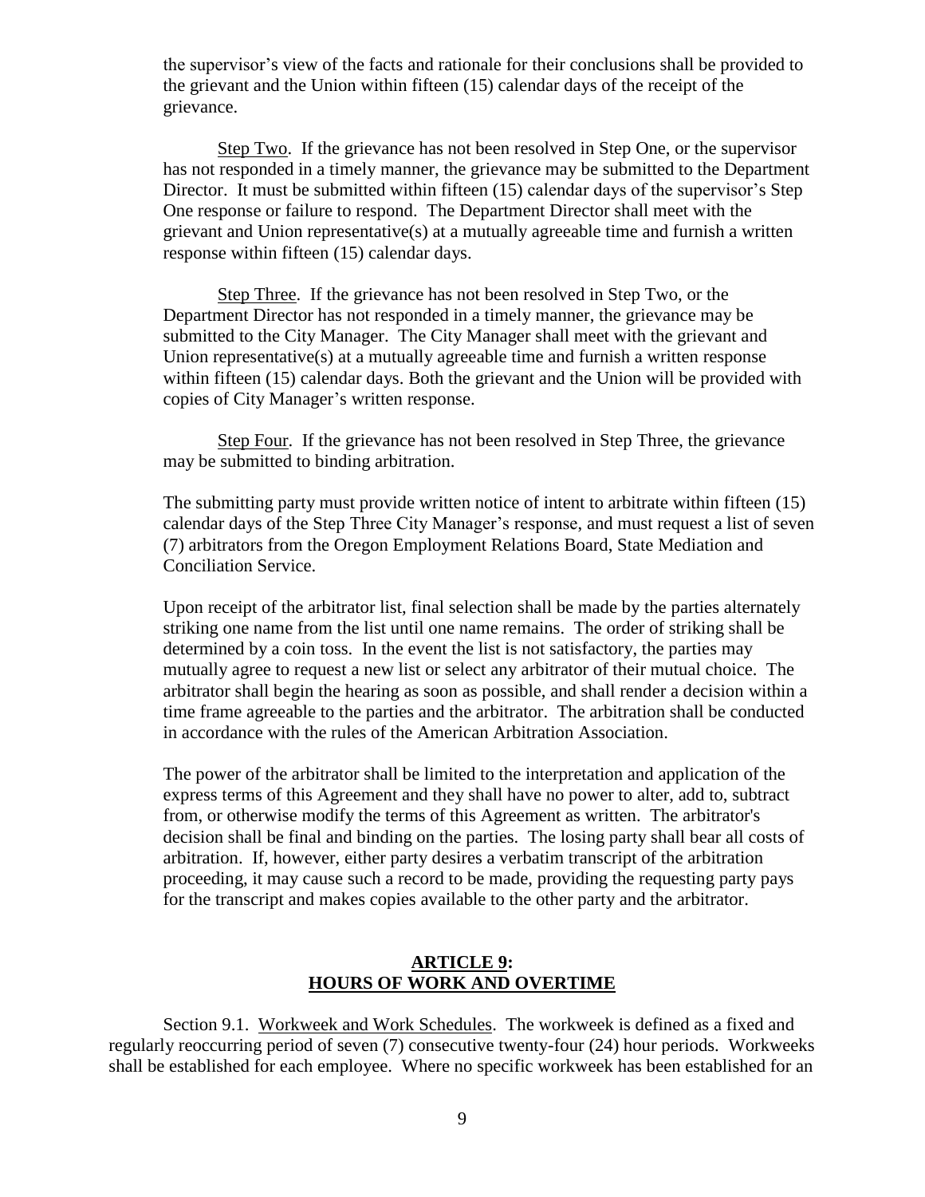the supervisor's view of the facts and rationale for their conclusions shall be provided to the grievant and the Union within fifteen (15) calendar days of the receipt of the grievance.

Step Two. If the grievance has not been resolved in Step One, or the supervisor has not responded in a timely manner, the grievance may be submitted to the Department Director. It must be submitted within fifteen (15) calendar days of the supervisor's Step One response or failure to respond. The Department Director shall meet with the grievant and Union representative(s) at a mutually agreeable time and furnish a written response within fifteen (15) calendar days.

Step Three. If the grievance has not been resolved in Step Two, or the Department Director has not responded in a timely manner, the grievance may be submitted to the City Manager. The City Manager shall meet with the grievant and Union representative(s) at a mutually agreeable time and furnish a written response within fifteen (15) calendar days. Both the grievant and the Union will be provided with copies of City Manager's written response.

Step Four. If the grievance has not been resolved in Step Three, the grievance may be submitted to binding arbitration.

The submitting party must provide written notice of intent to arbitrate within fifteen (15) calendar days of the Step Three City Manager's response, and must request a list of seven (7) arbitrators from the Oregon Employment Relations Board, State Mediation and Conciliation Service.

Upon receipt of the arbitrator list, final selection shall be made by the parties alternately striking one name from the list until one name remains. The order of striking shall be determined by a coin toss. In the event the list is not satisfactory, the parties may mutually agree to request a new list or select any arbitrator of their mutual choice. The arbitrator shall begin the hearing as soon as possible, and shall render a decision within a time frame agreeable to the parties and the arbitrator. The arbitration shall be conducted in accordance with the rules of the American Arbitration Association.

The power of the arbitrator shall be limited to the interpretation and application of the express terms of this Agreement and they shall have no power to alter, add to, subtract from, or otherwise modify the terms of this Agreement as written. The arbitrator's decision shall be final and binding on the parties. The losing party shall bear all costs of arbitration. If, however, either party desires a verbatim transcript of the arbitration proceeding, it may cause such a record to be made, providing the requesting party pays for the transcript and makes copies available to the other party and the arbitrator.

## ARTICLE 9: HOURS OF WORK AND OVERTIME

Section 9.1. Workweek and Work Schedules. The workweek is defined as a fixed and regularly reoccurring period of seven (7) consecutive twenty-four (24) hour periods. Workweeks shall be established for each employee. Where no specific workweek has been established for an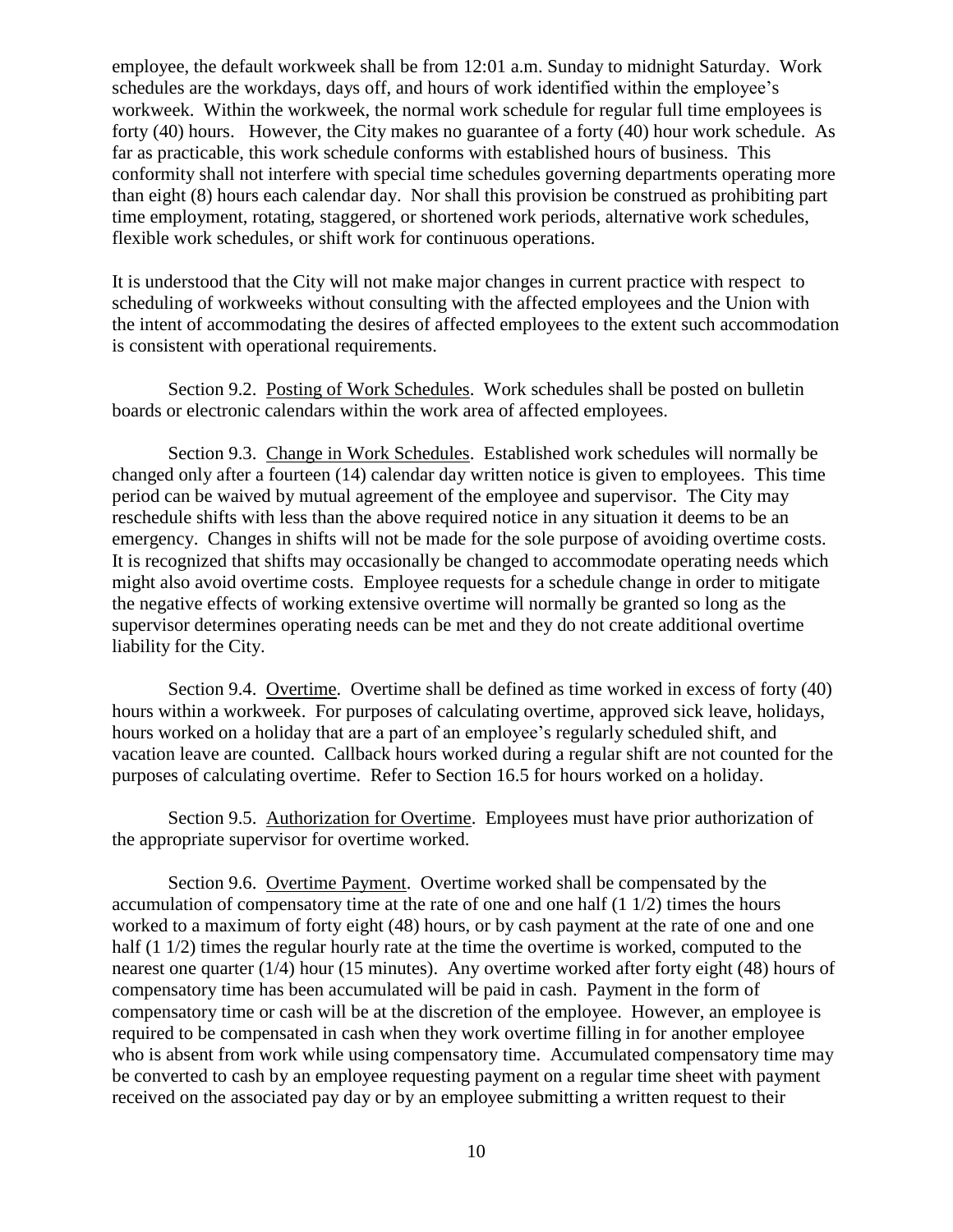employee, the default workweek shall be from 12:01 a.m. Sunday to midnight Saturday. Work schedules are the workdays, days off, and hours of work identified within the employee's workweek. Within the workweek, the normal work schedule for regular full time employees is forty (40) hours. However, the City makes no guarantee of a forty (40) hour work schedule. As far as practicable, this work schedule conforms with established hours of business. This conformity shall not interfere with special time schedules governing departments operating more than eight (8) hours each calendar day. Nor shall this provision be construed as prohibiting part time employment, rotating, staggered, or shortened work periods, alternative work schedules, flexible work schedules, or shift work for continuous operations.

It is understood that the City will not make major changes in current practice with respect to scheduling of workweeks without consulting with the affected employees and the Union with the intent of accommodating the desires of affected employees to the extent such accommodation is consistent with operational requirements.

Section 9.2. Posting of Work Schedules. Work schedules shall be posted on bulletin boards or electronic calendars within the work area of affected employees.

Section 9.3. Change in Work Schedules. Established work schedules will normally be changed only after a fourteen (14) calendar day written notice is given to employees. This time period can be waived by mutual agreement of the employee and supervisor. The City may reschedule shifts with less than the above required notice in any situation it deems to be an emergency. Changes in shifts will not be made for the sole purpose of avoiding overtime costs. It is recognized that shifts may occasionally be changed to accommodate operating needs which might also avoid overtime costs. Employee requests for a schedule change in order to mitigate the negative effects of working extensive overtime will normally be granted so long as the supervisor determines operating needs can be met and they do not create additional overtime liability for the City.

Section 9.4. Overtime. Overtime shall be defined as time worked in excess of forty (40) hours within a workweek. For purposes of calculating overtime, approved sick leave, holidays, hours worked on a holiday that are a part of an employee's regularly scheduled shift, and vacation leave are counted. Callback hours worked during a regular shift are not counted for the purposes of calculating overtime. Refer to Section 16.5 for hours worked on a holiday.

Section 9.5. Authorization for Overtime. Employees must have prior authorization of the appropriate supervisor for overtime worked.

Section 9.6. Overtime Payment. Overtime worked shall be compensated by the accumulation of compensatory time at the rate of one and one half (1 1/2) times the hours worked to a maximum of forty eight (48) hours, or by cash payment at the rate of one and one half (1 1/2) times the regular hourly rate at the time the overtime is worked, computed to the nearest one quarter (1/4) hour (15 minutes). Any overtime worked after forty eight (48) hours of compensatory time has been accumulated will be paid in cash. Payment in the form of compensatory time or cash will be at the discretion of the employee. However, an employee is required to be compensated in cash when they work overtime filling in for another employee who is absent from work while using compensatory time. Accumulated compensatory time may be converted to cash by an employee requesting payment on a regular time sheet with payment received on the associated pay day or by an employee submitting a written request to their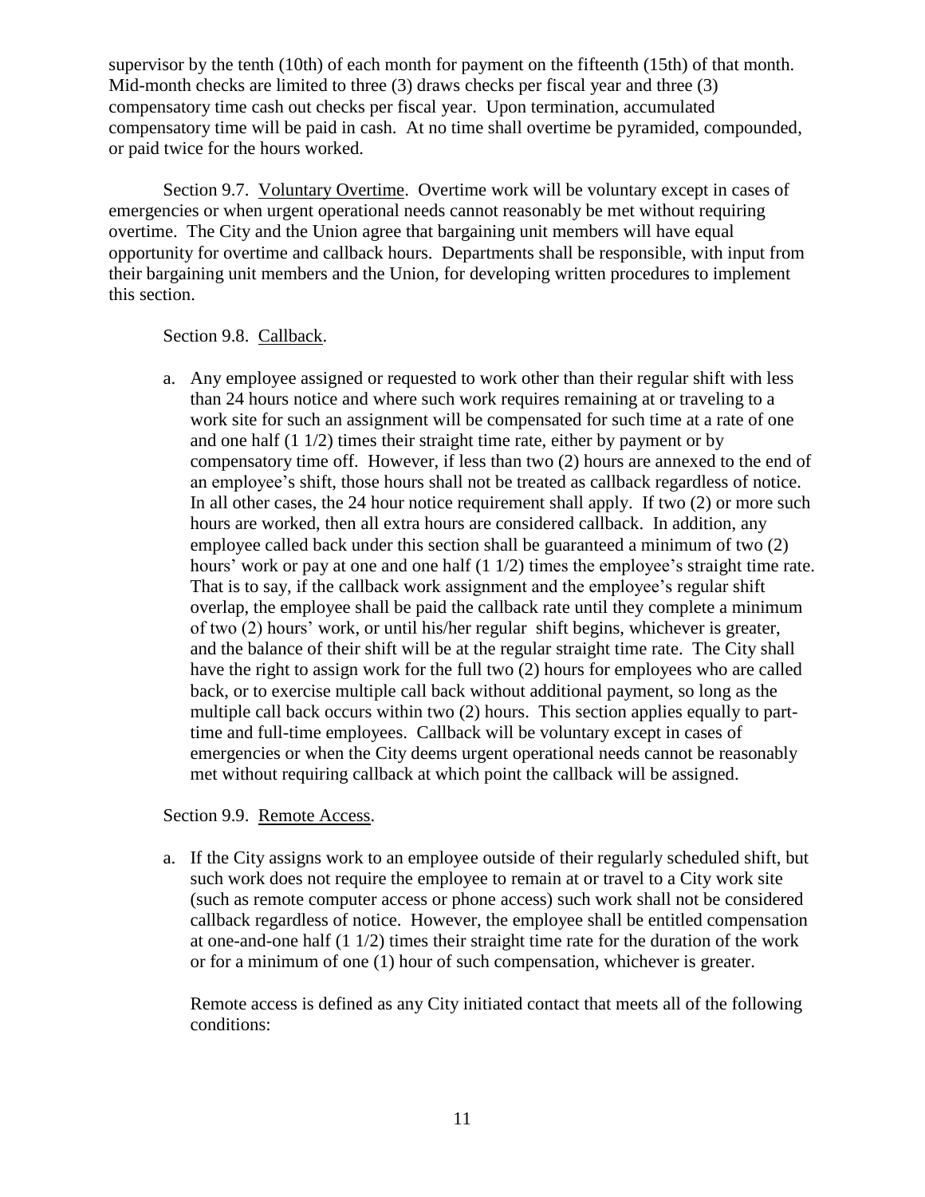supervisor by the tenth (10th) of each month for payment on the fifteenth (15th) of that month. Mid-month checks are limited to three (3) draws checks per fiscal year and three (3) compensatory time cash out checks per fiscal year. Upon termination, accumulated compensatory time will be paid in cash. At no time shall overtime be pyramided, compounded, or paid twice for the hours worked.

Section 9.7. Voluntary Overtime. Overtime work will be voluntary except in cases of emergencies or when urgent operational needs cannot reasonably be met without requiring overtime. The City and the Union agree that bargaining unit members will have equal opportunity for overtime and callback hours. Departments shall be responsible, with input from their bargaining unit members and the Union, for developing written procedures to implement this section.

Section 9.8. Callback.

a. Any employee assigned or requested to work other than their regular shift with less than 24 hours notice and where such work requires remaining at or traveling to a work site for such an assignment will be compensated for such time at a rate of one and one half (1 1/2) times their straight time rate, either by payment or by compensatory time off. However, if less than two (2) hours are annexed to the end of an employee's shift, those hours shall not be treated as callback regardless of notice. In all other cases, the 24 hour notice requirement shall apply. If two (2) or more such hours are worked, then all extra hours are considered callback. In addition, any employee called back under this section shall be guaranteed a minimum of two (2) hours' work or pay at one and one half (1 1/2) times the employee's straight time rate. That is to say, if the callback work assignment and the employee's regular shift overlap, the employee shall be paid the callback rate until they complete a minimum of two (2) hours' work, or until his/her regular shift begins, whichever is greater, and the balance of their shift will be at the regular straight time rate. The City shall have the right to assign work for the full two (2) hours for employees who are called back, or to exercise multiple call back without additional payment, so long as the multiple call back occurs within two (2) hours. This section applies equally to part-time and full-time employees. Callback will be voluntary except in cases of emergencies or when the City deems urgent operational needs cannot be reasonably met without requiring callback at which point the callback will be assigned.

Section 9.9. Remote Access.

a. If the City assigns work to an employee outside of their regularly scheduled shift, but such work does not require the employee to remain at or travel to a City work site (such as remote computer access or phone access) such work shall not be considered callback regardless of notice. However, the employee shall be entitled compensation at one-and-one half (1 1/2) times their straight time rate for the duration of the work or for a minimum of one (1) hour of such compensation, whichever is greater.

   Remote access is defined as any City initiated contact that meets all of the following conditions: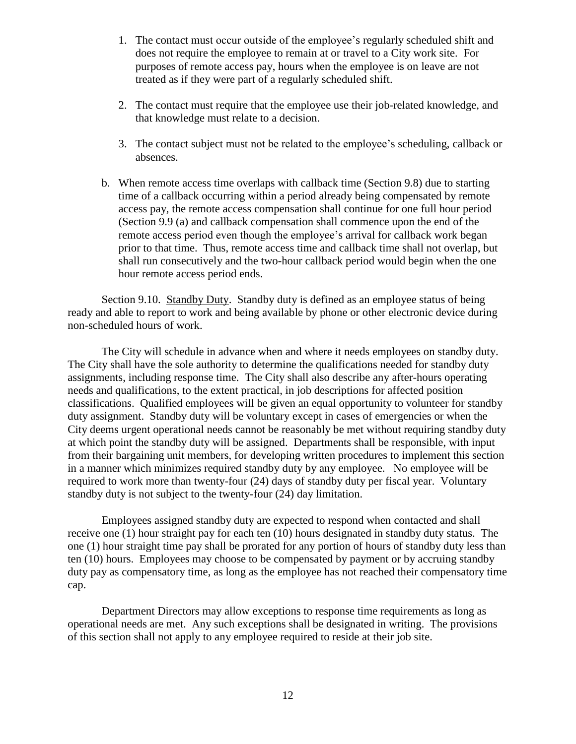1. The contact must occur outside of the employee's regularly scheduled shift and does not require the employee to remain at or travel to a City work site. For purposes of remote access pay, hours when the employee is on leave are not treated as if they were part of a regularly scheduled shift.

2. The contact must require that the employee use their job-related knowledge, and that knowledge must relate to a decision.

3. The contact subject must not be related to the employee's scheduling, callback or absences.

b. When remote access time overlaps with callback time (Section 9.8) due to starting time of a callback occurring within a period already being compensated by remote access pay, the remote access compensation shall continue for one full hour period (Section 9.9 (a) and callback compensation shall commence upon the end of the remote access period even though the employee's arrival for callback work began prior to that time. Thus, remote access time and callback time shall not overlap, but shall run consecutively and the two-hour callback period would begin when the one hour remote access period ends.

Section 9.10. Standby Duty. Standby duty is defined as an employee status of being ready and able to report to work and being available by phone or other electronic device during non-scheduled hours of work.

The City will schedule in advance when and where it needs employees on standby duty. The City shall have the sole authority to determine the qualifications needed for standby duty assignments, including response time. The City shall also describe any after-hours operating needs and qualifications, to the extent practical, in job descriptions for affected position classifications. Qualified employees will be given an equal opportunity to volunteer for standby duty assignment. Standby duty will be voluntary except in cases of emergencies or when the City deems urgent operational needs cannot be reasonably be met without requiring standby duty at which point the standby duty will be assigned. Departments shall be responsible, with input from their bargaining unit members, for developing written procedures to implement this section in a manner which minimizes required standby duty by any employee. No employee will be required to work more than twenty-four (24) days of standby duty per fiscal year. Voluntary standby duty is not subject to the twenty-four (24) day limitation.

Employees assigned standby duty are expected to respond when contacted and shall receive one (1) hour straight pay for each ten (10) hours designated in standby duty status. The one (1) hour straight time pay shall be prorated for any portion of hours of standby duty less than ten (10) hours. Employees may choose to be compensated by payment or by accruing standby duty pay as compensatory time, as long as the employee has not reached their compensatory time cap.

Department Directors may allow exceptions to response time requirements as long as operational needs are met. Any such exceptions shall be designated in writing. The provisions of this section shall not apply to any employee required to reside at their job site.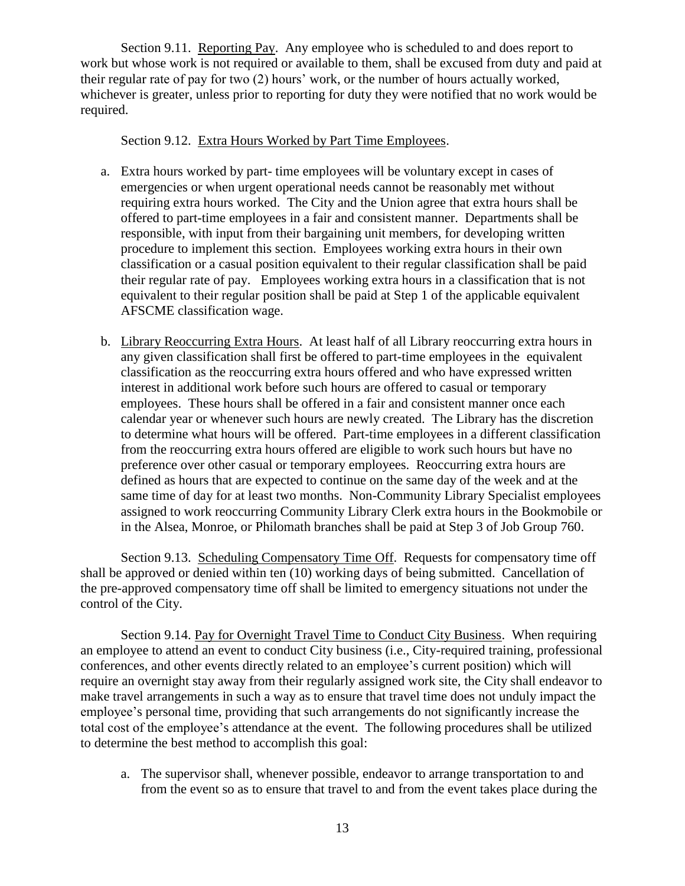Section 9.11. Reporting Pay. Any employee who is scheduled to and does report to work but whose work is not required or available to them, shall be excused from duty and paid at their regular rate of pay for two (2) hours' work, or the number of hours actually worked, whichever is greater, unless prior to reporting for duty they were notified that no work would be required.

Section 9.12. Extra Hours Worked by Part Time Employees.

a. Extra hours worked by part- time employees will be voluntary except in cases of emergencies or when urgent operational needs cannot be reasonably met without requiring extra hours worked. The City and the Union agree that extra hours shall be offered to part-time employees in a fair and consistent manner. Departments shall be responsible, with input from their bargaining unit members, for developing written procedure to implement this section. Employees working extra hours in their own classification or a casual position equivalent to their regular classification shall be paid their regular rate of pay. Employees working extra hours in a classification that is not equivalent to their regular position shall be paid at Step 1 of the applicable equivalent AFSCME classification wage.

b. Library Reoccurring Extra Hours. At least half of all Library reoccurring extra hours in any given classification shall first be offered to part-time employees in the equivalent classification as the reoccurring extra hours offered and who have expressed written interest in additional work before such hours are offered to casual or temporary employees. These hours shall be offered in a fair and consistent manner once each calendar year or whenever such hours are newly created. The Library has the discretion to determine what hours will be offered. Part-time employees in a different classification from the reoccurring extra hours offered are eligible to work such hours but have no preference over other casual or temporary employees. Reoccurring extra hours are defined as hours that are expected to continue on the same day of the week and at the same time of day for at least two months. Non-Community Library Specialist employees assigned to work reoccurring Community Library Clerk extra hours in the Bookmobile or in the Alsea, Monroe, or Philomath branches shall be paid at Step 3 of Job Group 760.

Section 9.13. Scheduling Compensatory Time Off. Requests for compensatory time off shall be approved or denied within ten (10) working days of being submitted. Cancellation of the pre-approved compensatory time off shall be limited to emergency situations not under the control of the City.

Section 9.14. Pay for Overnight Travel Time to Conduct City Business. When requiring an employee to attend an event to conduct City business (i.e., City-required training, professional conferences, and other events directly related to an employee's current position) which will require an overnight stay away from their regularly assigned work site, the City shall endeavor to make travel arrangements in such a way as to ensure that travel time does not unduly impact the employee's personal time, providing that such arrangements do not significantly increase the total cost of the employee's attendance at the event. The following procedures shall be utilized to determine the best method to accomplish this goal:

a. The supervisor shall, whenever possible, endeavor to arrange transportation to and from the event so as to ensure that travel to and from the event takes place during the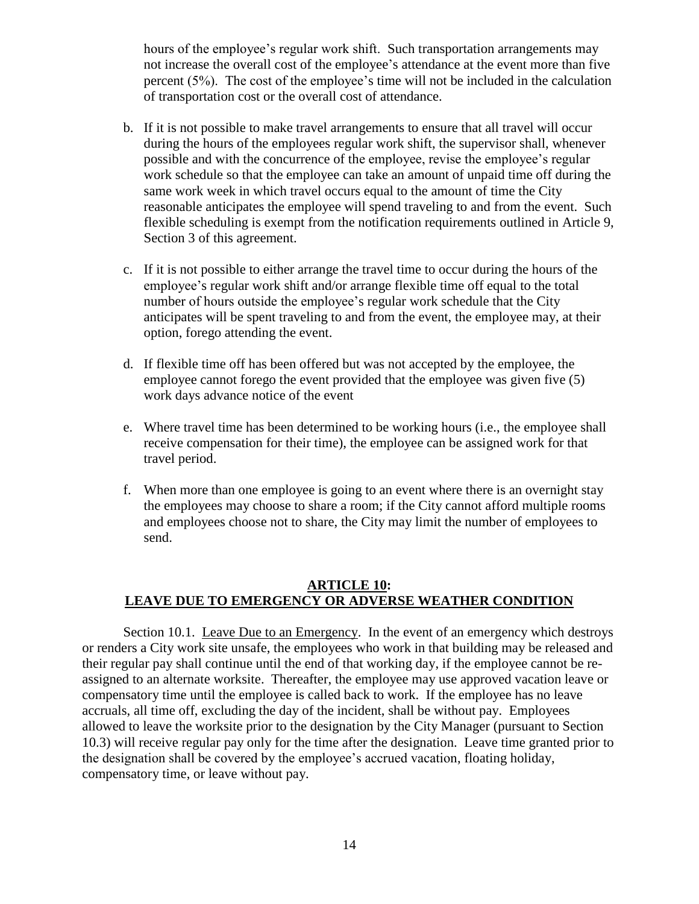hours of the employee's regular work shift. Such transportation arrangements may not increase the overall cost of the employee's attendance at the event more than five percent (5%). The cost of the employee's time will not be included in the calculation of transportation cost or the overall cost of attendance.

b. If it is not possible to make travel arrangements to ensure that all travel will occur during the hours of the employees regular work shift, the supervisor shall, whenever possible and with the concurrence of the employee, revise the employee's regular work schedule so that the employee can take an amount of unpaid time off during the same work week in which travel occurs equal to the amount of time the City reasonable anticipates the employee will spend traveling to and from the event. Such flexible scheduling is exempt from the notification requirements outlined in Article 9, Section 3 of this agreement.

c. If it is not possible to either arrange the travel time to occur during the hours of the employee's regular work shift and/or arrange flexible time off equal to the total number of hours outside the employee's regular work schedule that the City anticipates will be spent traveling to and from the event, the employee may, at their option, forego attending the event.

d. If flexible time off has been offered but was not accepted by the employee, the employee cannot forego the event provided that the employee was given five (5) work days advance notice of the event

e. Where travel time has been determined to be working hours (i.e., the employee shall receive compensation for their time), the employee can be assigned work for that travel period.

f. When more than one employee is going to an event where there is an overnight stay the employees may choose to share a room; if the City cannot afford multiple rooms and employees choose not to share, the City may limit the number of employees to send.

## ARTICLE 10: LEAVE DUE TO EMERGENCY OR ADVERSE WEATHER CONDITION

Section 10.1. Leave Due to an Emergency. In the event of an emergency which destroys or renders a City work site unsafe, the employees who work in that building may be released and their regular pay shall continue until the end of that working day, if the employee cannot be re-assigned to an alternate worksite. Thereafter, the employee may use approved vacation leave or compensatory time until the employee is called back to work. If the employee has no leave accruals, all time off, excluding the day of the incident, shall be without pay. Employees allowed to leave the worksite prior to the designation by the City Manager (pursuant to Section 10.3) will receive regular pay only for the time after the designation. Leave time granted prior to the designation shall be covered by the employee's accrued vacation, floating holiday, compensatory time, or leave without pay.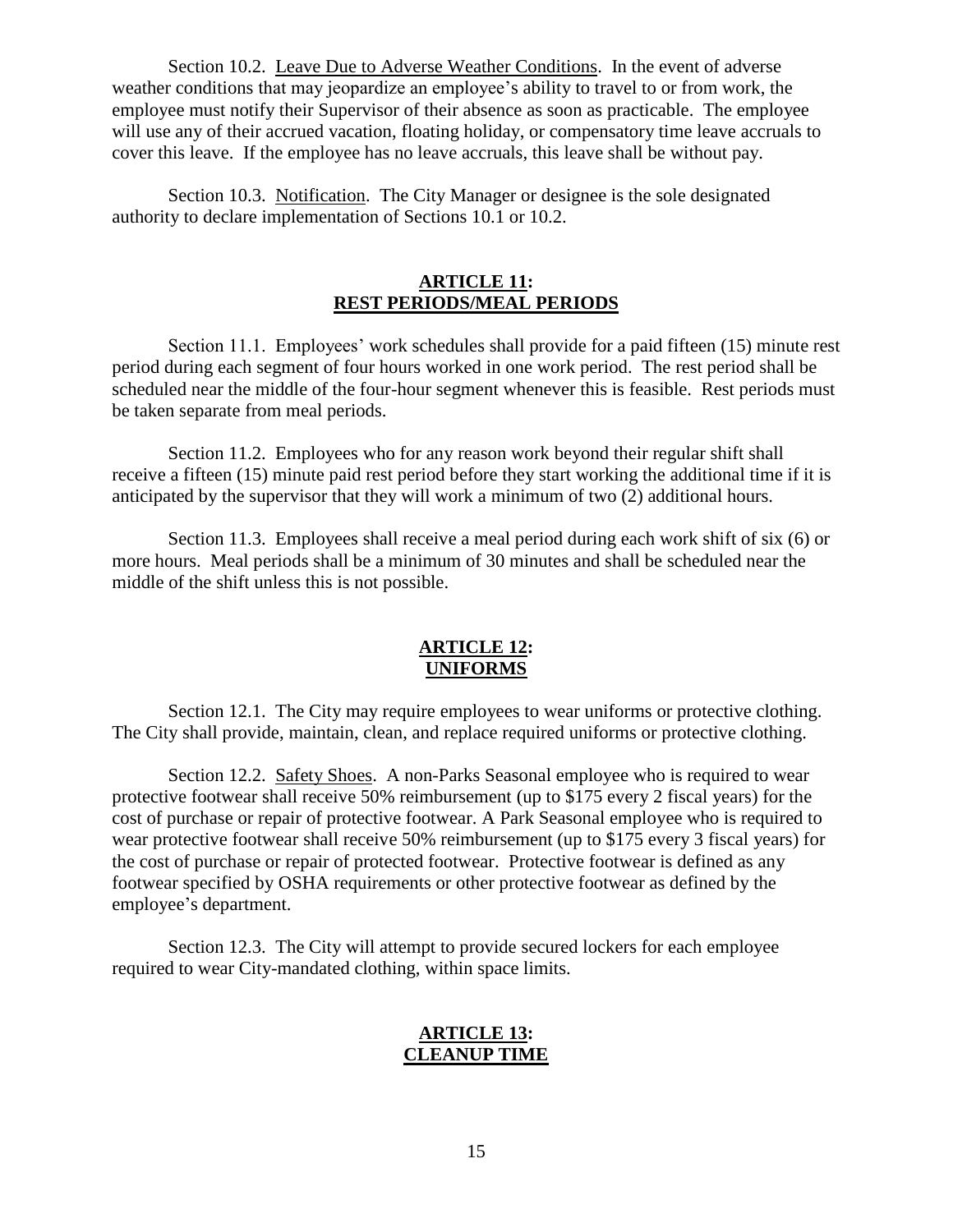Section 10.2. Leave Due to Adverse Weather Conditions. In the event of adverse weather conditions that may jeopardize an employee's ability to travel to or from work, the employee must notify their Supervisor of their absence as soon as practicable. The employee will use any of their accrued vacation, floating holiday, or compensatory time leave accruals to cover this leave. If the employee has no leave accruals, this leave shall be without pay.

Section 10.3. Notification. The City Manager or designee is the sole designated authority to declare implementation of Sections 10.1 or 10.2.

## ARTICLE 11: REST PERIODS/MEAL PERIODS

Section 11.1. Employees' work schedules shall provide for a paid fifteen (15) minute rest period during each segment of four hours worked in one work period. The rest period shall be scheduled near the middle of the four-hour segment whenever this is feasible. Rest periods must be taken separate from meal periods.

Section 11.2. Employees who for any reason work beyond their regular shift shall receive a fifteen (15) minute paid rest period before they start working the additional time if it is anticipated by the supervisor that they will work a minimum of two (2) additional hours.

Section 11.3. Employees shall receive a meal period during each work shift of six (6) or more hours. Meal periods shall be a minimum of 30 minutes and shall be scheduled near the middle of the shift unless this is not possible.

## ARTICLE 12: UNIFORMS

Section 12.1. The City may require employees to wear uniforms or protective clothing. The City shall provide, maintain, clean, and replace required uniforms or protective clothing.

Section 12.2. Safety Shoes. A non-Parks Seasonal employee who is required to wear protective footwear shall receive 50% reimbursement (up to $175 every 2 fiscal years) for the cost of purchase or repair of protective footwear. A Park Seasonal employee who is required to wear protective footwear shall receive 50% reimbursement (up to $175 every 3 fiscal years) for the cost of purchase or repair of protected footwear. Protective footwear is defined as any footwear specified by OSHA requirements or other protective footwear as defined by the employee's department.

Section 12.3. The City will attempt to provide secured lockers for each employee required to wear City-mandated clothing, within space limits.

## ARTICLE 13: CLEANUP TIME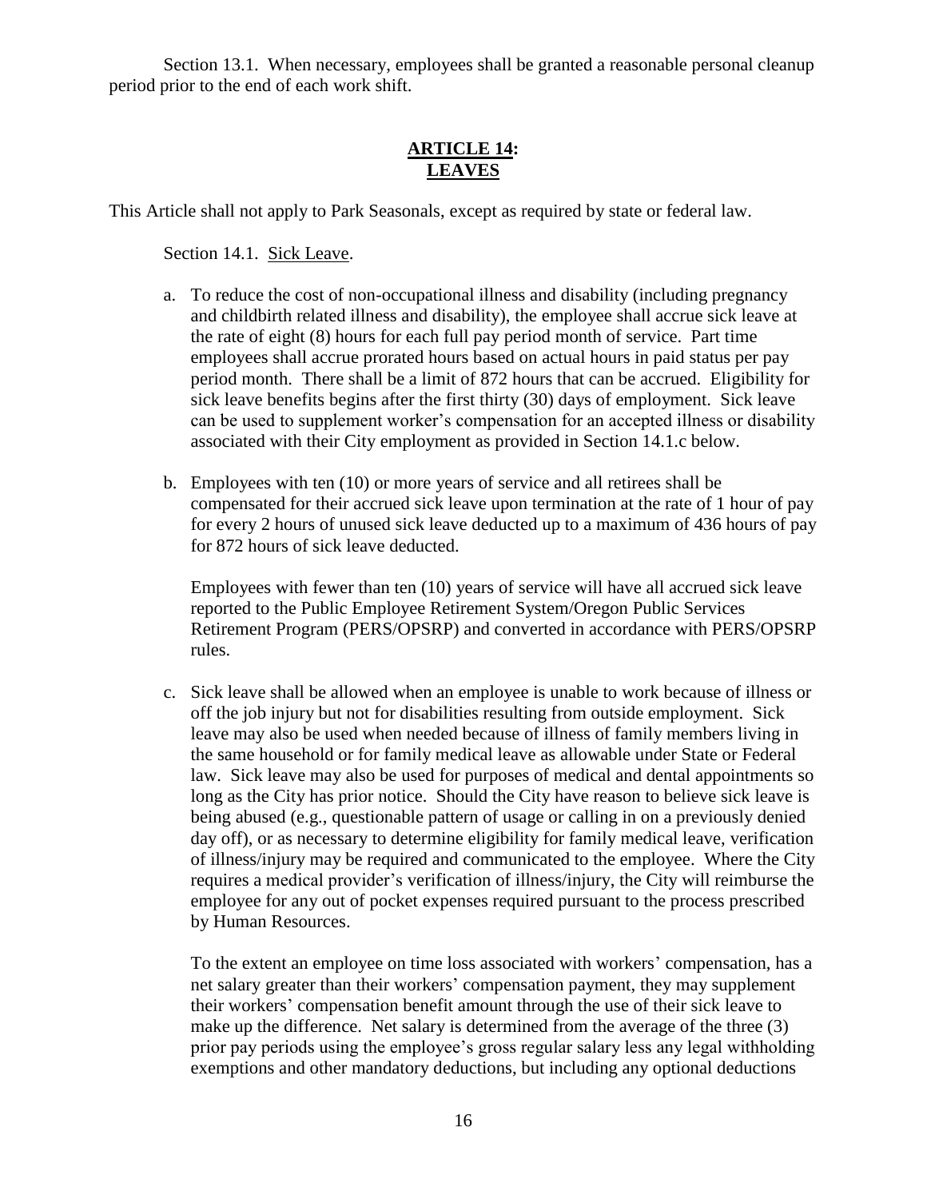Section 13.1. When necessary, employees shall be granted a reasonable personal cleanup period prior to the end of each work shift.

## ARTICLE 14: LEAVES

This Article shall not apply to Park Seasonals, except as required by state or federal law.

Section 14.1. Sick Leave.

a. To reduce the cost of non-occupational illness and disability (including pregnancy and childbirth related illness and disability), the employee shall accrue sick leave at the rate of eight (8) hours for each full pay period month of service. Part time employees shall accrue prorated hours based on actual hours in paid status per pay period month. There shall be a limit of 872 hours that can be accrued. Eligibility for sick leave benefits begins after the first thirty (30) days of employment. Sick leave can be used to supplement worker's compensation for an accepted illness or disability associated with their City employment as provided in Section 14.1.c below.

b. Employees with ten (10) or more years of service and all retirees shall be compensated for their accrued sick leave upon termination at the rate of 1 hour of pay for every 2 hours of unused sick leave deducted up to a maximum of 436 hours of pay for 872 hours of sick leave deducted.

   Employees with fewer than ten (10) years of service will have all accrued sick leave reported to the Public Employee Retirement System/Oregon Public Services Retirement Program (PERS/OPSRP) and converted in accordance with PERS/OPSRP rules.

c. Sick leave shall be allowed when an employee is unable to work because of illness or off the job injury but not for disabilities resulting from outside employment. Sick leave may also be used when needed because of illness of family members living in the same household or for family medical leave as allowable under State or Federal law. Sick leave may also be used for purposes of medical and dental appointments so long as the City has prior notice. Should the City have reason to believe sick leave is being abused (e.g., questionable pattern of usage or calling in on a previously denied day off), or as necessary to determine eligibility for family medical leave, verification of illness/injury may be required and communicated to the employee. Where the City requires a medical provider's verification of illness/injury, the City will reimburse the employee for any out of pocket expenses required pursuant to the process prescribed by Human Resources.

   To the extent an employee on time loss associated with workers' compensation, has a net salary greater than their workers' compensation payment, they may supplement their workers' compensation benefit amount through the use of their sick leave to make up the difference. Net salary is determined from the average of the three (3) prior pay periods using the employee's gross regular salary less any legal withholding exemptions and other mandatory deductions, but including any optional deductions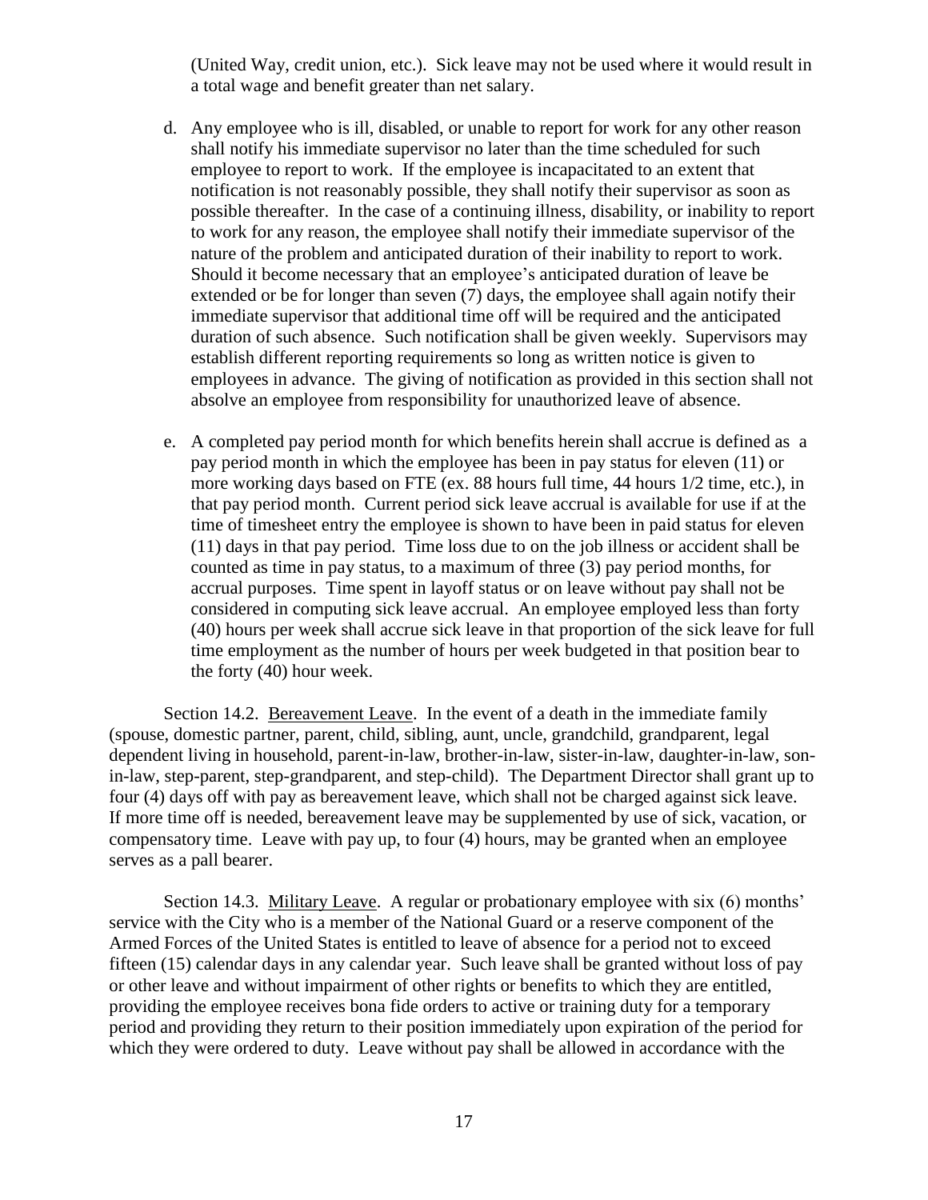(United Way, credit union, etc.). Sick leave may not be used where it would result in a total wage and benefit greater than net salary.

d. Any employee who is ill, disabled, or unable to report for work for any other reason shall notify his immediate supervisor no later than the time scheduled for such employee to report to work. If the employee is incapacitated to an extent that notification is not reasonably possible, they shall notify their supervisor as soon as possible thereafter. In the case of a continuing illness, disability, or inability to report to work for any reason, the employee shall notify their immediate supervisor of the nature of the problem and anticipated duration of their inability to report to work. Should it become necessary that an employee's anticipated duration of leave be extended or be for longer than seven (7) days, the employee shall again notify their immediate supervisor that additional time off will be required and the anticipated duration of such absence. Such notification shall be given weekly. Supervisors may establish different reporting requirements so long as written notice is given to employees in advance. The giving of notification as provided in this section shall not absolve an employee from responsibility for unauthorized leave of absence.

e. A completed pay period month for which benefits herein shall accrue is defined as a pay period month in which the employee has been in pay status for eleven (11) or more working days based on FTE (ex. 88 hours full time, 44 hours 1/2 time, etc.), in that pay period month. Current period sick leave accrual is available for use if at the time of timesheet entry the employee is shown to have been in paid status for eleven (11) days in that pay period. Time loss due to on the job illness or accident shall be counted as time in pay status, to a maximum of three (3) pay period months, for accrual purposes. Time spent in layoff status or on leave without pay shall not be considered in computing sick leave accrual. An employee employed less than forty (40) hours per week shall accrue sick leave in that proportion of the sick leave for full time employment as the number of hours per week budgeted in that position bear to the forty (40) hour week.

Section 14.2. Bereavement Leave. In the event of a death in the immediate family (spouse, domestic partner, parent, child, sibling, aunt, uncle, grandchild, grandparent, legal dependent living in household, parent-in-law, brother-in-law, sister-in-law, daughter-in-law, son-in-law, step-parent, step-grandparent, and step-child). The Department Director shall grant up to four (4) days off with pay as bereavement leave, which shall not be charged against sick leave. If more time off is needed, bereavement leave may be supplemented by use of sick, vacation, or compensatory time. Leave with pay up, to four (4) hours, may be granted when an employee serves as a pall bearer.

Section 14.3. Military Leave. A regular or probationary employee with six (6) months' service with the City who is a member of the National Guard or a reserve component of the Armed Forces of the United States is entitled to leave of absence for a period not to exceed fifteen (15) calendar days in any calendar year. Such leave shall be granted without loss of pay or other leave and without impairment of other rights or benefits to which they are entitled, providing the employee receives bona fide orders to active or training duty for a temporary period and providing they return to their position immediately upon expiration of the period for which they were ordered to duty. Leave without pay shall be allowed in accordance with the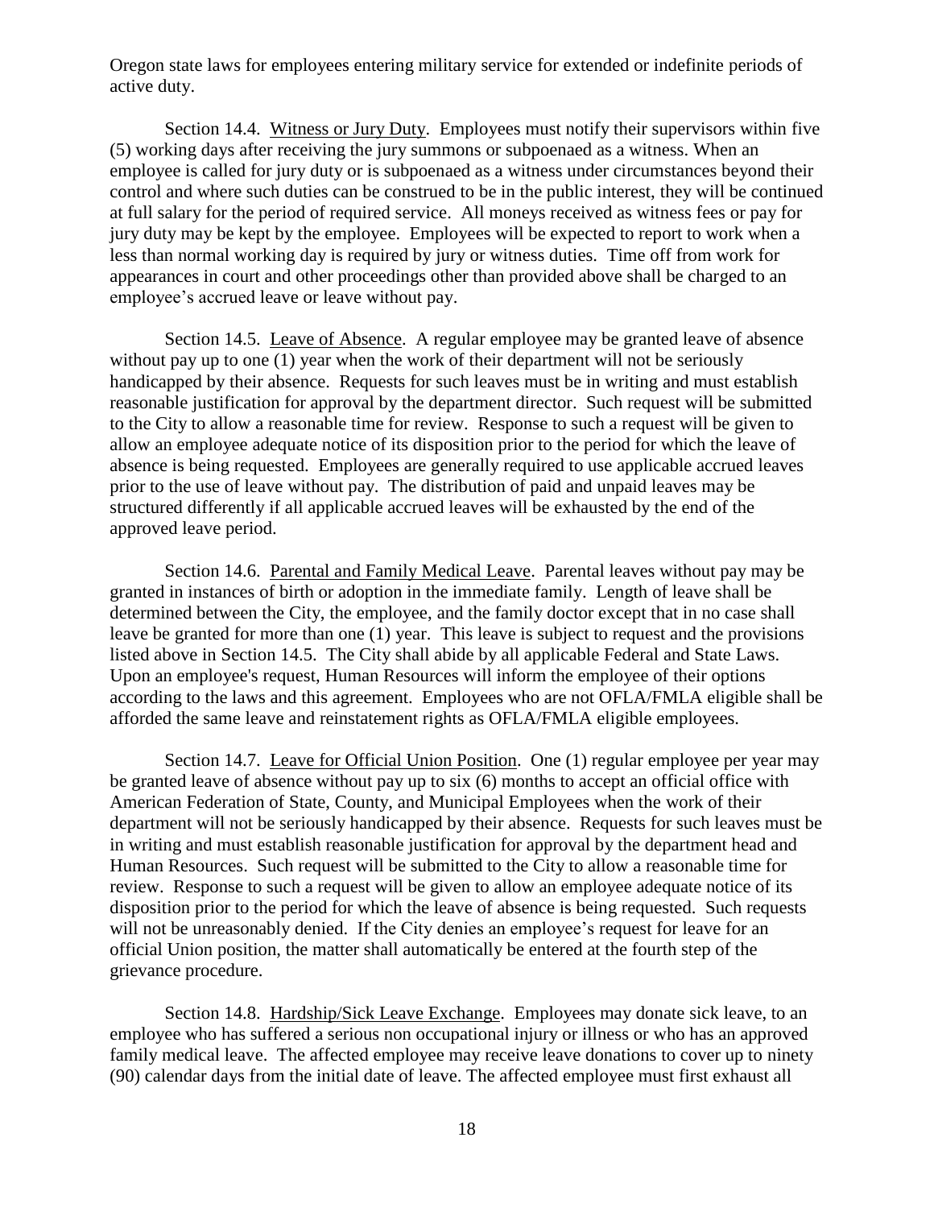Oregon state laws for employees entering military service for extended or indefinite periods of active duty.

Section 14.4. Witness or Jury Duty. Employees must notify their supervisors within five (5) working days after receiving the jury summons or subpoenaed as a witness. When an employee is called for jury duty or is subpoenaed as a witness under circumstances beyond their control and where such duties can be construed to be in the public interest, they will be continued at full salary for the period of required service. All moneys received as witness fees or pay for jury duty may be kept by the employee. Employees will be expected to report to work when a less than normal working day is required by jury or witness duties. Time off from work for appearances in court and other proceedings other than provided above shall be charged to an employee's accrued leave or leave without pay.

Section 14.5. Leave of Absence. A regular employee may be granted leave of absence without pay up to one (1) year when the work of their department will not be seriously handicapped by their absence. Requests for such leaves must be in writing and must establish reasonable justification for approval by the department director. Such request will be submitted to the City to allow a reasonable time for review. Response to such a request will be given to allow an employee adequate notice of its disposition prior to the period for which the leave of absence is being requested. Employees are generally required to use applicable accrued leaves prior to the use of leave without pay. The distribution of paid and unpaid leaves may be structured differently if all applicable accrued leaves will be exhausted by the end of the approved leave period.

Section 14.6. Parental and Family Medical Leave. Parental leaves without pay may be granted in instances of birth or adoption in the immediate family. Length of leave shall be determined between the City, the employee, and the family doctor except that in no case shall leave be granted for more than one (1) year. This leave is subject to request and the provisions listed above in Section 14.5. The City shall abide by all applicable Federal and State Laws. Upon an employee's request, Human Resources will inform the employee of their options according to the laws and this agreement. Employees who are not OFLA/FMLA eligible shall be afforded the same leave and reinstatement rights as OFLA/FMLA eligible employees.

Section 14.7. Leave for Official Union Position. One (1) regular employee per year may be granted leave of absence without pay up to six (6) months to accept an official office with American Federation of State, County, and Municipal Employees when the work of their department will not be seriously handicapped by their absence. Requests for such leaves must be in writing and must establish reasonable justification for approval by the department head and Human Resources. Such request will be submitted to the City to allow a reasonable time for review. Response to such a request will be given to allow an employee adequate notice of its disposition prior to the period for which the leave of absence is being requested. Such requests will not be unreasonably denied. If the City denies an employee's request for leave for an official Union position, the matter shall automatically be entered at the fourth step of the grievance procedure.

Section 14.8. Hardship/Sick Leave Exchange. Employees may donate sick leave, to an employee who has suffered a serious non occupational injury or illness or who has an approved family medical leave. The affected employee may receive leave donations to cover up to ninety (90) calendar days from the initial date of leave. The affected employee must first exhaust all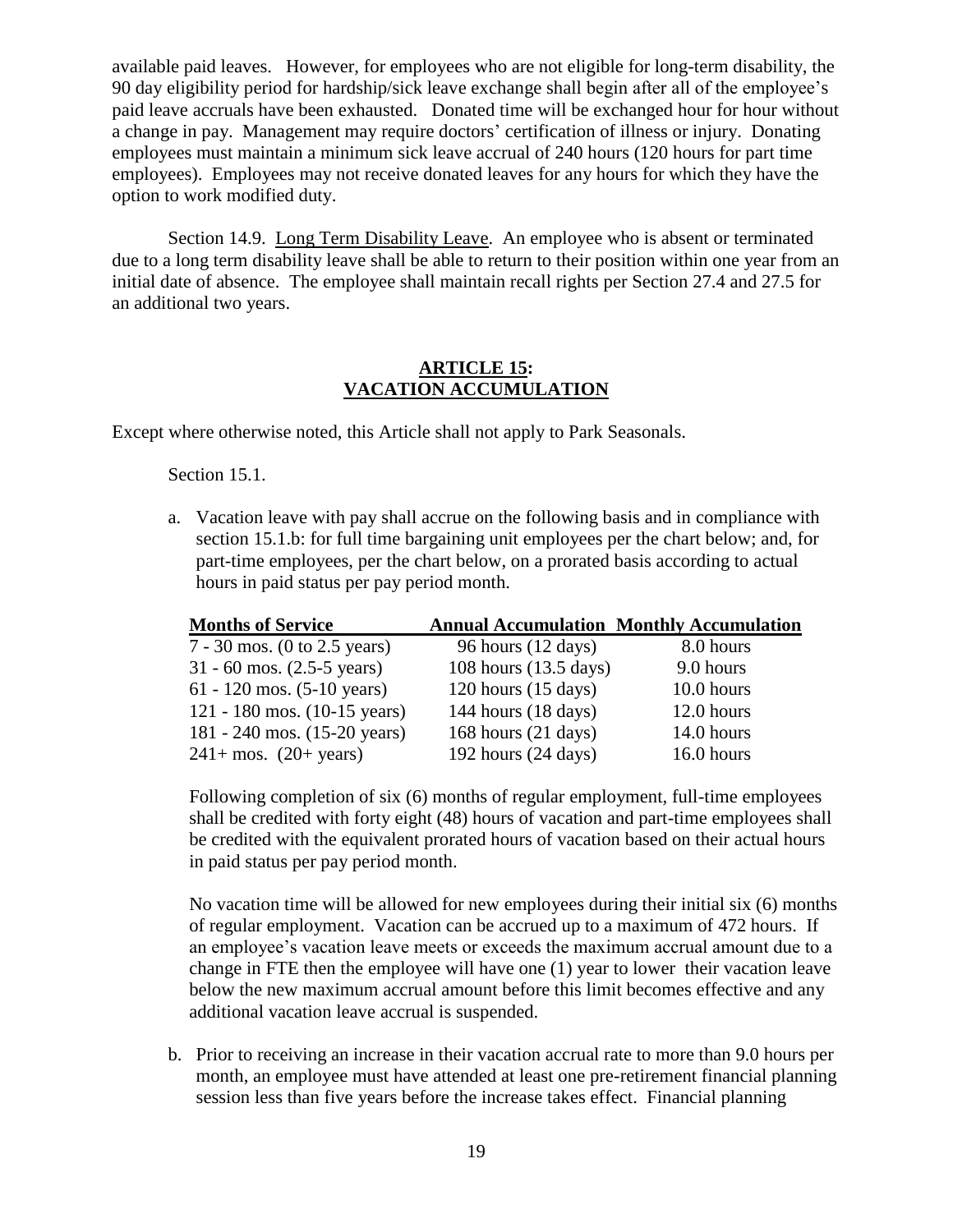available paid leaves. However, for employees who are not eligible for long-term disability, the 90 day eligibility period for hardship/sick leave exchange shall begin after all of the employee's paid leave accruals have been exhausted. Donated time will be exchanged hour for hour without a change in pay. Management may require doctors' certification of illness or injury. Donating employees must maintain a minimum sick leave accrual of 240 hours (120 hours for part time employees). Employees may not receive donated leaves for any hours for which they have the option to work modified duty.

Section 14.9. Long Term Disability Leave. An employee who is absent or terminated due to a long term disability leave shall be able to return to their position within one year from an initial date of absence. The employee shall maintain recall rights per Section 27.4 and 27.5 for an additional two years.

## ARTICLE 15: VACATION ACCUMULATION

Except where otherwise noted, this Article shall not apply to Park Seasonals.

Section 15.1.

a. Vacation leave with pay shall accrue on the following basis and in compliance with section 15.1.b: for full time bargaining unit employees per the chart below; and, for part-time employees, per the chart below, on a prorated basis according to actual hours in paid status per pay period month.

| Months of Service | Annual Accumulation | Monthly Accumulation |
|---|---|---|
| 7 - 30 mos. (0 to 2.5 years) | 96 hours (12 days) | 8.0 hours |
| 31 - 60 mos. (2.5-5 years) | 108 hours (13.5 days) | 9.0 hours |
| 61 - 120 mos. (5-10 years) | 120 hours (15 days) | 10.0 hours |
| 121 - 180 mos. (10-15 years) | 144 hours (18 days) | 12.0 hours |
| 181 - 240 mos. (15-20 years) | 168 hours (21 days) | 14.0 hours |
| 241+ mos. (20+ years) | 192 hours (24 days) | 16.0 hours |

Following completion of six (6) months of regular employment, full-time employees shall be credited with forty eight (48) hours of vacation and part-time employees shall be credited with the equivalent prorated hours of vacation based on their actual hours in paid status per pay period month.

No vacation time will be allowed for new employees during their initial six (6) months of regular employment. Vacation can be accrued up to a maximum of 472 hours. If an employee's vacation leave meets or exceeds the maximum accrual amount due to a change in FTE then the employee will have one (1) year to lower their vacation leave below the new maximum accrual amount before this limit becomes effective and any additional vacation leave accrual is suspended.

b. Prior to receiving an increase in their vacation accrual rate to more than 9.0 hours per month, an employee must have attended at least one pre-retirement financial planning session less than five years before the increase takes effect. Financial planning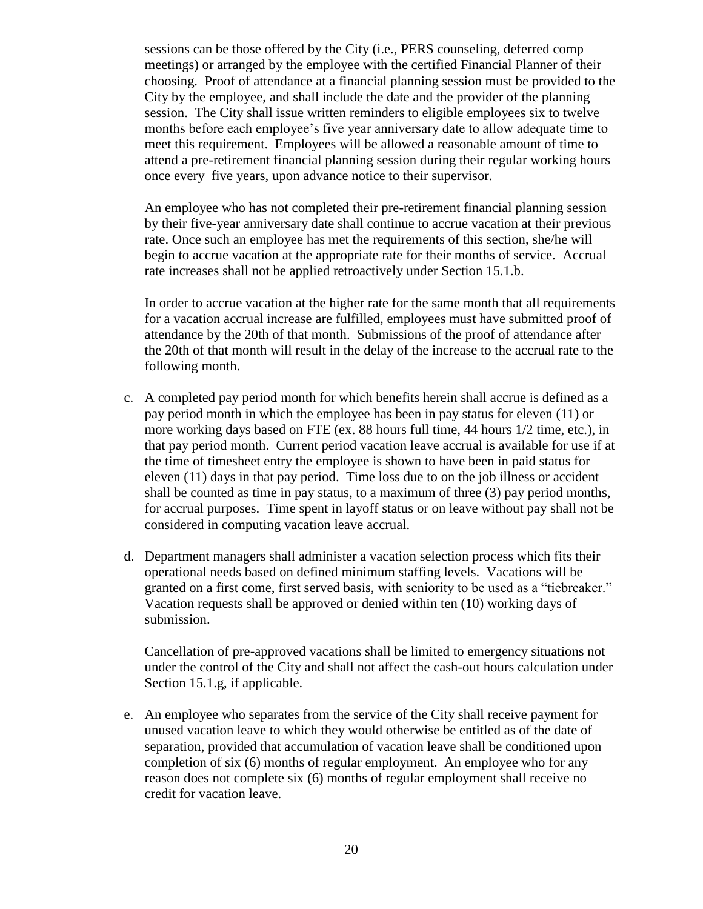sessions can be those offered by the City (i.e., PERS counseling, deferred comp meetings) or arranged by the employee with the certified Financial Planner of their choosing. Proof of attendance at a financial planning session must be provided to the City by the employee, and shall include the date and the provider of the planning session. The City shall issue written reminders to eligible employees six to twelve months before each employee's five year anniversary date to allow adequate time to meet this requirement. Employees will be allowed a reasonable amount of time to attend a pre-retirement financial planning session during their regular working hours once every five years, upon advance notice to their supervisor.

An employee who has not completed their pre-retirement financial planning session by their five-year anniversary date shall continue to accrue vacation at their previous rate. Once such an employee has met the requirements of this section, she/he will begin to accrue vacation at the appropriate rate for their months of service. Accrual rate increases shall not be applied retroactively under Section 15.1.b.

In order to accrue vacation at the higher rate for the same month that all requirements for a vacation accrual increase are fulfilled, employees must have submitted proof of attendance by the 20th of that month. Submissions of the proof of attendance after the 20th of that month will result in the delay of the increase to the accrual rate to the following month.

c. A completed pay period month for which benefits herein shall accrue is defined as a pay period month in which the employee has been in pay status for eleven (11) or more working days based on FTE (ex. 88 hours full time, 44 hours 1/2 time, etc.), in that pay period month. Current period vacation leave accrual is available for use if at the time of timesheet entry the employee is shown to have been in paid status for eleven (11) days in that pay period. Time loss due to on the job illness or accident shall be counted as time in pay status, to a maximum of three (3) pay period months, for accrual purposes. Time spent in layoff status or on leave without pay shall not be considered in computing vacation leave accrual.

d. Department managers shall administer a vacation selection process which fits their operational needs based on defined minimum staffing levels. Vacations will be granted on a first come, first served basis, with seniority to be used as a "tiebreaker." Vacation requests shall be approved or denied within ten (10) working days of submission.

   Cancellation of pre-approved vacations shall be limited to emergency situations not under the control of the City and shall not affect the cash-out hours calculation under Section 15.1.g, if applicable.

e. An employee who separates from the service of the City shall receive payment for unused vacation leave to which they would otherwise be entitled as of the date of separation, provided that accumulation of vacation leave shall be conditioned upon completion of six (6) months of regular employment. An employee who for any reason does not complete six (6) months of regular employment shall receive no credit for vacation leave.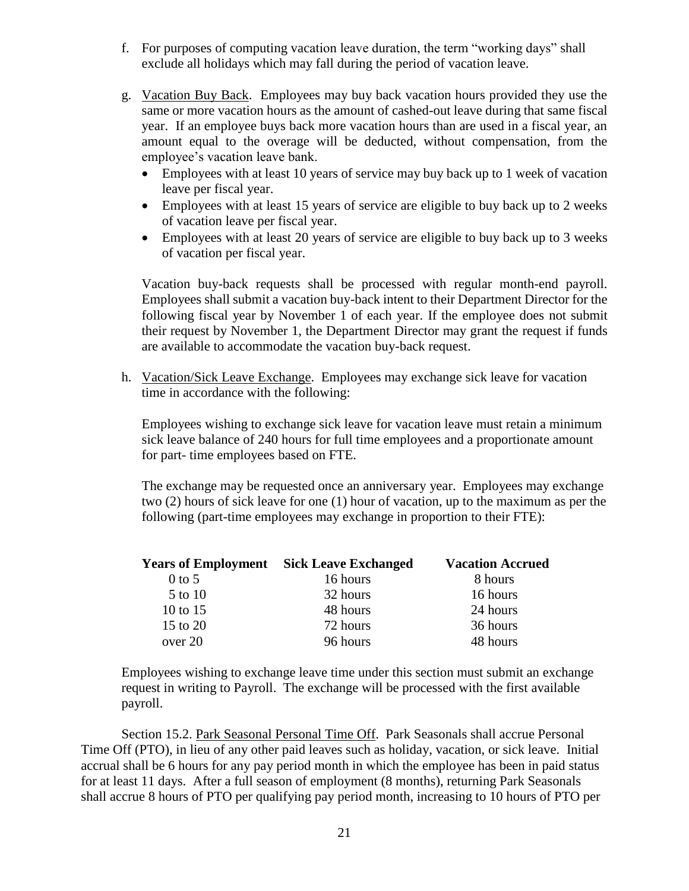f. For purposes of computing vacation leave duration, the term "working days" shall exclude all holidays which may fall during the period of vacation leave.

g. Vacation Buy Back. Employees may buy back vacation hours provided they use the same or more vacation hours as the amount of cashed-out leave during that same fiscal year. If an employee buys back more vacation hours than are used in a fiscal year, an amount equal to the overage will be deducted, without compensation, from the employee's vacation leave bank.

- Employees with at least 10 years of service may buy back up to 1 week of vacation leave per fiscal year.
- Employees with at least 15 years of service are eligible to buy back up to 2 weeks of vacation leave per fiscal year.
- Employees with at least 20 years of service are eligible to buy back up to 3 weeks of vacation per fiscal year.

Vacation buy-back requests shall be processed with regular month-end payroll. Employees shall submit a vacation buy-back intent to their Department Director for the following fiscal year by November 1 of each year. If the employee does not submit their request by November 1, the Department Director may grant the request if funds are available to accommodate the vacation buy-back request.

h. Vacation/Sick Leave Exchange. Employees may exchange sick leave for vacation time in accordance with the following:

Employees wishing to exchange sick leave for vacation leave must retain a minimum sick leave balance of 240 hours for full time employees and a proportionate amount for part- time employees based on FTE.

The exchange may be requested once an anniversary year. Employees may exchange two (2) hours of sick leave for one (1) hour of vacation, up to the maximum as per the following (part-time employees may exchange in proportion to their FTE):

| Years of Employment | Sick Leave Exchanged | Vacation Accrued |
|---|---|---|
| 0 to 5 | 16 hours | 8 hours |
| 5 to 10 | 32 hours | 16 hours |
| 10 to 15 | 48 hours | 24 hours |
| 15 to 20 | 72 hours | 36 hours |
| over 20 | 96 hours | 48 hours |

Employees wishing to exchange leave time under this section must submit an exchange request in writing to Payroll. The exchange will be processed with the first available payroll.

Section 15.2. Park Seasonal Personal Time Off. Park Seasonals shall accrue Personal Time Off (PTO), in lieu of any other paid leaves such as holiday, vacation, or sick leave. Initial accrual shall be 6 hours for any pay period month in which the employee has been in paid status for at least 11 days. After a full season of employment (8 months), returning Park Seasonals shall accrue 8 hours of PTO per qualifying pay period month, increasing to 10 hours of PTO per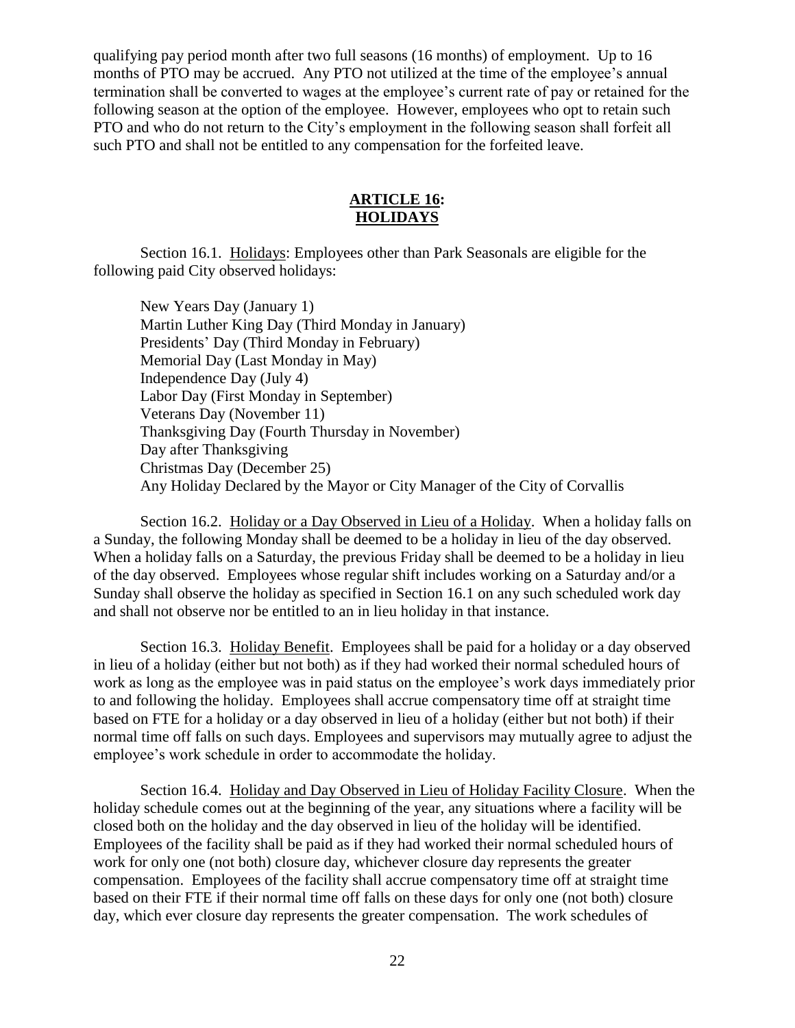qualifying pay period month after two full seasons (16 months) of employment. Up to 16 months of PTO may be accrued. Any PTO not utilized at the time of the employee's annual termination shall be converted to wages at the employee's current rate of pay or retained for the following season at the option of the employee. However, employees who opt to retain such PTO and who do not return to the City's employment in the following season shall forfeit all such PTO and shall not be entitled to any compensation for the forfeited leave.

## ARTICLE 16: HOLIDAYS

Section 16.1. Holidays: Employees other than Park Seasonals are eligible for the following paid City observed holidays:

New Years Day (January 1)
Martin Luther King Day (Third Monday in January)
Presidents' Day (Third Monday in February)
Memorial Day (Last Monday in May)
Independence Day (July 4)
Labor Day (First Monday in September)
Veterans Day (November 11)
Thanksgiving Day (Fourth Thursday in November)
Day after Thanksgiving
Christmas Day (December 25)
Any Holiday Declared by the Mayor or City Manager of the City of Corvallis

Section 16.2. Holiday or a Day Observed in Lieu of a Holiday. When a holiday falls on a Sunday, the following Monday shall be deemed to be a holiday in lieu of the day observed. When a holiday falls on a Saturday, the previous Friday shall be deemed to be a holiday in lieu of the day observed. Employees whose regular shift includes working on a Saturday and/or a Sunday shall observe the holiday as specified in Section 16.1 on any such scheduled work day and shall not observe nor be entitled to an in lieu holiday in that instance.

Section 16.3. Holiday Benefit. Employees shall be paid for a holiday or a day observed in lieu of a holiday (either but not both) as if they had worked their normal scheduled hours of work as long as the employee was in paid status on the employee's work days immediately prior to and following the holiday. Employees shall accrue compensatory time off at straight time based on FTE for a holiday or a day observed in lieu of a holiday (either but not both) if their normal time off falls on such days. Employees and supervisors may mutually agree to adjust the employee's work schedule in order to accommodate the holiday.

Section 16.4. Holiday and Day Observed in Lieu of Holiday Facility Closure. When the holiday schedule comes out at the beginning of the year, any situations where a facility will be closed both on the holiday and the day observed in lieu of the holiday will be identified. Employees of the facility shall be paid as if they had worked their normal scheduled hours of work for only one (not both) closure day, whichever closure day represents the greater compensation. Employees of the facility shall accrue compensatory time off at straight time based on their FTE if their normal time off falls on these days for only one (not both) closure day, which ever closure day represents the greater compensation. The work schedules of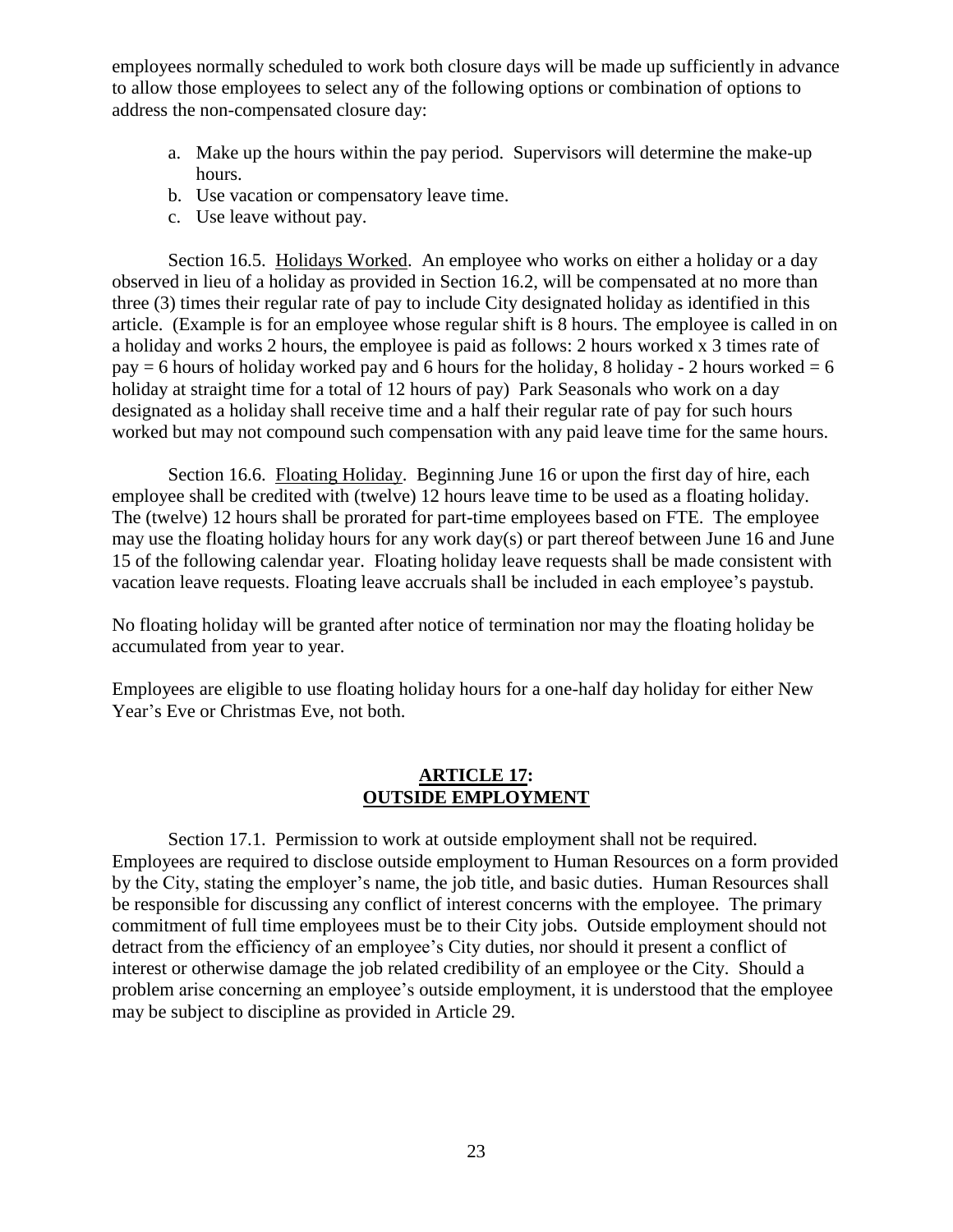employees normally scheduled to work both closure days will be made up sufficiently in advance to allow those employees to select any of the following options or combination of options to address the non-compensated closure day:

a. Make up the hours within the pay period. Supervisors will determine the make-up hours.
b. Use vacation or compensatory leave time.
c. Use leave without pay.

Section 16.5. Holidays Worked. An employee who works on either a holiday or a day observed in lieu of a holiday as provided in Section 16.2, will be compensated at no more than three (3) times their regular rate of pay to include City designated holiday as identified in this article. (Example is for an employee whose regular shift is 8 hours. The employee is called in on a holiday and works 2 hours, the employee is paid as follows: 2 hours worked x 3 times rate of pay = 6 hours of holiday worked pay and 6 hours for the holiday, 8 holiday - 2 hours worked = 6 holiday at straight time for a total of 12 hours of pay) Park Seasonals who work on a day designated as a holiday shall receive time and a half their regular rate of pay for such hours worked but may not compound such compensation with any paid leave time for the same hours.

Section 16.6. Floating Holiday. Beginning June 16 or upon the first day of hire, each employee shall be credited with (twelve) 12 hours leave time to be used as a floating holiday. The (twelve) 12 hours shall be prorated for part-time employees based on FTE. The employee may use the floating holiday hours for any work day(s) or part thereof between June 16 and June 15 of the following calendar year. Floating holiday leave requests shall be made consistent with vacation leave requests. Floating leave accruals shall be included in each employee's paystub.

No floating holiday will be granted after notice of termination nor may the floating holiday be accumulated from year to year.

Employees are eligible to use floating holiday hours for a one-half day holiday for either New Year's Eve or Christmas Eve, not both.

## ARTICLE 17: OUTSIDE EMPLOYMENT

Section 17.1. Permission to work at outside employment shall not be required. Employees are required to disclose outside employment to Human Resources on a form provided by the City, stating the employer's name, the job title, and basic duties. Human Resources shall be responsible for discussing any conflict of interest concerns with the employee. The primary commitment of full time employees must be to their City jobs. Outside employment should not detract from the efficiency of an employee's City duties, nor should it present a conflict of interest or otherwise damage the job related credibility of an employee or the City. Should a problem arise concerning an employee's outside employment, it is understood that the employee may be subject to discipline as provided in Article 29.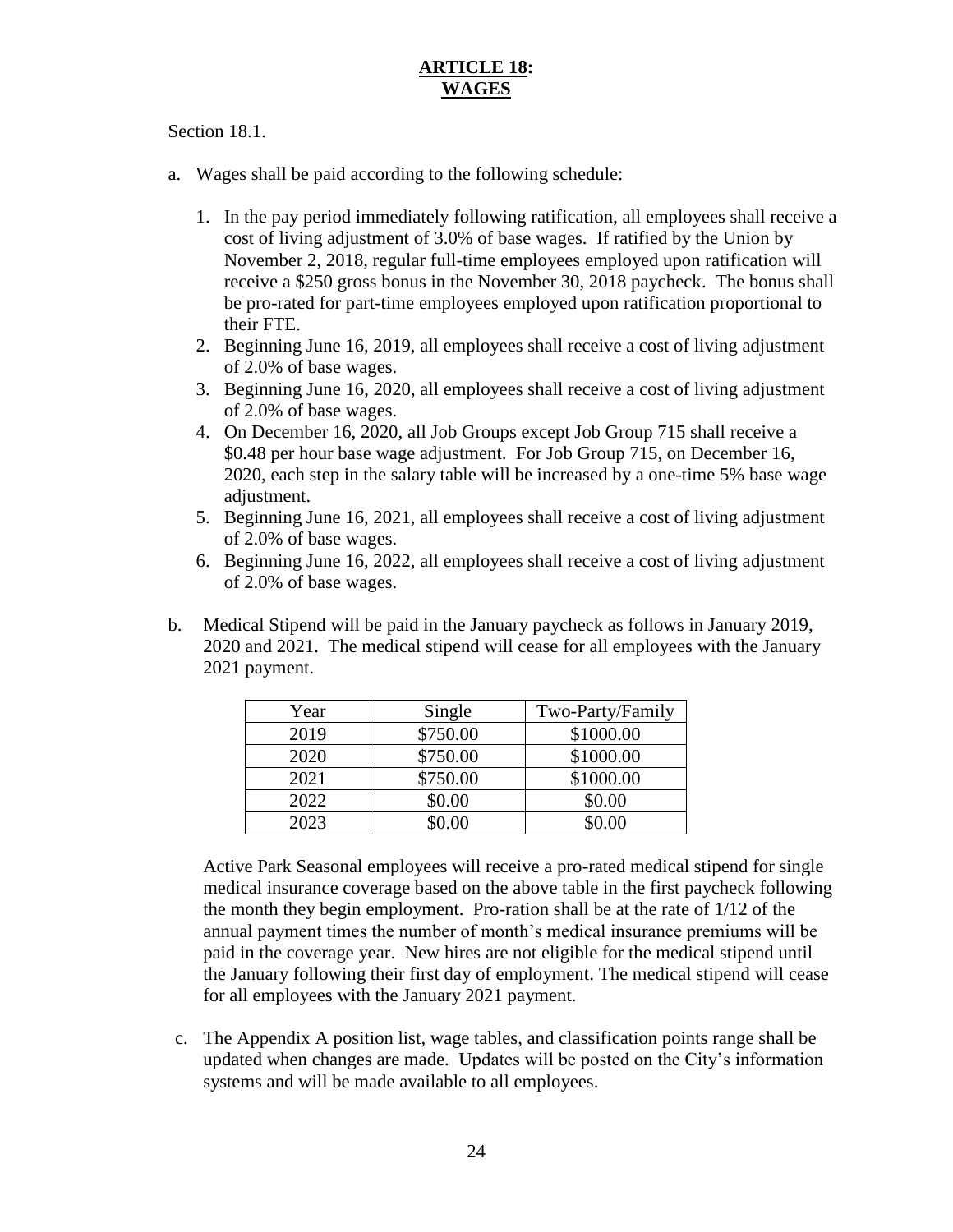# ARTICLE 18: WAGES

Section 18.1.

a. Wages shall be paid according to the following schedule:

   1. In the pay period immediately following ratification, all employees shall receive a cost of living adjustment of 3.0% of base wages. If ratified by the Union by November 2, 2018, regular full-time employees employed upon ratification will receive a $250 gross bonus in the November 30, 2018 paycheck. The bonus shall be pro-rated for part-time employees employed upon ratification proportional to their FTE.
   2. Beginning June 16, 2019, all employees shall receive a cost of living adjustment of 2.0% of base wages.
   3. Beginning June 16, 2020, all employees shall receive a cost of living adjustment of 2.0% of base wages.
   4. On December 16, 2020, all Job Groups except Job Group 715 shall receive a $0.48 per hour base wage adjustment. For Job Group 715, on December 16, 2020, each step in the salary table will be increased by a one-time 5% base wage adjustment.
   5. Beginning June 16, 2021, all employees shall receive a cost of living adjustment of 2.0% of base wages.
   6. Beginning June 16, 2022, all employees shall receive a cost of living adjustment of 2.0% of base wages.

b. Medical Stipend will be paid in the January paycheck as follows in January 2019, 2020 and 2021. The medical stipend will cease for all employees with the January 2021 payment.

| Year | Single | Two-Party/Family |
|---|---|---|
| 2019 | $750.00 | $1000.00 |
| 2020 | $750.00 | $1000.00 |
| 2021 | $750.00 | $1000.00 |
| 2022 | $0.00 | $0.00 |
| 2023 | $0.00 | $0.00 |

Active Park Seasonal employees will receive a pro-rated medical stipend for single medical insurance coverage based on the above table in the first paycheck following the month they begin employment. Pro-ration shall be at the rate of 1/12 of the annual payment times the number of month's medical insurance premiums will be paid in the coverage year. New hires are not eligible for the medical stipend until the January following their first day of employment. The medical stipend will cease for all employees with the January 2021 payment.

c. The Appendix A position list, wage tables, and classification points range shall be updated when changes are made. Updates will be posted on the City's information systems and will be made available to all employees.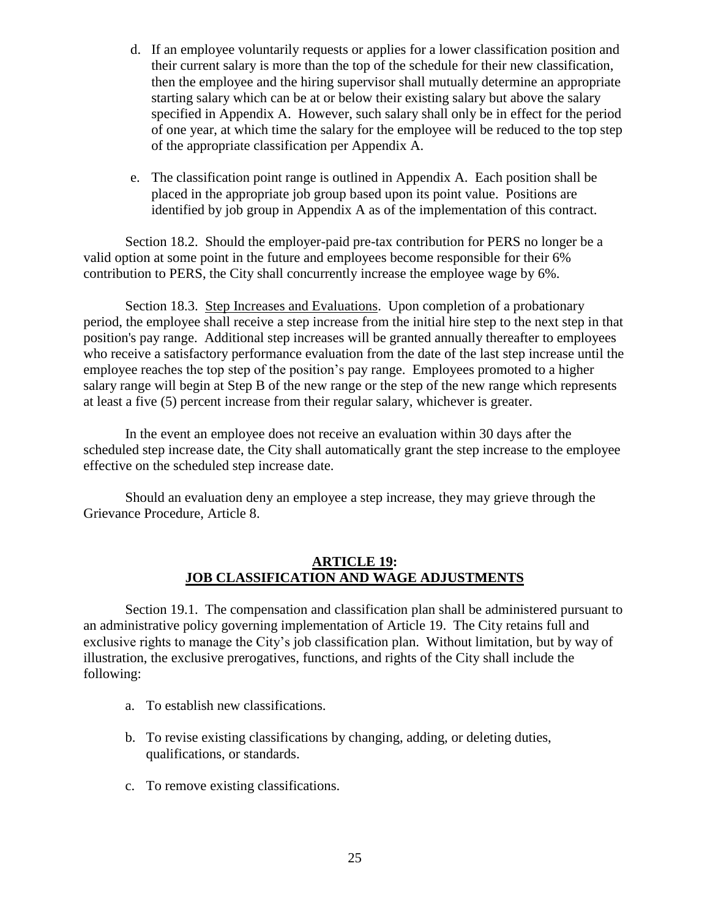d. If an employee voluntarily requests or applies for a lower classification position and their current salary is more than the top of the schedule for their new classification, then the employee and the hiring supervisor shall mutually determine an appropriate starting salary which can be at or below their existing salary but above the salary specified in Appendix A. However, such salary shall only be in effect for the period of one year, at which time the salary for the employee will be reduced to the top step of the appropriate classification per Appendix A.

e. The classification point range is outlined in Appendix A. Each position shall be placed in the appropriate job group based upon its point value. Positions are identified by job group in Appendix A as of the implementation of this contract.

Section 18.2. Should the employer-paid pre-tax contribution for PERS no longer be a valid option at some point in the future and employees become responsible for their 6% contribution to PERS, the City shall concurrently increase the employee wage by 6%.

Section 18.3. Step Increases and Evaluations. Upon completion of a probationary period, the employee shall receive a step increase from the initial hire step to the next step in that position's pay range. Additional step increases will be granted annually thereafter to employees who receive a satisfactory performance evaluation from the date of the last step increase until the employee reaches the top step of the position's pay range. Employees promoted to a higher salary range will begin at Step B of the new range or the step of the new range which represents at least a five (5) percent increase from their regular salary, whichever is greater.

In the event an employee does not receive an evaluation within 30 days after the scheduled step increase date, the City shall automatically grant the step increase to the employee effective on the scheduled step increase date.

Should an evaluation deny an employee a step increase, they may grieve through the Grievance Procedure, Article 8.

## ARTICLE 19: JOB CLASSIFICATION AND WAGE ADJUSTMENTS

Section 19.1. The compensation and classification plan shall be administered pursuant to an administrative policy governing implementation of Article 19. The City retains full and exclusive rights to manage the City's job classification plan. Without limitation, but by way of illustration, the exclusive prerogatives, functions, and rights of the City shall include the following:

a. To establish new classifications.

b. To revise existing classifications by changing, adding, or deleting duties, qualifications, or standards.

c. To remove existing classifications.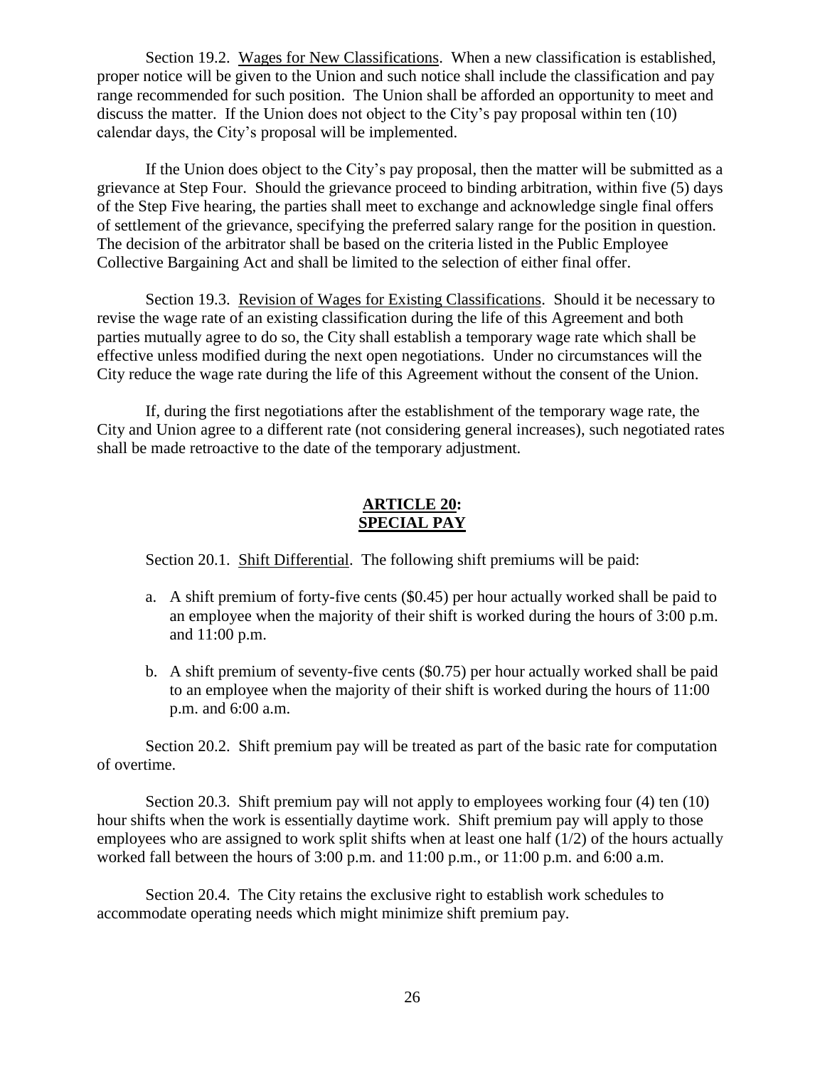Section 19.2. Wages for New Classifications. When a new classification is established, proper notice will be given to the Union and such notice shall include the classification and pay range recommended for such position. The Union shall be afforded an opportunity to meet and discuss the matter. If the Union does not object to the City's pay proposal within ten (10) calendar days, the City's proposal will be implemented.

If the Union does object to the City's pay proposal, then the matter will be submitted as a grievance at Step Four. Should the grievance proceed to binding arbitration, within five (5) days of the Step Five hearing, the parties shall meet to exchange and acknowledge single final offers of settlement of the grievance, specifying the preferred salary range for the position in question. The decision of the arbitrator shall be based on the criteria listed in the Public Employee Collective Bargaining Act and shall be limited to the selection of either final offer.

Section 19.3. Revision of Wages for Existing Classifications. Should it be necessary to revise the wage rate of an existing classification during the life of this Agreement and both parties mutually agree to do so, the City shall establish a temporary wage rate which shall be effective unless modified during the next open negotiations. Under no circumstances will the City reduce the wage rate during the life of this Agreement without the consent of the Union.

If, during the first negotiations after the establishment of the temporary wage rate, the City and Union agree to a different rate (not considering general increases), such negotiated rates shall be made retroactive to the date of the temporary adjustment.

## ARTICLE 20: SPECIAL PAY

Section 20.1. Shift Differential. The following shift premiums will be paid:

a. A shift premium of forty-five cents ($0.45) per hour actually worked shall be paid to an employee when the majority of their shift is worked during the hours of 3:00 p.m. and 11:00 p.m.

b. A shift premium of seventy-five cents ($0.75) per hour actually worked shall be paid to an employee when the majority of their shift is worked during the hours of 11:00 p.m. and 6:00 a.m.

Section 20.2. Shift premium pay will be treated as part of the basic rate for computation of overtime.

Section 20.3. Shift premium pay will not apply to employees working four (4) ten (10) hour shifts when the work is essentially daytime work. Shift premium pay will apply to those employees who are assigned to work split shifts when at least one half (1/2) of the hours actually worked fall between the hours of 3:00 p.m. and 11:00 p.m., or 11:00 p.m. and 6:00 a.m.

Section 20.4. The City retains the exclusive right to establish work schedules to accommodate operating needs which might minimize shift premium pay.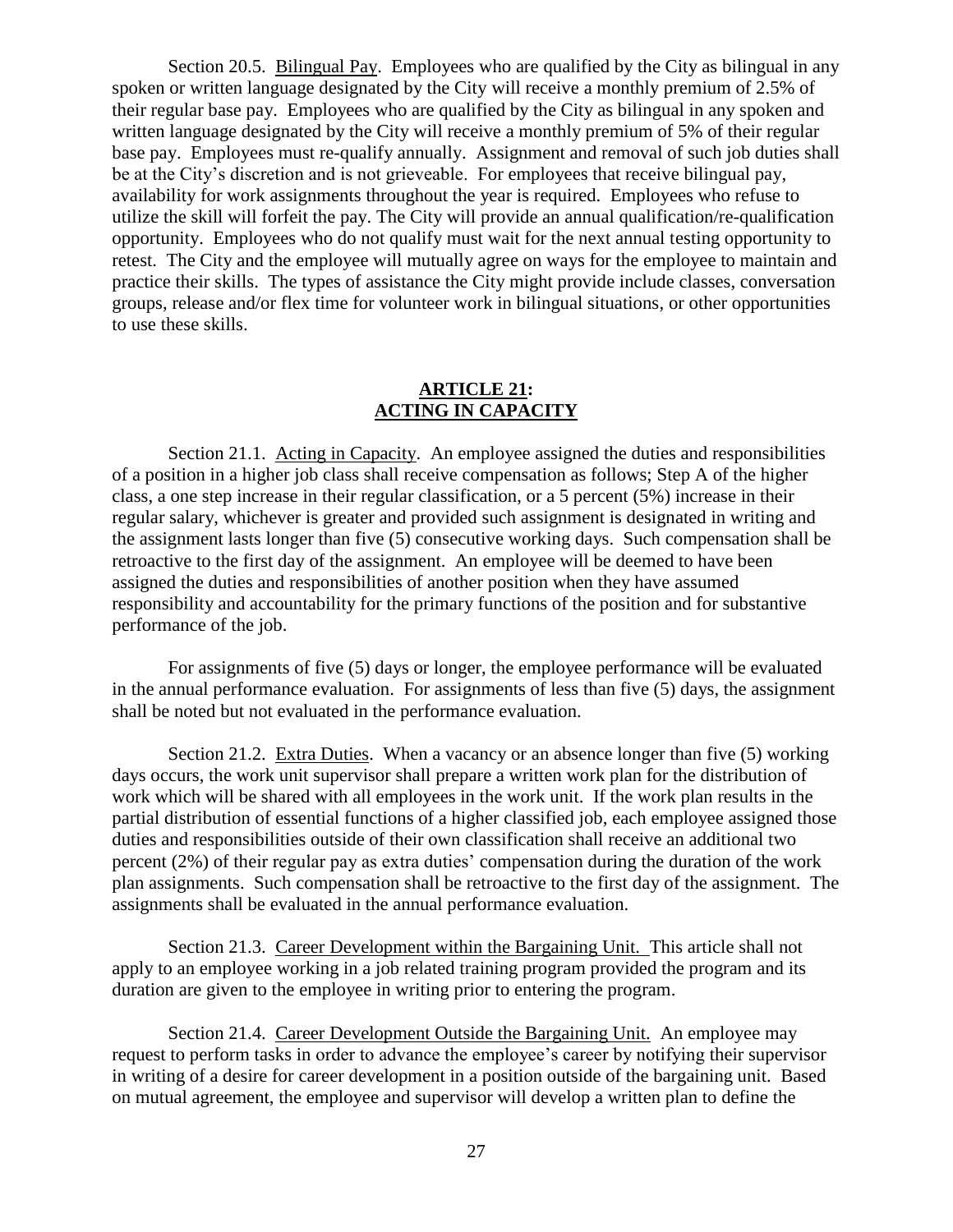Section 20.5. Bilingual Pay. Employees who are qualified by the City as bilingual in any spoken or written language designated by the City will receive a monthly premium of 2.5% of their regular base pay. Employees who are qualified by the City as bilingual in any spoken and written language designated by the City will receive a monthly premium of 5% of their regular base pay. Employees must re-qualify annually. Assignment and removal of such job duties shall be at the City's discretion and is not grieveable. For employees that receive bilingual pay, availability for work assignments throughout the year is required. Employees who refuse to utilize the skill will forfeit the pay. The City will provide an annual qualification/re-qualification opportunity. Employees who do not qualify must wait for the next annual testing opportunity to retest. The City and the employee will mutually agree on ways for the employee to maintain and practice their skills. The types of assistance the City might provide include classes, conversation groups, release and/or flex time for volunteer work in bilingual situations, or other opportunities to use these skills.

## ARTICLE 21: ACTING IN CAPACITY

Section 21.1. Acting in Capacity. An employee assigned the duties and responsibilities of a position in a higher job class shall receive compensation as follows; Step A of the higher class, a one step increase in their regular classification, or a 5 percent (5%) increase in their regular salary, whichever is greater and provided such assignment is designated in writing and the assignment lasts longer than five (5) consecutive working days. Such compensation shall be retroactive to the first day of the assignment. An employee will be deemed to have been assigned the duties and responsibilities of another position when they have assumed responsibility and accountability for the primary functions of the position and for substantive performance of the job.

For assignments of five (5) days or longer, the employee performance will be evaluated in the annual performance evaluation. For assignments of less than five (5) days, the assignment shall be noted but not evaluated in the performance evaluation.

Section 21.2. Extra Duties. When a vacancy or an absence longer than five (5) working days occurs, the work unit supervisor shall prepare a written work plan for the distribution of work which will be shared with all employees in the work unit. If the work plan results in the partial distribution of essential functions of a higher classified job, each employee assigned those duties and responsibilities outside of their own classification shall receive an additional two percent (2%) of their regular pay as extra duties' compensation during the duration of the work plan assignments. Such compensation shall be retroactive to the first day of the assignment. The assignments shall be evaluated in the annual performance evaluation.

Section 21.3. Career Development within the Bargaining Unit. This article shall not apply to an employee working in a job related training program provided the program and its duration are given to the employee in writing prior to entering the program.

Section 21.4. Career Development Outside the Bargaining Unit. An employee may request to perform tasks in order to advance the employee's career by notifying their supervisor in writing of a desire for career development in a position outside of the bargaining unit. Based on mutual agreement, the employee and supervisor will develop a written plan to define the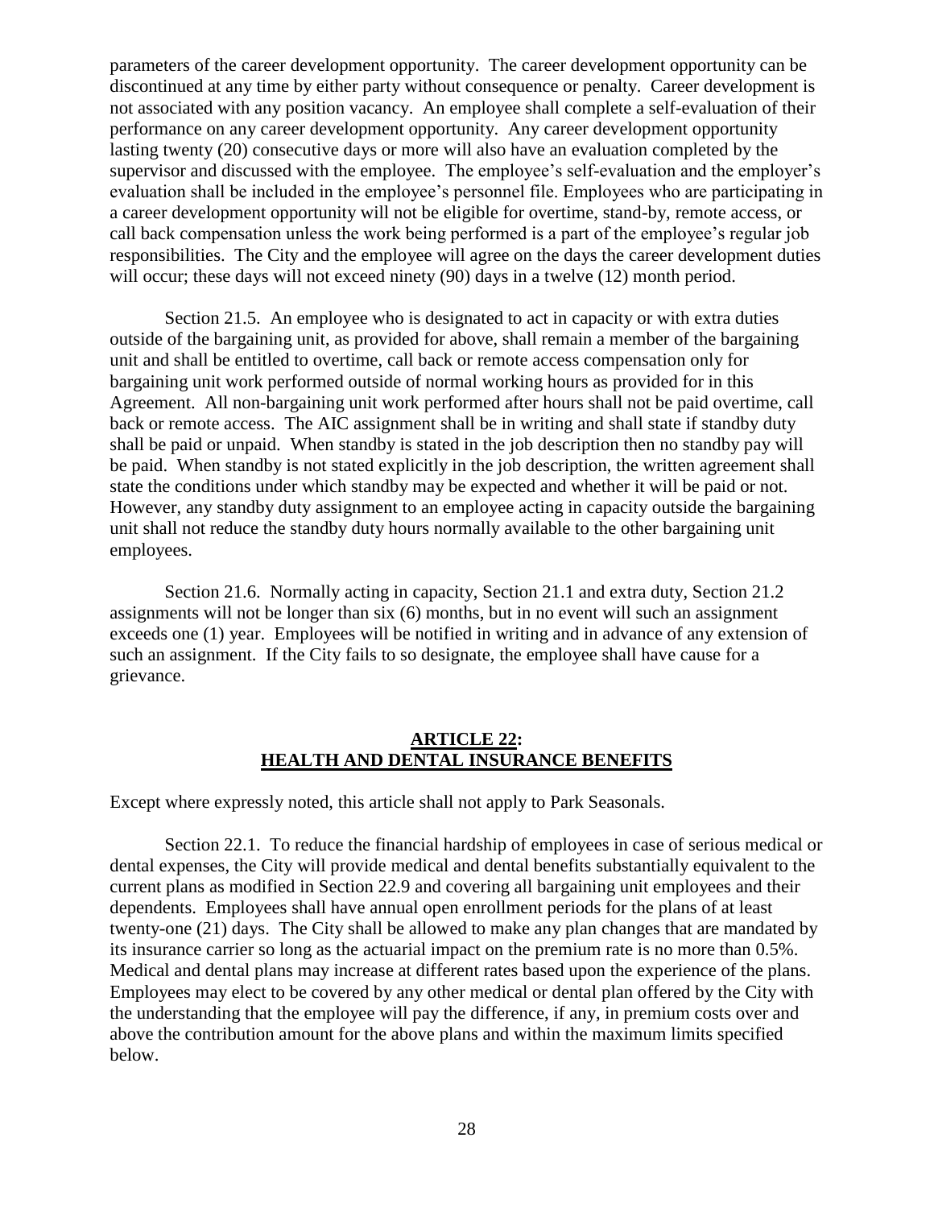parameters of the career development opportunity. The career development opportunity can be discontinued at any time by either party without consequence or penalty. Career development is not associated with any position vacancy. An employee shall complete a self-evaluation of their performance on any career development opportunity. Any career development opportunity lasting twenty (20) consecutive days or more will also have an evaluation completed by the supervisor and discussed with the employee. The employee's self-evaluation and the employer's evaluation shall be included in the employee's personnel file. Employees who are participating in a career development opportunity will not be eligible for overtime, stand-by, remote access, or call back compensation unless the work being performed is a part of the employee's regular job responsibilities. The City and the employee will agree on the days the career development duties will occur; these days will not exceed ninety (90) days in a twelve (12) month period.

Section 21.5. An employee who is designated to act in capacity or with extra duties outside of the bargaining unit, as provided for above, shall remain a member of the bargaining unit and shall be entitled to overtime, call back or remote access compensation only for bargaining unit work performed outside of normal working hours as provided for in this Agreement. All non-bargaining unit work performed after hours shall not be paid overtime, call back or remote access. The AIC assignment shall be in writing and shall state if standby duty shall be paid or unpaid. When standby is stated in the job description then no standby pay will be paid. When standby is not stated explicitly in the job description, the written agreement shall state the conditions under which standby may be expected and whether it will be paid or not. However, any standby duty assignment to an employee acting in capacity outside the bargaining unit shall not reduce the standby duty hours normally available to the other bargaining unit employees.

Section 21.6. Normally acting in capacity, Section 21.1 and extra duty, Section 21.2 assignments will not be longer than six (6) months, but in no event will such an assignment exceeds one (1) year. Employees will be notified in writing and in advance of any extension of such an assignment. If the City fails to so designate, the employee shall have cause for a grievance.

## ARTICLE 22: HEALTH AND DENTAL INSURANCE BENEFITS

Except where expressly noted, this article shall not apply to Park Seasonals.

Section 22.1. To reduce the financial hardship of employees in case of serious medical or dental expenses, the City will provide medical and dental benefits substantially equivalent to the current plans as modified in Section 22.9 and covering all bargaining unit employees and their dependents. Employees shall have annual open enrollment periods for the plans of at least twenty-one (21) days. The City shall be allowed to make any plan changes that are mandated by its insurance carrier so long as the actuarial impact on the premium rate is no more than 0.5%. Medical and dental plans may increase at different rates based upon the experience of the plans. Employees may elect to be covered by any other medical or dental plan offered by the City with the understanding that the employee will pay the difference, if any, in premium costs over and above the contribution amount for the above plans and within the maximum limits specified below.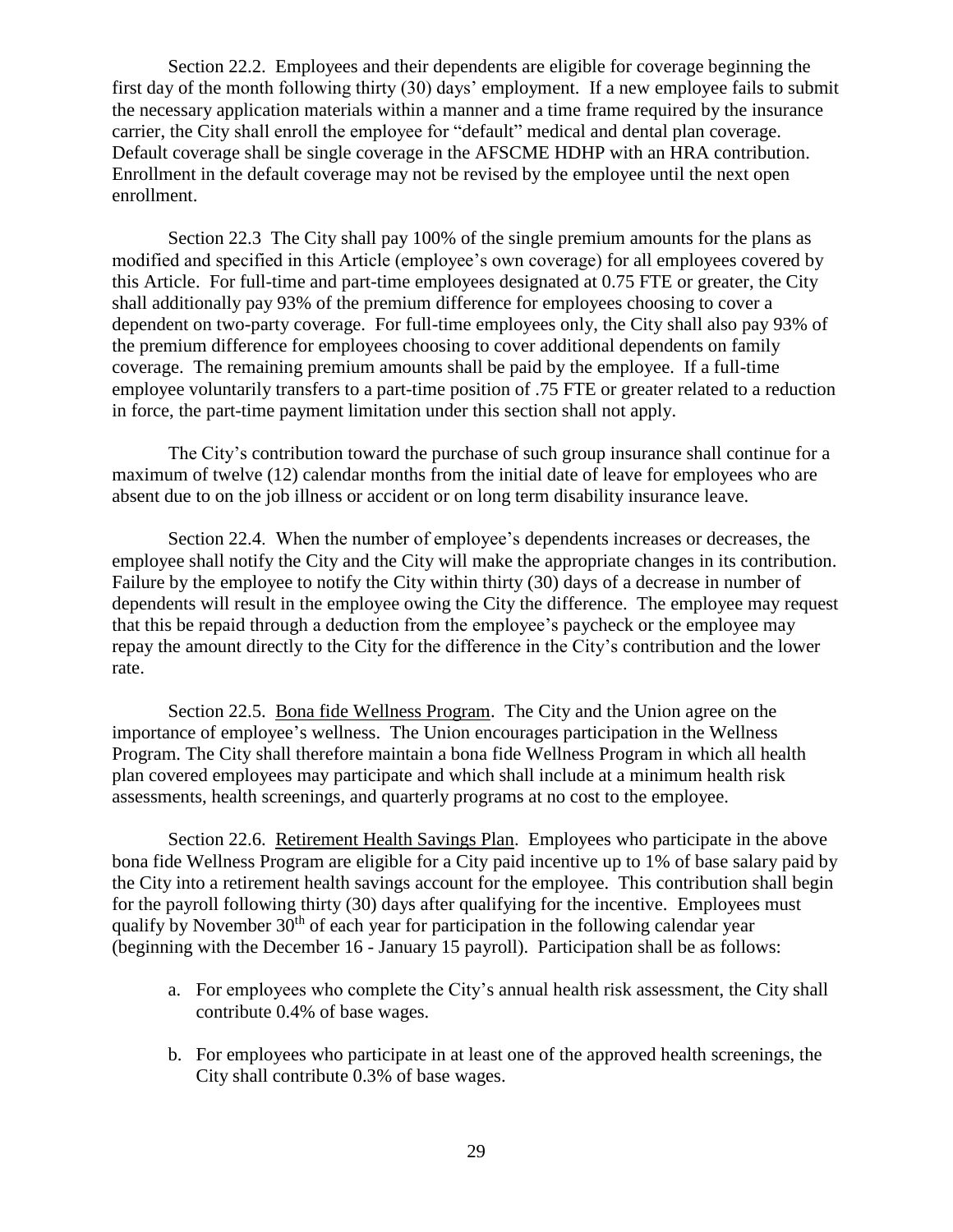Section 22.2. Employees and their dependents are eligible for coverage beginning the first day of the month following thirty (30) days' employment. If a new employee fails to submit the necessary application materials within a manner and a time frame required by the insurance carrier, the City shall enroll the employee for "default" medical and dental plan coverage. Default coverage shall be single coverage in the AFSCME HDHP with an HRA contribution. Enrollment in the default coverage may not be revised by the employee until the next open enrollment.

Section 22.3 The City shall pay 100% of the single premium amounts for the plans as modified and specified in this Article (employee's own coverage) for all employees covered by this Article. For full-time and part-time employees designated at 0.75 FTE or greater, the City shall additionally pay 93% of the premium difference for employees choosing to cover a dependent on two-party coverage. For full-time employees only, the City shall also pay 93% of the premium difference for employees choosing to cover additional dependents on family coverage. The remaining premium amounts shall be paid by the employee. If a full-time employee voluntarily transfers to a part-time position of .75 FTE or greater related to a reduction in force, the part-time payment limitation under this section shall not apply.

The City's contribution toward the purchase of such group insurance shall continue for a maximum of twelve (12) calendar months from the initial date of leave for employees who are absent due to on the job illness or accident or on long term disability insurance leave.

Section 22.4. When the number of employee's dependents increases or decreases, the employee shall notify the City and the City will make the appropriate changes in its contribution. Failure by the employee to notify the City within thirty (30) days of a decrease in number of dependents will result in the employee owing the City the difference. The employee may request that this be repaid through a deduction from the employee's paycheck or the employee may repay the amount directly to the City for the difference in the City's contribution and the lower rate.

Section 22.5. Bona fide Wellness Program. The City and the Union agree on the importance of employee's wellness. The Union encourages participation in the Wellness Program. The City shall therefore maintain a bona fide Wellness Program in which all health plan covered employees may participate and which shall include at a minimum health risk assessments, health screenings, and quarterly programs at no cost to the employee.

Section 22.6. Retirement Health Savings Plan. Employees who participate in the above bona fide Wellness Program are eligible for a City paid incentive up to 1% of base salary paid by the City into a retirement health savings account for the employee. This contribution shall begin for the payroll following thirty (30) days after qualifying for the incentive. Employees must qualify by November 30th of each year for participation in the following calendar year (beginning with the December 16 - January 15 payroll). Participation shall be as follows:

a. For employees who complete the City's annual health risk assessment, the City shall contribute 0.4% of base wages.

b. For employees who participate in at least one of the approved health screenings, the City shall contribute 0.3% of base wages.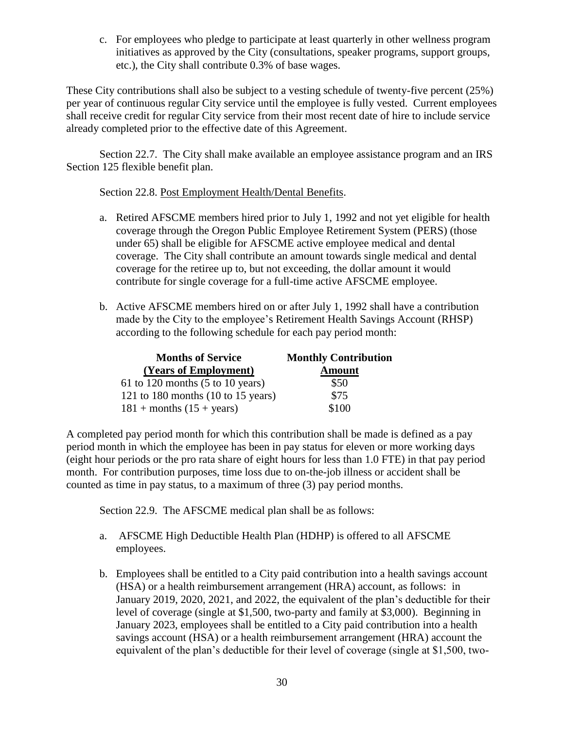c. For employees who pledge to participate at least quarterly in other wellness program initiatives as approved by the City (consultations, speaker programs, support groups, etc.), the City shall contribute 0.3% of base wages.

These City contributions shall also be subject to a vesting schedule of twenty-five percent (25%) per year of continuous regular City service until the employee is fully vested. Current employees shall receive credit for regular City service from their most recent date of hire to include service already completed prior to the effective date of this Agreement.

Section 22.7. The City shall make available an employee assistance program and an IRS Section 125 flexible benefit plan.

Section 22.8. Post Employment Health/Dental Benefits.

a. Retired AFSCME members hired prior to July 1, 1992 and not yet eligible for health coverage through the Oregon Public Employee Retirement System (PERS) (those under 65) shall be eligible for AFSCME active employee medical and dental coverage. The City shall contribute an amount towards single medical and dental coverage for the retiree up to, but not exceeding, the dollar amount it would contribute for single coverage for a full-time active AFSCME employee.

b. Active AFSCME members hired on or after July 1, 1992 shall have a contribution made by the City to the employee's Retirement Health Savings Account (RHSP) according to the following schedule for each pay period month:

| **Months of Service (Years of Employment)** | **Monthly Contribution Amount** |
|---|---|
| 61 to 120 months (5 to 10 years) | $50 |
| 121 to 180 months (10 to 15 years) | $75 |
| 181 + months (15 + years) | $100 |

A completed pay period month for which this contribution shall be made is defined as a pay period month in which the employee has been in pay status for eleven or more working days (eight hour periods or the pro rata share of eight hours for less than 1.0 FTE) in that pay period month. For contribution purposes, time loss due to on-the-job illness or accident shall be counted as time in pay status, to a maximum of three (3) pay period months.

Section 22.9. The AFSCME medical plan shall be as follows:

a. AFSCME High Deductible Health Plan (HDHP) is offered to all AFSCME employees.

b. Employees shall be entitled to a City paid contribution into a health savings account (HSA) or a health reimbursement arrangement (HRA) account, as follows: in January 2019, 2020, 2021, and 2022, the equivalent of the plan's deductible for their level of coverage (single at $1,500, two-party and family at $3,000). Beginning in January 2023, employees shall be entitled to a City paid contribution into a health savings account (HSA) or a health reimbursement arrangement (HRA) account the equivalent of the plan's deductible for their level of coverage (single at $1,500, two-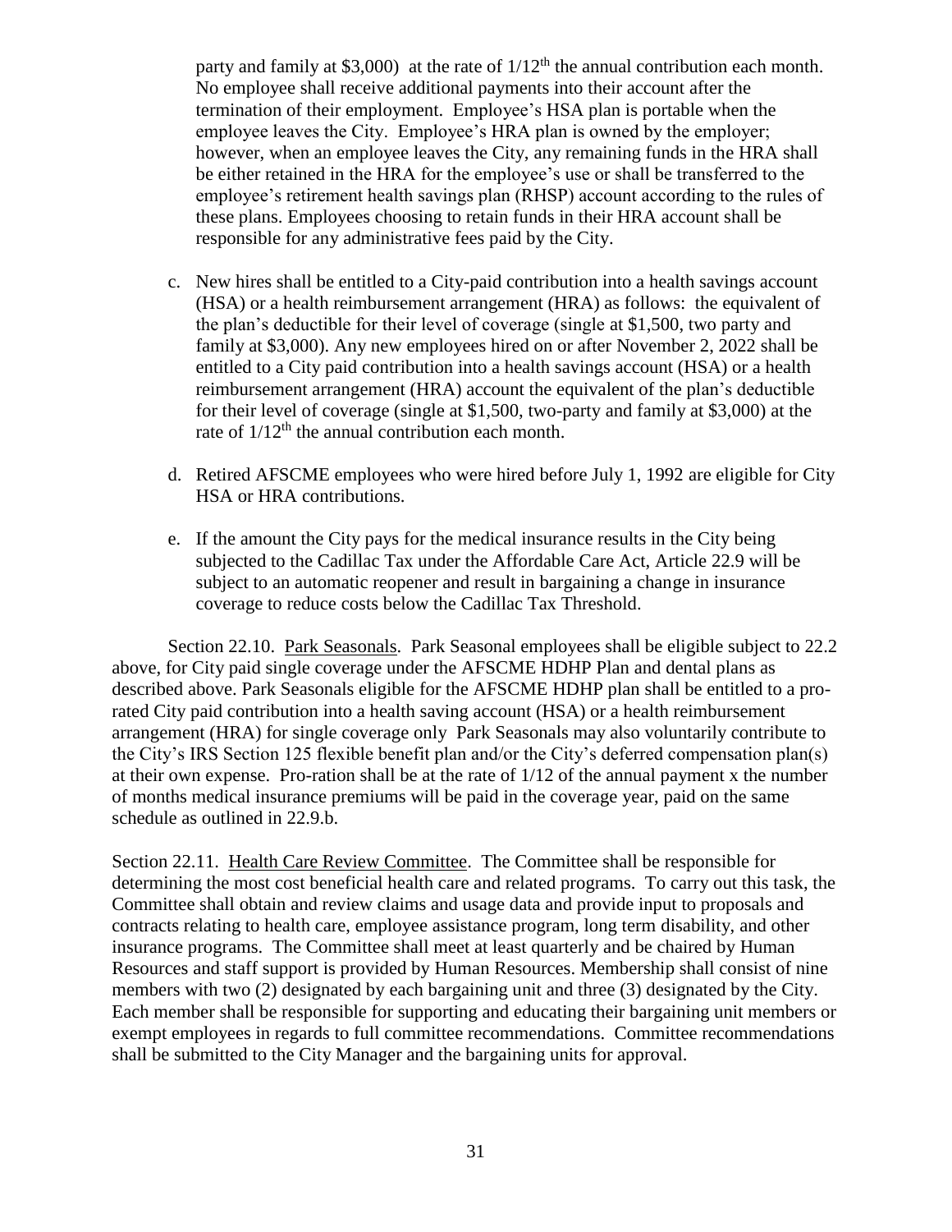party and family at $3,000) at the rate of 1/12th the annual contribution each month. No employee shall receive additional payments into their account after the termination of their employment. Employee's HSA plan is portable when the employee leaves the City. Employee's HRA plan is owned by the employer; however, when an employee leaves the City, any remaining funds in the HRA shall be either retained in the HRA for the employee's use or shall be transferred to the employee's retirement health savings plan (RHSP) account according to the rules of these plans. Employees choosing to retain funds in their HRA account shall be responsible for any administrative fees paid by the City.

c. New hires shall be entitled to a City-paid contribution into a health savings account (HSA) or a health reimbursement arrangement (HRA) as follows: the equivalent of the plan's deductible for their level of coverage (single at $1,500, two party and family at $3,000). Any new employees hired on or after November 2, 2022 shall be entitled to a City paid contribution into a health savings account (HSA) or a health reimbursement arrangement (HRA) account the equivalent of the plan's deductible for their level of coverage (single at $1,500, two-party and family at $3,000) at the rate of 1/12th the annual contribution each month.

d. Retired AFSCME employees who were hired before July 1, 1992 are eligible for City HSA or HRA contributions.

e. If the amount the City pays for the medical insurance results in the City being subjected to the Cadillac Tax under the Affordable Care Act, Article 22.9 will be subject to an automatic reopener and result in bargaining a change in insurance coverage to reduce costs below the Cadillac Tax Threshold.

Section 22.10. Park Seasonals. Park Seasonal employees shall be eligible subject to 22.2 above, for City paid single coverage under the AFSCME HDHP Plan and dental plans as described above. Park Seasonals eligible for the AFSCME HDHP plan shall be entitled to a pro-rated City paid contribution into a health saving account (HSA) or a health reimbursement arrangement (HRA) for single coverage only Park Seasonals may also voluntarily contribute to the City's IRS Section 125 flexible benefit plan and/or the City's deferred compensation plan(s) at their own expense. Pro-ration shall be at the rate of 1/12 of the annual payment x the number of months medical insurance premiums will be paid in the coverage year, paid on the same schedule as outlined in 22.9.b.

Section 22.11. Health Care Review Committee. The Committee shall be responsible for determining the most cost beneficial health care and related programs. To carry out this task, the Committee shall obtain and review claims and usage data and provide input to proposals and contracts relating to health care, employee assistance program, long term disability, and other insurance programs. The Committee shall meet at least quarterly and be chaired by Human Resources and staff support is provided by Human Resources. Membership shall consist of nine members with two (2) designated by each bargaining unit and three (3) designated by the City. Each member shall be responsible for supporting and educating their bargaining unit members or exempt employees in regards to full committee recommendations. Committee recommendations shall be submitted to the City Manager and the bargaining units for approval.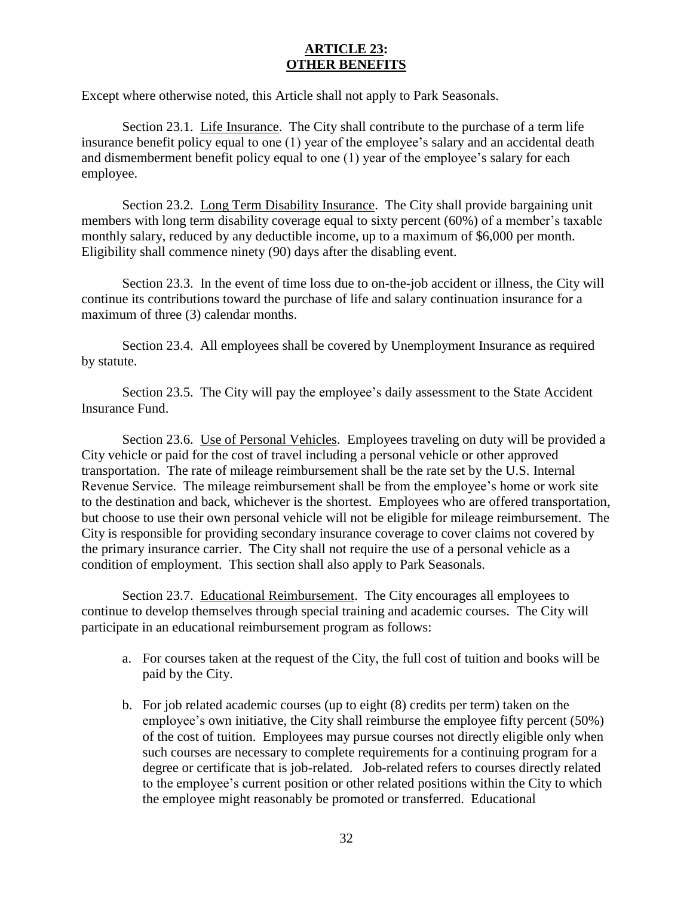# ARTICLE 23: OTHER BENEFITS

Except where otherwise noted, this Article shall not apply to Park Seasonals.

Section 23.1. Life Insurance. The City shall contribute to the purchase of a term life insurance benefit policy equal to one (1) year of the employee's salary and an accidental death and dismemberment benefit policy equal to one (1) year of the employee's salary for each employee.

Section 23.2. Long Term Disability Insurance. The City shall provide bargaining unit members with long term disability coverage equal to sixty percent (60%) of a member's taxable monthly salary, reduced by any deductible income, up to a maximum of $6,000 per month. Eligibility shall commence ninety (90) days after the disabling event.

Section 23.3. In the event of time loss due to on-the-job accident or illness, the City will continue its contributions toward the purchase of life and salary continuation insurance for a maximum of three (3) calendar months.

Section 23.4. All employees shall be covered by Unemployment Insurance as required by statute.

Section 23.5. The City will pay the employee's daily assessment to the State Accident Insurance Fund.

Section 23.6. Use of Personal Vehicles. Employees traveling on duty will be provided a City vehicle or paid for the cost of travel including a personal vehicle or other approved transportation. The rate of mileage reimbursement shall be the rate set by the U.S. Internal Revenue Service. The mileage reimbursement shall be from the employee's home or work site to the destination and back, whichever is the shortest. Employees who are offered transportation, but choose to use their own personal vehicle will not be eligible for mileage reimbursement. The City is responsible for providing secondary insurance coverage to cover claims not covered by the primary insurance carrier. The City shall not require the use of a personal vehicle as a condition of employment. This section shall also apply to Park Seasonals.

Section 23.7. Educational Reimbursement. The City encourages all employees to continue to develop themselves through special training and academic courses. The City will participate in an educational reimbursement program as follows:

a. For courses taken at the request of the City, the full cost of tuition and books will be paid by the City.

b. For job related academic courses (up to eight (8) credits per term) taken on the employee's own initiative, the City shall reimburse the employee fifty percent (50%) of the cost of tuition. Employees may pursue courses not directly eligible only when such courses are necessary to complete requirements for a continuing program for a degree or certificate that is job-related. Job-related refers to courses directly related to the employee's current position or other related positions within the City to which the employee might reasonably be promoted or transferred. Educational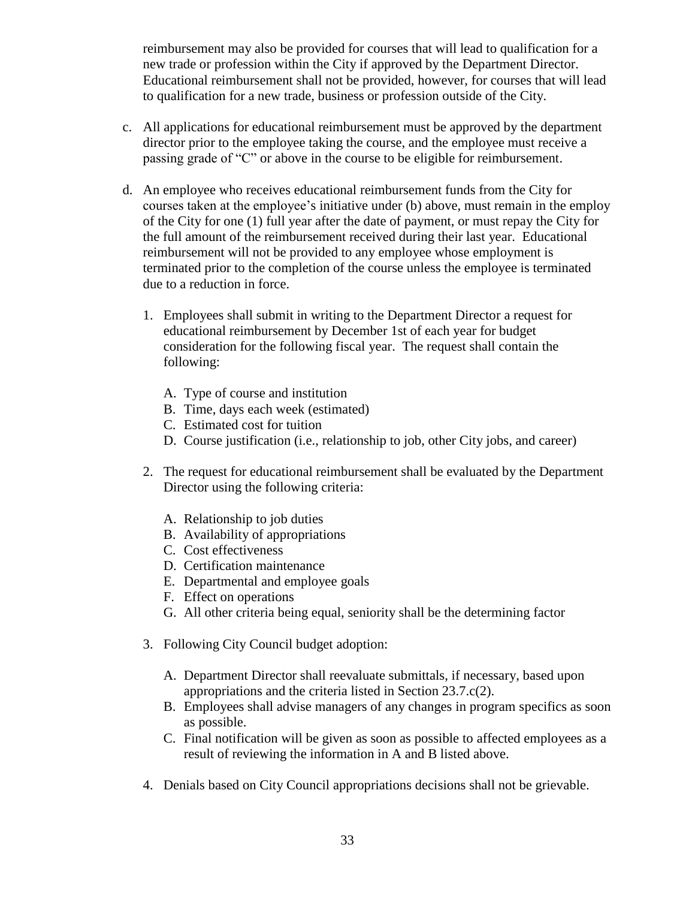reimbursement may also be provided for courses that will lead to qualification for a new trade or profession within the City if approved by the Department Director. Educational reimbursement shall not be provided, however, for courses that will lead to qualification for a new trade, business or profession outside of the City.

c. All applications for educational reimbursement must be approved by the department director prior to the employee taking the course, and the employee must receive a passing grade of "C" or above in the course to be eligible for reimbursement.

d. An employee who receives educational reimbursement funds from the City for courses taken at the employee's initiative under (b) above, must remain in the employ of the City for one (1) full year after the date of payment, or must repay the City for the full amount of the reimbursement received during their last year. Educational reimbursement will not be provided to any employee whose employment is terminated prior to the completion of the course unless the employee is terminated due to a reduction in force.

   1. Employees shall submit in writing to the Department Director a request for educational reimbursement by December 1st of each year for budget consideration for the following fiscal year. The request shall contain the following:

      A. Type of course and institution
      B. Time, days each week (estimated)
      C. Estimated cost for tuition
      D. Course justification (i.e., relationship to job, other City jobs, and career)

   2. The request for educational reimbursement shall be evaluated by the Department Director using the following criteria:

      A. Relationship to job duties
      B. Availability of appropriations
      C. Cost effectiveness
      D. Certification maintenance
      E. Departmental and employee goals
      F. Effect on operations
      G. All other criteria being equal, seniority shall be the determining factor

   3. Following City Council budget adoption:

      A. Department Director shall reevaluate submittals, if necessary, based upon appropriations and the criteria listed in Section 23.7.c(2).
      B. Employees shall advise managers of any changes in program specifics as soon as possible.
      C. Final notification will be given as soon as possible to affected employees as a result of reviewing the information in A and B listed above.

   4. Denials based on City Council appropriations decisions shall not be grievable.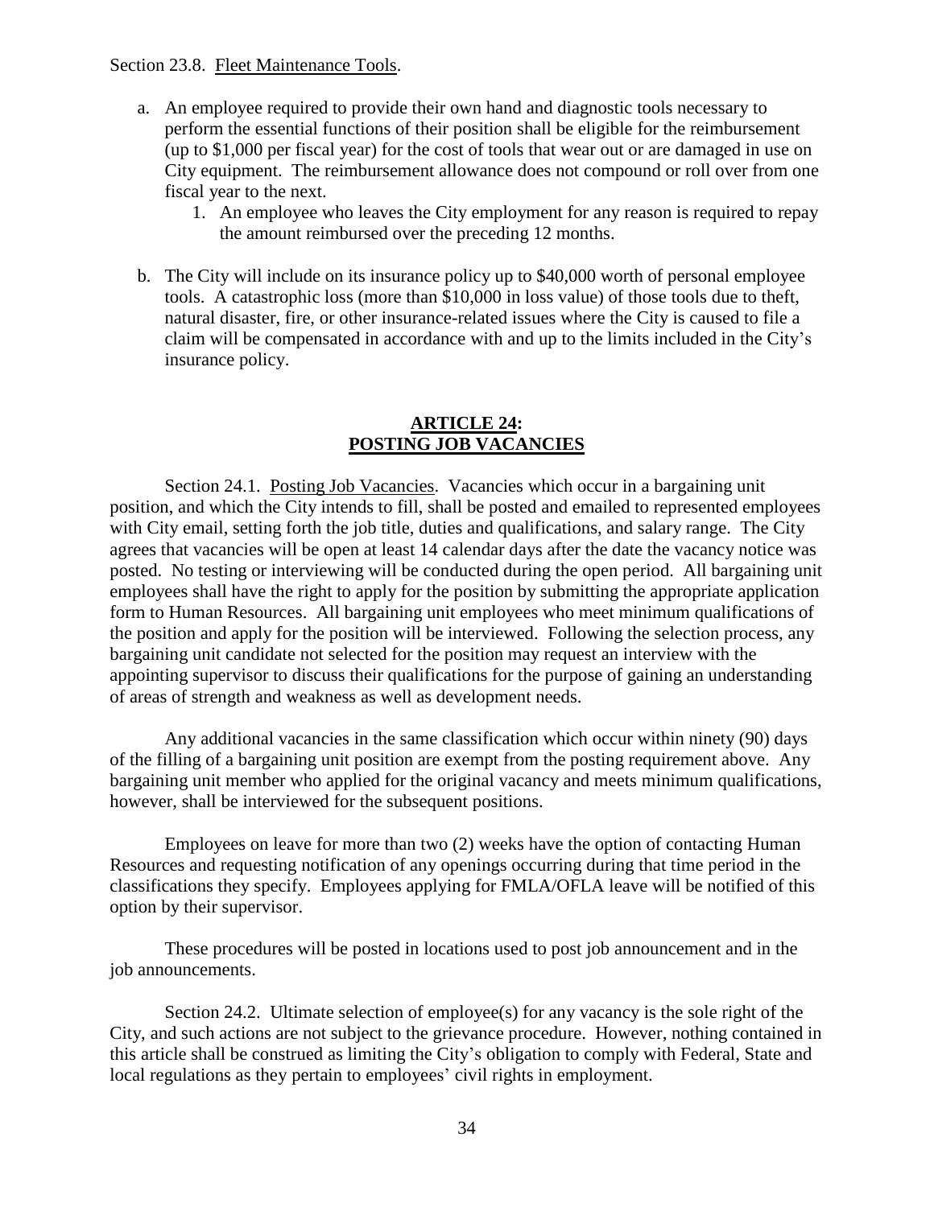Section 23.8. Fleet Maintenance Tools.

a. An employee required to provide their own hand and diagnostic tools necessary to perform the essential functions of their position shall be eligible for the reimbursement (up to $1,000 per fiscal year) for the cost of tools that wear out or are damaged in use on City equipment. The reimbursement allowance does not compound or roll over from one fiscal year to the next.
    1. An employee who leaves the City employment for any reason is required to repay the amount reimbursed over the preceding 12 months.

b. The City will include on its insurance policy up to $40,000 worth of personal employee tools. A catastrophic loss (more than $10,000 in loss value) of those tools due to theft, natural disaster, fire, or other insurance-related issues where the City is caused to file a claim will be compensated in accordance with and up to the limits included in the City's insurance policy.

## ARTICLE 24: POSTING JOB VACANCIES

Section 24.1. Posting Job Vacancies. Vacancies which occur in a bargaining unit position, and which the City intends to fill, shall be posted and emailed to represented employees with City email, setting forth the job title, duties and qualifications, and salary range. The City agrees that vacancies will be open at least 14 calendar days after the date the vacancy notice was posted. No testing or interviewing will be conducted during the open period. All bargaining unit employees shall have the right to apply for the position by submitting the appropriate application form to Human Resources. All bargaining unit employees who meet minimum qualifications of the position and apply for the position will be interviewed. Following the selection process, any bargaining unit candidate not selected for the position may request an interview with the appointing supervisor to discuss their qualifications for the purpose of gaining an understanding of areas of strength and weakness as well as development needs.

Any additional vacancies in the same classification which occur within ninety (90) days of the filling of a bargaining unit position are exempt from the posting requirement above. Any bargaining unit member who applied for the original vacancy and meets minimum qualifications, however, shall be interviewed for the subsequent positions.

Employees on leave for more than two (2) weeks have the option of contacting Human Resources and requesting notification of any openings occurring during that time period in the classifications they specify. Employees applying for FMLA/OFLA leave will be notified of this option by their supervisor.

These procedures will be posted in locations used to post job announcement and in the job announcements.

Section 24.2. Ultimate selection of employee(s) for any vacancy is the sole right of the City, and such actions are not subject to the grievance procedure. However, nothing contained in this article shall be construed as limiting the City's obligation to comply with Federal, State and local regulations as they pertain to employees' civil rights in employment.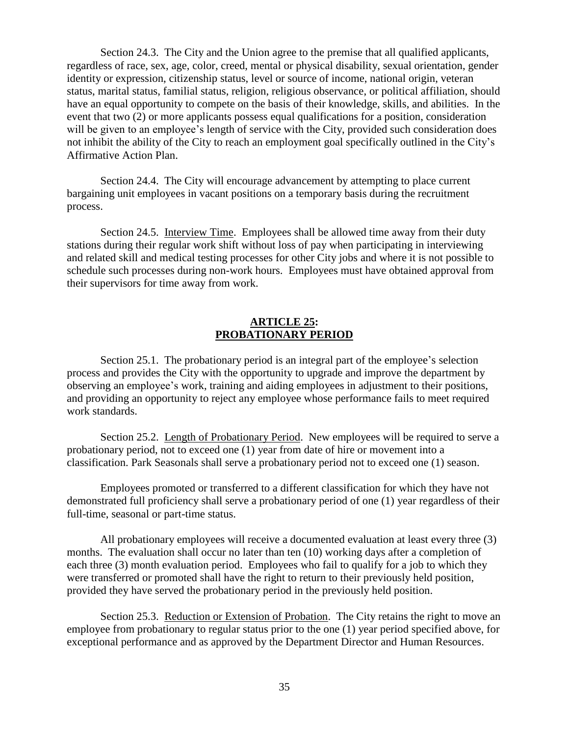Section 24.3. The City and the Union agree to the premise that all qualified applicants, regardless of race, sex, age, color, creed, mental or physical disability, sexual orientation, gender identity or expression, citizenship status, level or source of income, national origin, veteran status, marital status, familial status, religion, religious observance, or political affiliation, should have an equal opportunity to compete on the basis of their knowledge, skills, and abilities. In the event that two (2) or more applicants possess equal qualifications for a position, consideration will be given to an employee's length of service with the City, provided such consideration does not inhibit the ability of the City to reach an employment goal specifically outlined in the City's Affirmative Action Plan.

Section 24.4. The City will encourage advancement by attempting to place current bargaining unit employees in vacant positions on a temporary basis during the recruitment process.

Section 24.5. Interview Time. Employees shall be allowed time away from their duty stations during their regular work shift without loss of pay when participating in interviewing and related skill and medical testing processes for other City jobs and where it is not possible to schedule such processes during non-work hours. Employees must have obtained approval from their supervisors for time away from work.

## ARTICLE 25: PROBATIONARY PERIOD

Section 25.1. The probationary period is an integral part of the employee's selection process and provides the City with the opportunity to upgrade and improve the department by observing an employee's work, training and aiding employees in adjustment to their positions, and providing an opportunity to reject any employee whose performance fails to meet required work standards.

Section 25.2. Length of Probationary Period. New employees will be required to serve a probationary period, not to exceed one (1) year from date of hire or movement into a classification. Park Seasonals shall serve a probationary period not to exceed one (1) season.

Employees promoted or transferred to a different classification for which they have not demonstrated full proficiency shall serve a probationary period of one (1) year regardless of their full-time, seasonal or part-time status.

All probationary employees will receive a documented evaluation at least every three (3) months. The evaluation shall occur no later than ten (10) working days after a completion of each three (3) month evaluation period. Employees who fail to qualify for a job to which they were transferred or promoted shall have the right to return to their previously held position, provided they have served the probationary period in the previously held position.

Section 25.3. Reduction or Extension of Probation. The City retains the right to move an employee from probationary to regular status prior to the one (1) year period specified above, for exceptional performance and as approved by the Department Director and Human Resources.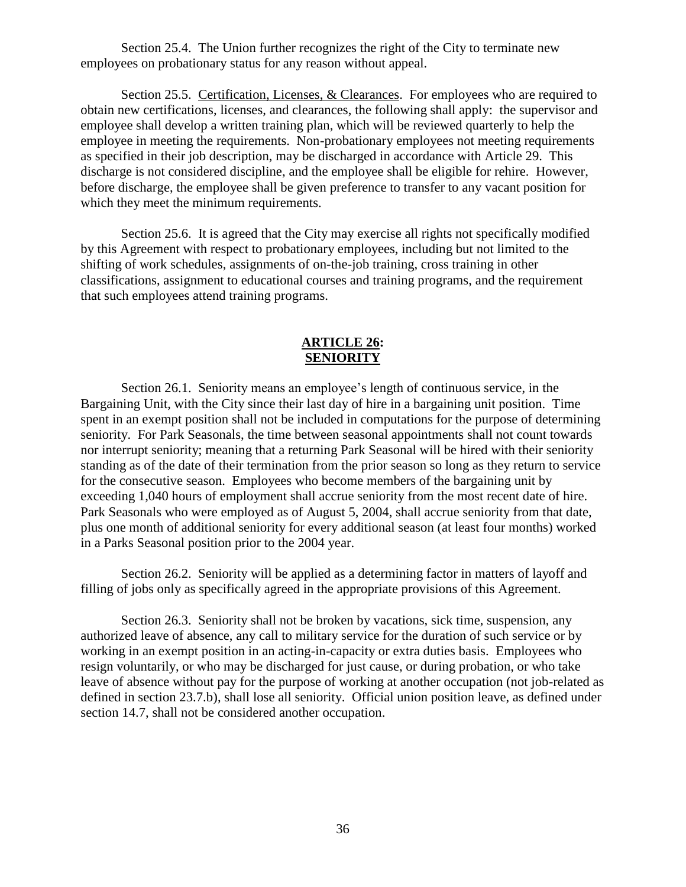Section 25.4. The Union further recognizes the right of the City to terminate new employees on probationary status for any reason without appeal.

Section 25.5. Certification, Licenses, & Clearances. For employees who are required to obtain new certifications, licenses, and clearances, the following shall apply: the supervisor and employee shall develop a written training plan, which will be reviewed quarterly to help the employee in meeting the requirements. Non-probationary employees not meeting requirements as specified in their job description, may be discharged in accordance with Article 29. This discharge is not considered discipline, and the employee shall be eligible for rehire. However, before discharge, the employee shall be given preference to transfer to any vacant position for which they meet the minimum requirements.

Section 25.6. It is agreed that the City may exercise all rights not specifically modified by this Agreement with respect to probationary employees, including but not limited to the shifting of work schedules, assignments of on-the-job training, cross training in other classifications, assignment to educational courses and training programs, and the requirement that such employees attend training programs.

## ARTICLE 26: SENIORITY

Section 26.1. Seniority means an employee's length of continuous service, in the Bargaining Unit, with the City since their last day of hire in a bargaining unit position. Time spent in an exempt position shall not be included in computations for the purpose of determining seniority. For Park Seasonals, the time between seasonal appointments shall not count towards nor interrupt seniority; meaning that a returning Park Seasonal will be hired with their seniority standing as of the date of their termination from the prior season so long as they return to service for the consecutive season. Employees who become members of the bargaining unit by exceeding 1,040 hours of employment shall accrue seniority from the most recent date of hire. Park Seasonals who were employed as of August 5, 2004, shall accrue seniority from that date, plus one month of additional seniority for every additional season (at least four months) worked in a Parks Seasonal position prior to the 2004 year.

Section 26.2. Seniority will be applied as a determining factor in matters of layoff and filling of jobs only as specifically agreed in the appropriate provisions of this Agreement.

Section 26.3. Seniority shall not be broken by vacations, sick time, suspension, any authorized leave of absence, any call to military service for the duration of such service or by working in an exempt position in an acting-in-capacity or extra duties basis. Employees who resign voluntarily, or who may be discharged for just cause, or during probation, or who take leave of absence without pay for the purpose of working at another occupation (not job-related as defined in section 23.7.b), shall lose all seniority. Official union position leave, as defined under section 14.7, shall not be considered another occupation.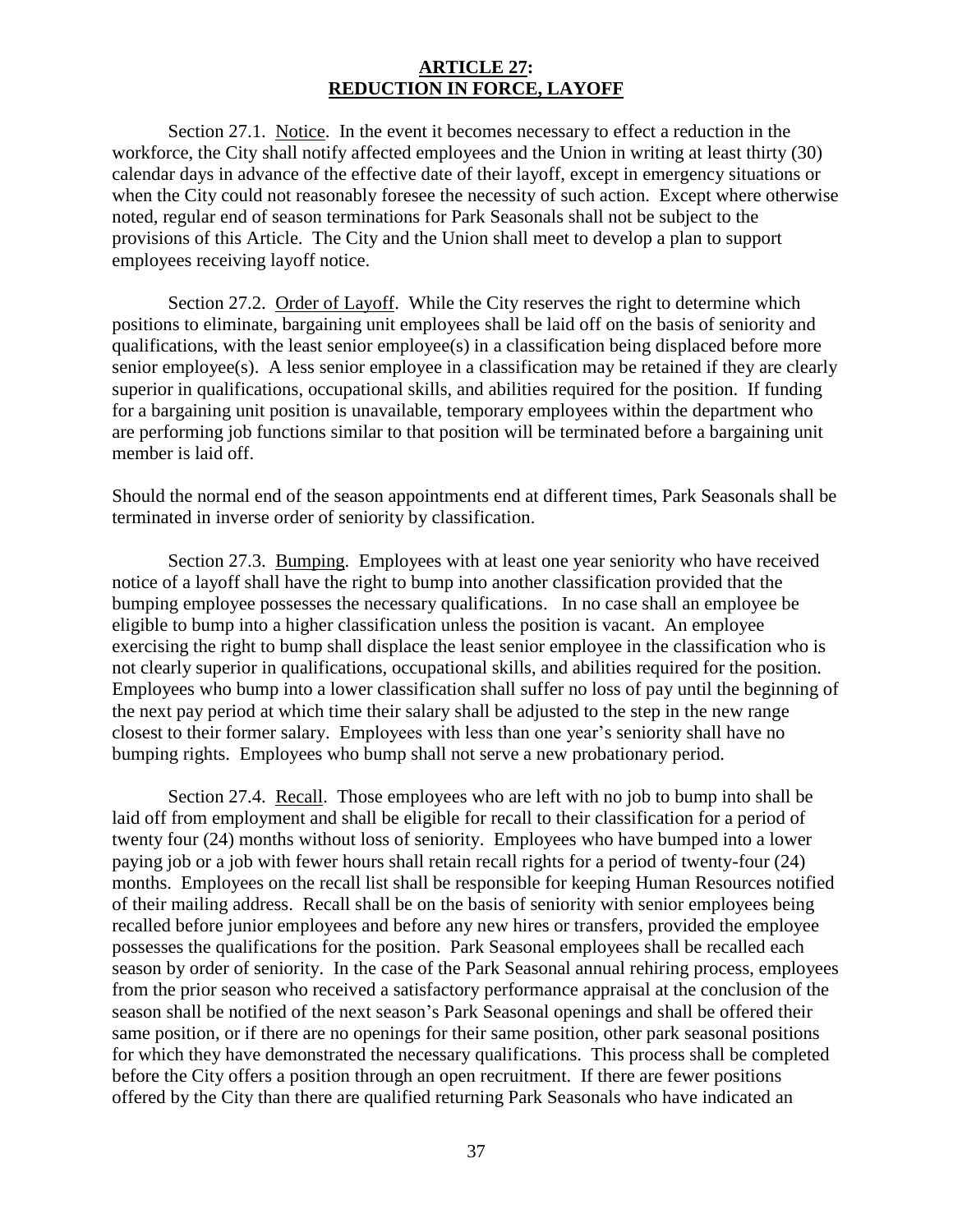## ARTICLE 27: REDUCTION IN FORCE, LAYOFF

Section 27.1. Notice. In the event it becomes necessary to effect a reduction in the workforce, the City shall notify affected employees and the Union in writing at least thirty (30) calendar days in advance of the effective date of their layoff, except in emergency situations or when the City could not reasonably foresee the necessity of such action. Except where otherwise noted, regular end of season terminations for Park Seasonals shall not be subject to the provisions of this Article. The City and the Union shall meet to develop a plan to support employees receiving layoff notice.

Section 27.2. Order of Layoff. While the City reserves the right to determine which positions to eliminate, bargaining unit employees shall be laid off on the basis of seniority and qualifications, with the least senior employee(s) in a classification being displaced before more senior employee(s). A less senior employee in a classification may be retained if they are clearly superior in qualifications, occupational skills, and abilities required for the position. If funding for a bargaining unit position is unavailable, temporary employees within the department who are performing job functions similar to that position will be terminated before a bargaining unit member is laid off.

Should the normal end of the season appointments end at different times, Park Seasonals shall be terminated in inverse order of seniority by classification.

Section 27.3. Bumping. Employees with at least one year seniority who have received notice of a layoff shall have the right to bump into another classification provided that the bumping employee possesses the necessary qualifications. In no case shall an employee be eligible to bump into a higher classification unless the position is vacant. An employee exercising the right to bump shall displace the least senior employee in the classification who is not clearly superior in qualifications, occupational skills, and abilities required for the position. Employees who bump into a lower classification shall suffer no loss of pay until the beginning of the next pay period at which time their salary shall be adjusted to the step in the new range closest to their former salary. Employees with less than one year's seniority shall have no bumping rights. Employees who bump shall not serve a new probationary period.

Section 27.4. Recall. Those employees who are left with no job to bump into shall be laid off from employment and shall be eligible for recall to their classification for a period of twenty four (24) months without loss of seniority. Employees who have bumped into a lower paying job or a job with fewer hours shall retain recall rights for a period of twenty-four (24) months. Employees on the recall list shall be responsible for keeping Human Resources notified of their mailing address. Recall shall be on the basis of seniority with senior employees being recalled before junior employees and before any new hires or transfers, provided the employee possesses the qualifications for the position. Park Seasonal employees shall be recalled each season by order of seniority. In the case of the Park Seasonal annual rehiring process, employees from the prior season who received a satisfactory performance appraisal at the conclusion of the season shall be notified of the next season's Park Seasonal openings and shall be offered their same position, or if there are no openings for their same position, other park seasonal positions for which they have demonstrated the necessary qualifications. This process shall be completed before the City offers a position through an open recruitment. If there are fewer positions offered by the City than there are qualified returning Park Seasonals who have indicated an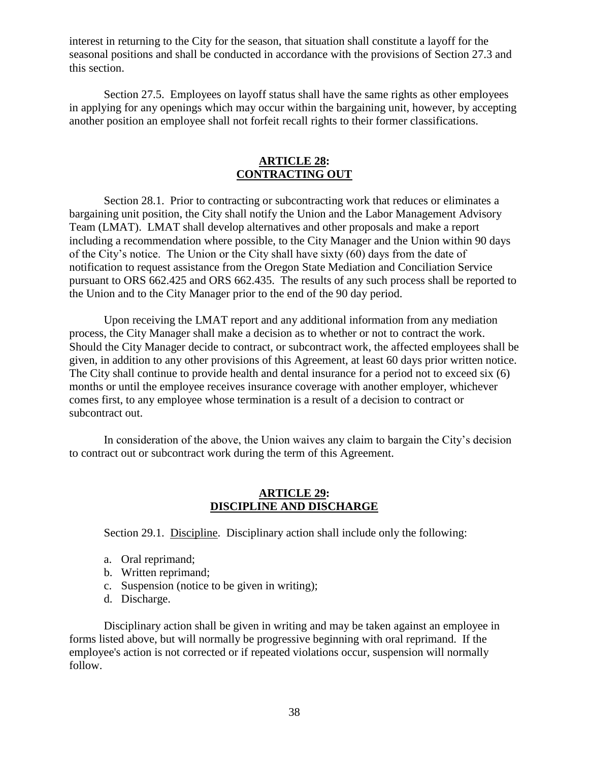interest in returning to the City for the season, that situation shall constitute a layoff for the seasonal positions and shall be conducted in accordance with the provisions of Section 27.3 and this section.

Section 27.5. Employees on layoff status shall have the same rights as other employees in applying for any openings which may occur within the bargaining unit, however, by accepting another position an employee shall not forfeit recall rights to their former classifications.

## ARTICLE 28: CONTRACTING OUT

Section 28.1. Prior to contracting or subcontracting work that reduces or eliminates a bargaining unit position, the City shall notify the Union and the Labor Management Advisory Team (LMAT). LMAT shall develop alternatives and other proposals and make a report including a recommendation where possible, to the City Manager and the Union within 90 days of the City's notice. The Union or the City shall have sixty (60) days from the date of notification to request assistance from the Oregon State Mediation and Conciliation Service pursuant to ORS 662.425 and ORS 662.435. The results of any such process shall be reported to the Union and to the City Manager prior to the end of the 90 day period.

Upon receiving the LMAT report and any additional information from any mediation process, the City Manager shall make a decision as to whether or not to contract the work. Should the City Manager decide to contract, or subcontract work, the affected employees shall be given, in addition to any other provisions of this Agreement, at least 60 days prior written notice. The City shall continue to provide health and dental insurance for a period not to exceed six (6) months or until the employee receives insurance coverage with another employer, whichever comes first, to any employee whose termination is a result of a decision to contract or subcontract out.

In consideration of the above, the Union waives any claim to bargain the City's decision to contract out or subcontract work during the term of this Agreement.

## ARTICLE 29: DISCIPLINE AND DISCHARGE

Section 29.1. Discipline. Disciplinary action shall include only the following:

a. Oral reprimand;
b. Written reprimand;
c. Suspension (notice to be given in writing);
d. Discharge.

Disciplinary action shall be given in writing and may be taken against an employee in forms listed above, but will normally be progressive beginning with oral reprimand. If the employee's action is not corrected or if repeated violations occur, suspension will normally follow.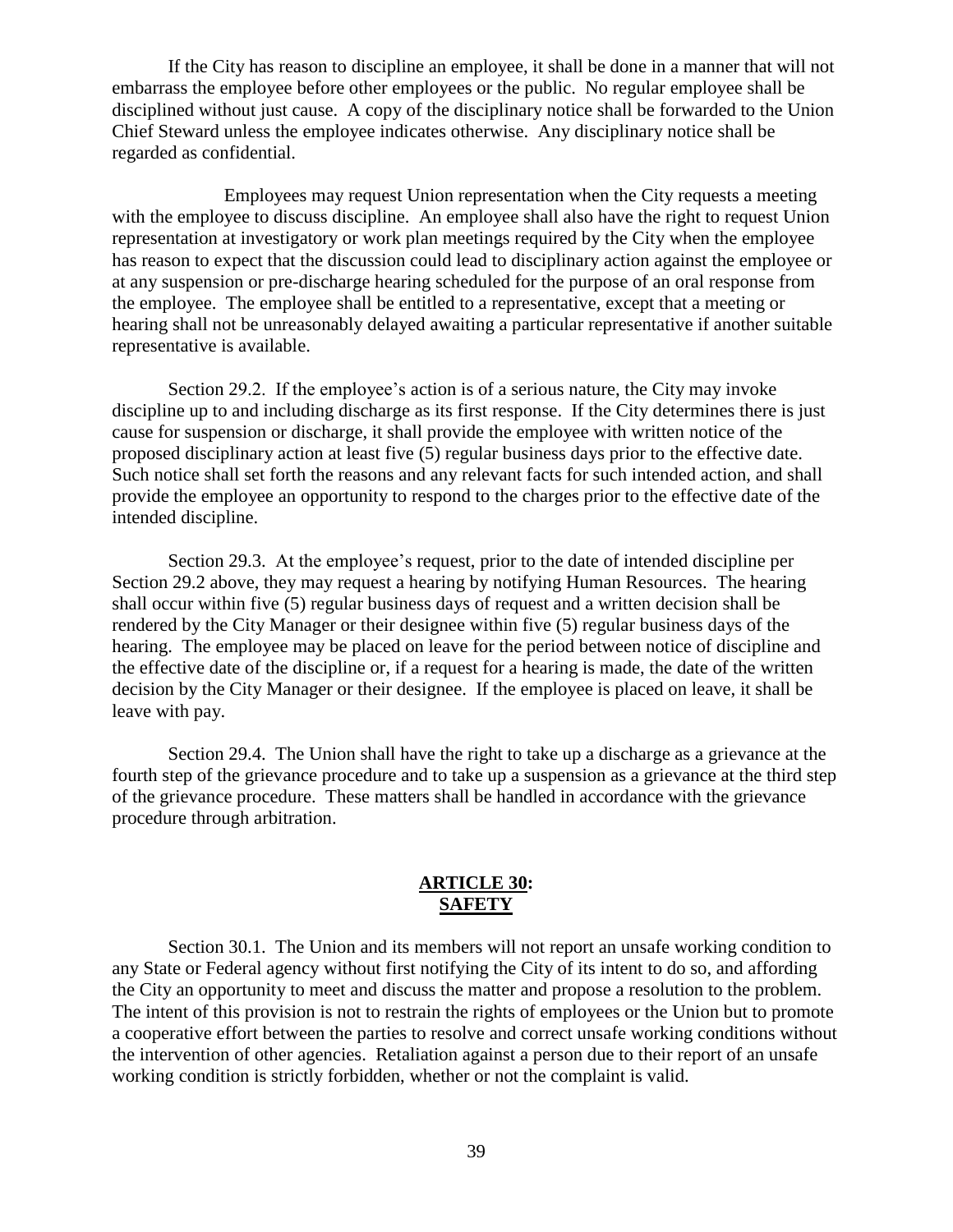If the City has reason to discipline an employee, it shall be done in a manner that will not embarrass the employee before other employees or the public. No regular employee shall be disciplined without just cause. A copy of the disciplinary notice shall be forwarded to the Union Chief Steward unless the employee indicates otherwise. Any disciplinary notice shall be regarded as confidential.

Employees may request Union representation when the City requests a meeting with the employee to discuss discipline. An employee shall also have the right to request Union representation at investigatory or work plan meetings required by the City when the employee has reason to expect that the discussion could lead to disciplinary action against the employee or at any suspension or pre-discharge hearing scheduled for the purpose of an oral response from the employee. The employee shall be entitled to a representative, except that a meeting or hearing shall not be unreasonably delayed awaiting a particular representative if another suitable representative is available.

Section 29.2. If the employee's action is of a serious nature, the City may invoke discipline up to and including discharge as its first response. If the City determines there is just cause for suspension or discharge, it shall provide the employee with written notice of the proposed disciplinary action at least five (5) regular business days prior to the effective date. Such notice shall set forth the reasons and any relevant facts for such intended action, and shall provide the employee an opportunity to respond to the charges prior to the effective date of the intended discipline.

Section 29.3. At the employee's request, prior to the date of intended discipline per Section 29.2 above, they may request a hearing by notifying Human Resources. The hearing shall occur within five (5) regular business days of request and a written decision shall be rendered by the City Manager or their designee within five (5) regular business days of the hearing. The employee may be placed on leave for the period between notice of discipline and the effective date of the discipline or, if a request for a hearing is made, the date of the written decision by the City Manager or their designee. If the employee is placed on leave, it shall be leave with pay.

Section 29.4. The Union shall have the right to take up a discharge as a grievance at the fourth step of the grievance procedure and to take up a suspension as a grievance at the third step of the grievance procedure. These matters shall be handled in accordance with the grievance procedure through arbitration.

## ARTICLE 30: SAFETY

Section 30.1. The Union and its members will not report an unsafe working condition to any State or Federal agency without first notifying the City of its intent to do so, and affording the City an opportunity to meet and discuss the matter and propose a resolution to the problem. The intent of this provision is not to restrain the rights of employees or the Union but to promote a cooperative effort between the parties to resolve and correct unsafe working conditions without the intervention of other agencies. Retaliation against a person due to their report of an unsafe working condition is strictly forbidden, whether or not the complaint is valid.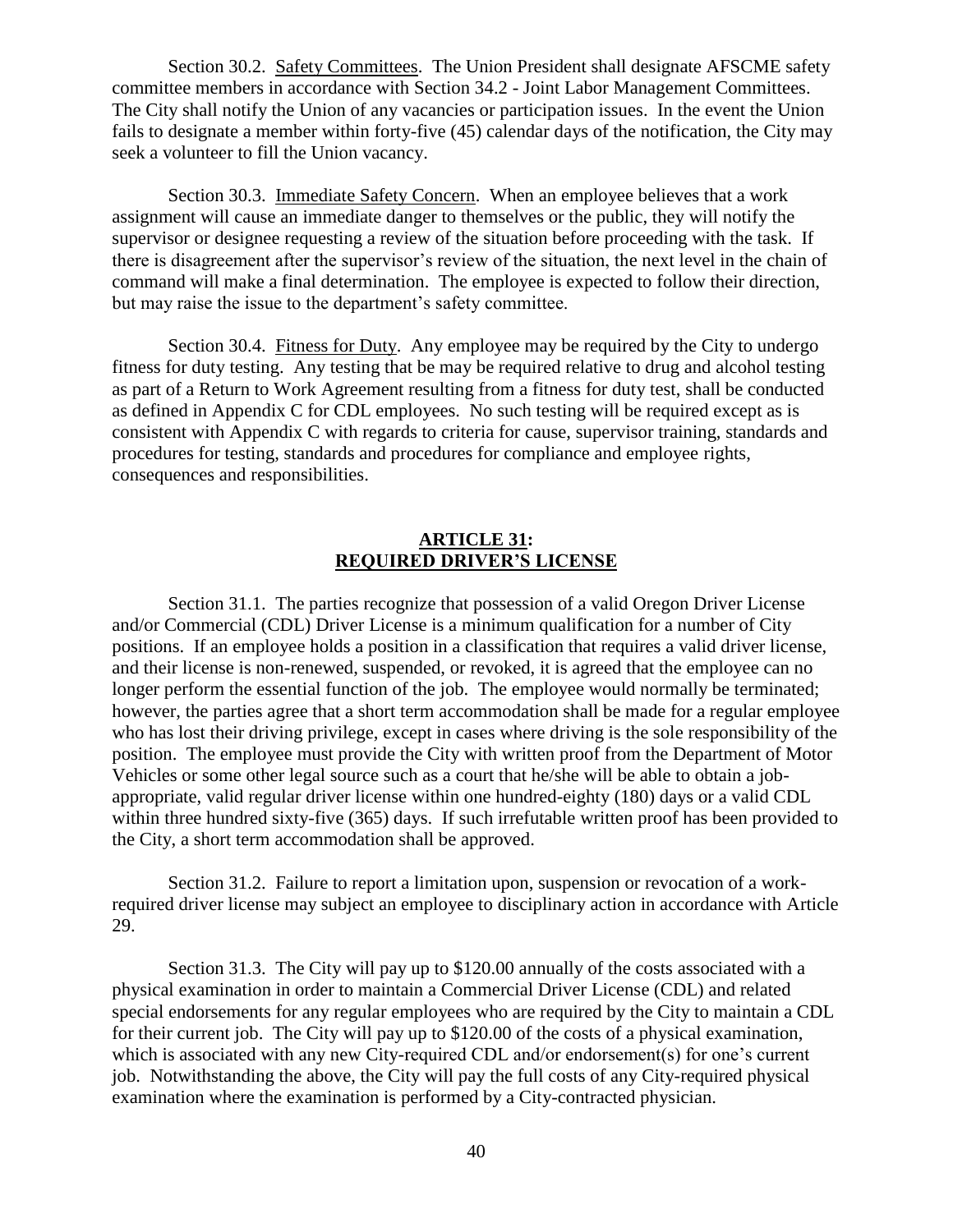Section 30.2. Safety Committees. The Union President shall designate AFSCME safety committee members in accordance with Section 34.2 - Joint Labor Management Committees. The City shall notify the Union of any vacancies or participation issues. In the event the Union fails to designate a member within forty-five (45) calendar days of the notification, the City may seek a volunteer to fill the Union vacancy.

Section 30.3. Immediate Safety Concern. When an employee believes that a work assignment will cause an immediate danger to themselves or the public, they will notify the supervisor or designee requesting a review of the situation before proceeding with the task. If there is disagreement after the supervisor's review of the situation, the next level in the chain of command will make a final determination. The employee is expected to follow their direction, but may raise the issue to the department's safety committee.

Section 30.4. Fitness for Duty. Any employee may be required by the City to undergo fitness for duty testing. Any testing that be may be required relative to drug and alcohol testing as part of a Return to Work Agreement resulting from a fitness for duty test, shall be conducted as defined in Appendix C for CDL employees. No such testing will be required except as is consistent with Appendix C with regards to criteria for cause, supervisor training, standards and procedures for testing, standards and procedures for compliance and employee rights, consequences and responsibilities.

## ARTICLE 31: REQUIRED DRIVER'S LICENSE

Section 31.1. The parties recognize that possession of a valid Oregon Driver License and/or Commercial (CDL) Driver License is a minimum qualification for a number of City positions. If an employee holds a position in a classification that requires a valid driver license, and their license is non-renewed, suspended, or revoked, it is agreed that the employee can no longer perform the essential function of the job. The employee would normally be terminated; however, the parties agree that a short term accommodation shall be made for a regular employee who has lost their driving privilege, except in cases where driving is the sole responsibility of the position. The employee must provide the City with written proof from the Department of Motor Vehicles or some other legal source such as a court that he/she will be able to obtain a job-appropriate, valid regular driver license within one hundred-eighty (180) days or a valid CDL within three hundred sixty-five (365) days. If such irrefutable written proof has been provided to the City, a short term accommodation shall be approved.

Section 31.2. Failure to report a limitation upon, suspension or revocation of a work-required driver license may subject an employee to disciplinary action in accordance with Article 29.

Section 31.3. The City will pay up to $120.00 annually of the costs associated with a physical examination in order to maintain a Commercial Driver License (CDL) and related special endorsements for any regular employees who are required by the City to maintain a CDL for their current job. The City will pay up to $120.00 of the costs of a physical examination, which is associated with any new City-required CDL and/or endorsement(s) for one's current job. Notwithstanding the above, the City will pay the full costs of any City-required physical examination where the examination is performed by a City-contracted physician.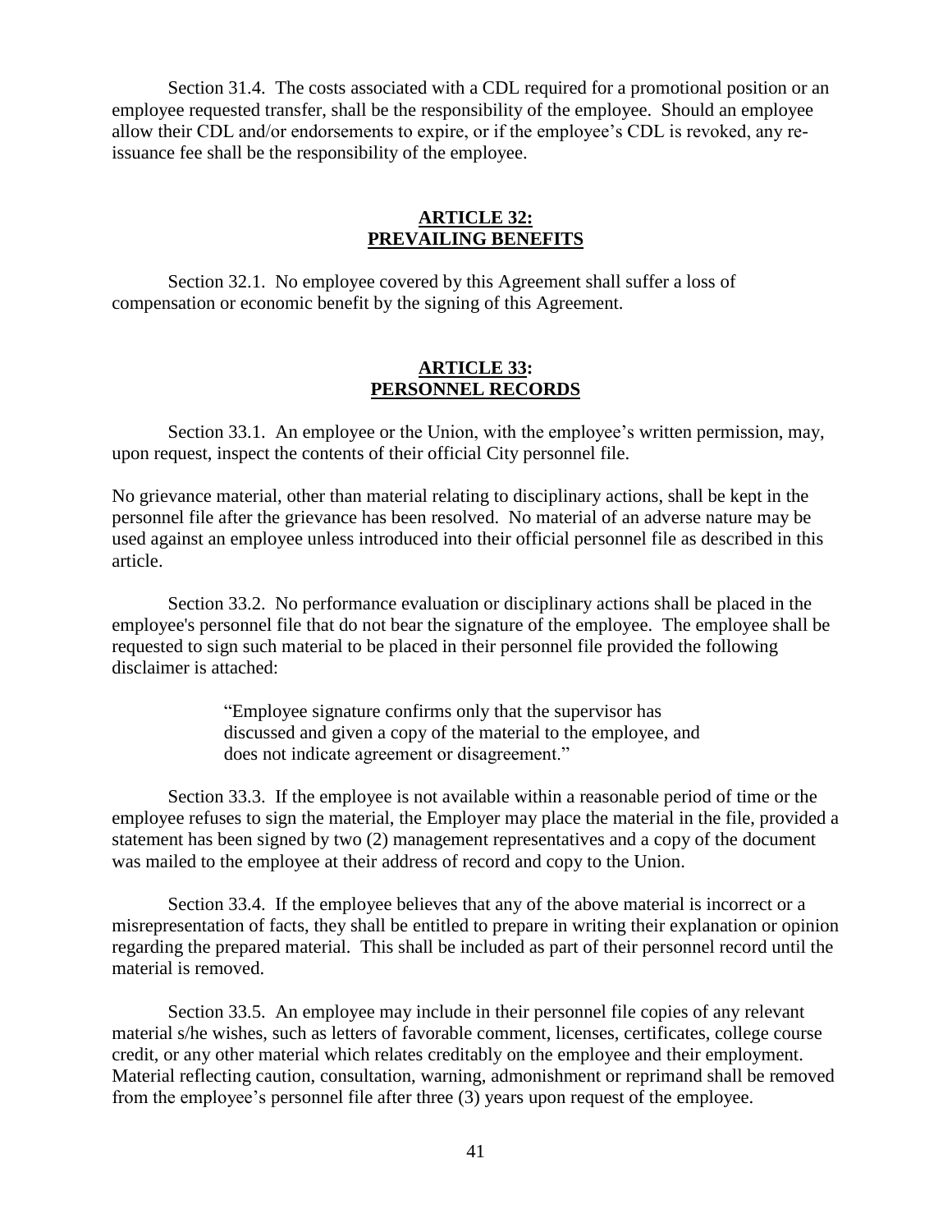Section 31.4. The costs associated with a CDL required for a promotional position or an employee requested transfer, shall be the responsibility of the employee. Should an employee allow their CDL and/or endorsements to expire, or if the employee's CDL is revoked, any re-issuance fee shall be the responsibility of the employee.

## ARTICLE 32: PREVAILING BENEFITS

Section 32.1. No employee covered by this Agreement shall suffer a loss of compensation or economic benefit by the signing of this Agreement.

## ARTICLE 33: PERSONNEL RECORDS

Section 33.1. An employee or the Union, with the employee's written permission, may, upon request, inspect the contents of their official City personnel file.

No grievance material, other than material relating to disciplinary actions, shall be kept in the personnel file after the grievance has been resolved. No material of an adverse nature may be used against an employee unless introduced into their official personnel file as described in this article.

Section 33.2. No performance evaluation or disciplinary actions shall be placed in the employee's personnel file that do not bear the signature of the employee. The employee shall be requested to sign such material to be placed in their personnel file provided the following disclaimer is attached:

> "Employee signature confirms only that the supervisor has discussed and given a copy of the material to the employee, and does not indicate agreement or disagreement."

Section 33.3. If the employee is not available within a reasonable period of time or the employee refuses to sign the material, the Employer may place the material in the file, provided a statement has been signed by two (2) management representatives and a copy of the document was mailed to the employee at their address of record and copy to the Union.

Section 33.4. If the employee believes that any of the above material is incorrect or a misrepresentation of facts, they shall be entitled to prepare in writing their explanation or opinion regarding the prepared material. This shall be included as part of their personnel record until the material is removed.

Section 33.5. An employee may include in their personnel file copies of any relevant material s/he wishes, such as letters of favorable comment, licenses, certificates, college course credit, or any other material which relates creditably on the employee and their employment. Material reflecting caution, consultation, warning, admonishment or reprimand shall be removed from the employee's personnel file after three (3) years upon request of the employee.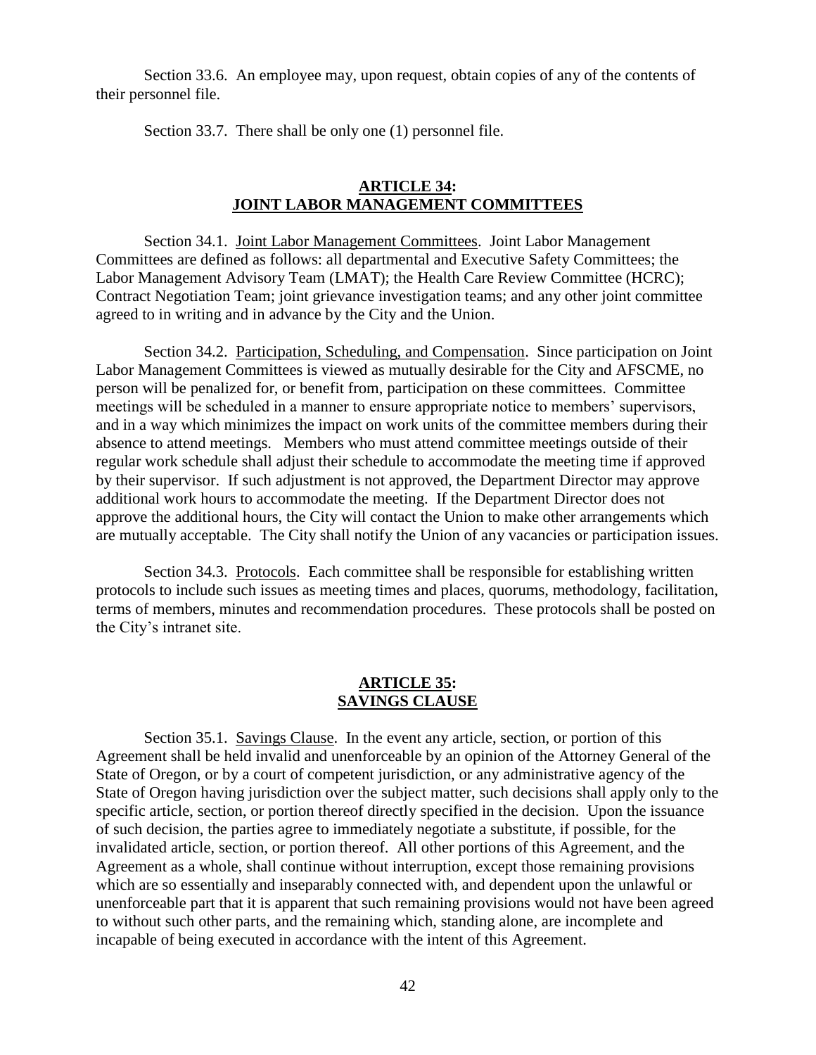Section 33.6. An employee may, upon request, obtain copies of any of the contents of their personnel file.

Section 33.7. There shall be only one (1) personnel file.

## ARTICLE 34: JOINT LABOR MANAGEMENT COMMITTEES

Section 34.1. Joint Labor Management Committees. Joint Labor Management Committees are defined as follows: all departmental and Executive Safety Committees; the Labor Management Advisory Team (LMAT); the Health Care Review Committee (HCRC); Contract Negotiation Team; joint grievance investigation teams; and any other joint committee agreed to in writing and in advance by the City and the Union.

Section 34.2. Participation, Scheduling, and Compensation. Since participation on Joint Labor Management Committees is viewed as mutually desirable for the City and AFSCME, no person will be penalized for, or benefit from, participation on these committees. Committee meetings will be scheduled in a manner to ensure appropriate notice to members' supervisors, and in a way which minimizes the impact on work units of the committee members during their absence to attend meetings. Members who must attend committee meetings outside of their regular work schedule shall adjust their schedule to accommodate the meeting time if approved by their supervisor. If such adjustment is not approved, the Department Director may approve additional work hours to accommodate the meeting. If the Department Director does not approve the additional hours, the City will contact the Union to make other arrangements which are mutually acceptable. The City shall notify the Union of any vacancies or participation issues.

Section 34.3. Protocols. Each committee shall be responsible for establishing written protocols to include such issues as meeting times and places, quorums, methodology, facilitation, terms of members, minutes and recommendation procedures. These protocols shall be posted on the City's intranet site.

## ARTICLE 35: SAVINGS CLAUSE

Section 35.1. Savings Clause. In the event any article, section, or portion of this Agreement shall be held invalid and unenforceable by an opinion of the Attorney General of the State of Oregon, or by a court of competent jurisdiction, or any administrative agency of the State of Oregon having jurisdiction over the subject matter, such decisions shall apply only to the specific article, section, or portion thereof directly specified in the decision. Upon the issuance of such decision, the parties agree to immediately negotiate a substitute, if possible, for the invalidated article, section, or portion thereof. All other portions of this Agreement, and the Agreement as a whole, shall continue without interruption, except those remaining provisions which are so essentially and inseparably connected with, and dependent upon the unlawful or unenforceable part that it is apparent that such remaining provisions would not have been agreed to without such other parts, and the remaining which, standing alone, are incomplete and incapable of being executed in accordance with the intent of this Agreement.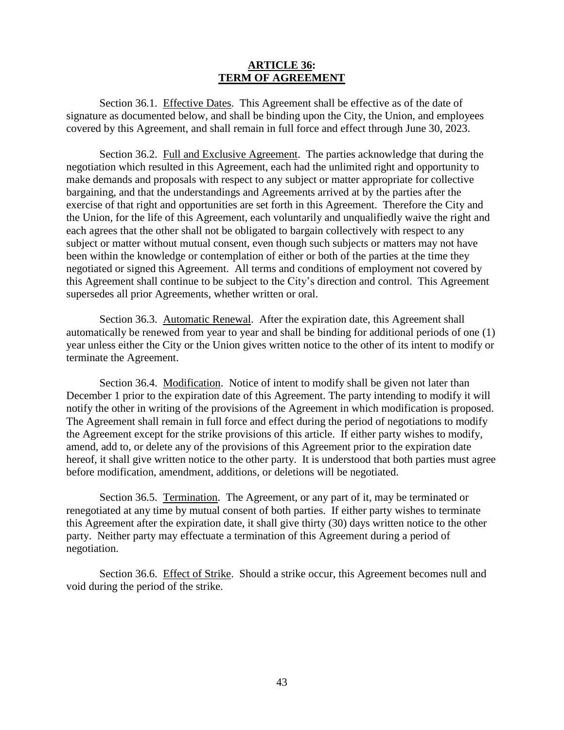## ARTICLE 36: TERM OF AGREEMENT

Section 36.1. Effective Dates. This Agreement shall be effective as of the date of signature as documented below, and shall be binding upon the City, the Union, and employees covered by this Agreement, and shall remain in full force and effect through June 30, 2023.

Section 36.2. Full and Exclusive Agreement. The parties acknowledge that during the negotiation which resulted in this Agreement, each had the unlimited right and opportunity to make demands and proposals with respect to any subject or matter appropriate for collective bargaining, and that the understandings and Agreements arrived at by the parties after the exercise of that right and opportunities are set forth in this Agreement. Therefore the City and the Union, for the life of this Agreement, each voluntarily and unqualifiedly waive the right and each agrees that the other shall not be obligated to bargain collectively with respect to any subject or matter without mutual consent, even though such subjects or matters may not have been within the knowledge or contemplation of either or both of the parties at the time they negotiated or signed this Agreement. All terms and conditions of employment not covered by this Agreement shall continue to be subject to the City's direction and control. This Agreement supersedes all prior Agreements, whether written or oral.

Section 36.3. Automatic Renewal. After the expiration date, this Agreement shall automatically be renewed from year to year and shall be binding for additional periods of one (1) year unless either the City or the Union gives written notice to the other of its intent to modify or terminate the Agreement.

Section 36.4. Modification. Notice of intent to modify shall be given not later than December 1 prior to the expiration date of this Agreement. The party intending to modify it will notify the other in writing of the provisions of the Agreement in which modification is proposed. The Agreement shall remain in full force and effect during the period of negotiations to modify the Agreement except for the strike provisions of this article. If either party wishes to modify, amend, add to, or delete any of the provisions of this Agreement prior to the expiration date hereof, it shall give written notice to the other party. It is understood that both parties must agree before modification, amendment, additions, or deletions will be negotiated.

Section 36.5. Termination. The Agreement, or any part of it, may be terminated or renegotiated at any time by mutual consent of both parties. If either party wishes to terminate this Agreement after the expiration date, it shall give thirty (30) days written notice to the other party. Neither party may effectuate a termination of this Agreement during a period of negotiation.

Section 36.6. Effect of Strike. Should a strike occur, this Agreement becomes null and void during the period of the strike.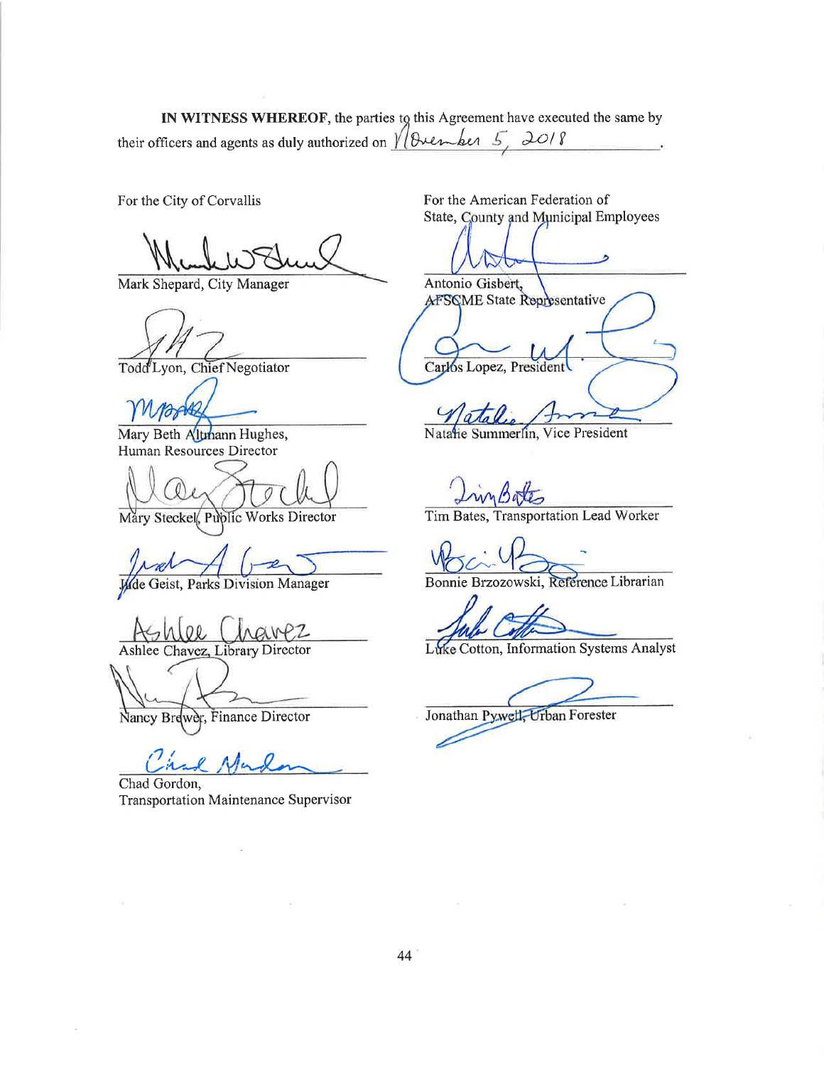**IN WITNESS WHEREOF**, the parties to this Agreement have executed the same by their officers and agents as duly authorized on November 5, 2018.

For the City of Corvallis

Mark Shepard, City Manager

Todd Lyon, Chief Negotiator

Mary Beth Altmann Hughes, Human Resources Director

Mary Steckel, Public Works Director

Jude Geist, Parks Division Manager

Ashlee Chavez, Library Director

Nancy Brewer, Finance Director

Chad Gordon, Transportation Maintenance Supervisor

For the American Federation of State, County and Municipal Employees

Antonio Gisbert, AFSCME State Representative

Carlos Lopez, President

Natalie Summerlin, Vice President

Tim Bates, Transportation Lead Worker

Bonnie Brzozowski, Reference Librarian

Luke Cotton, Information Systems Analyst

Jonathan Pywell, Urban Forester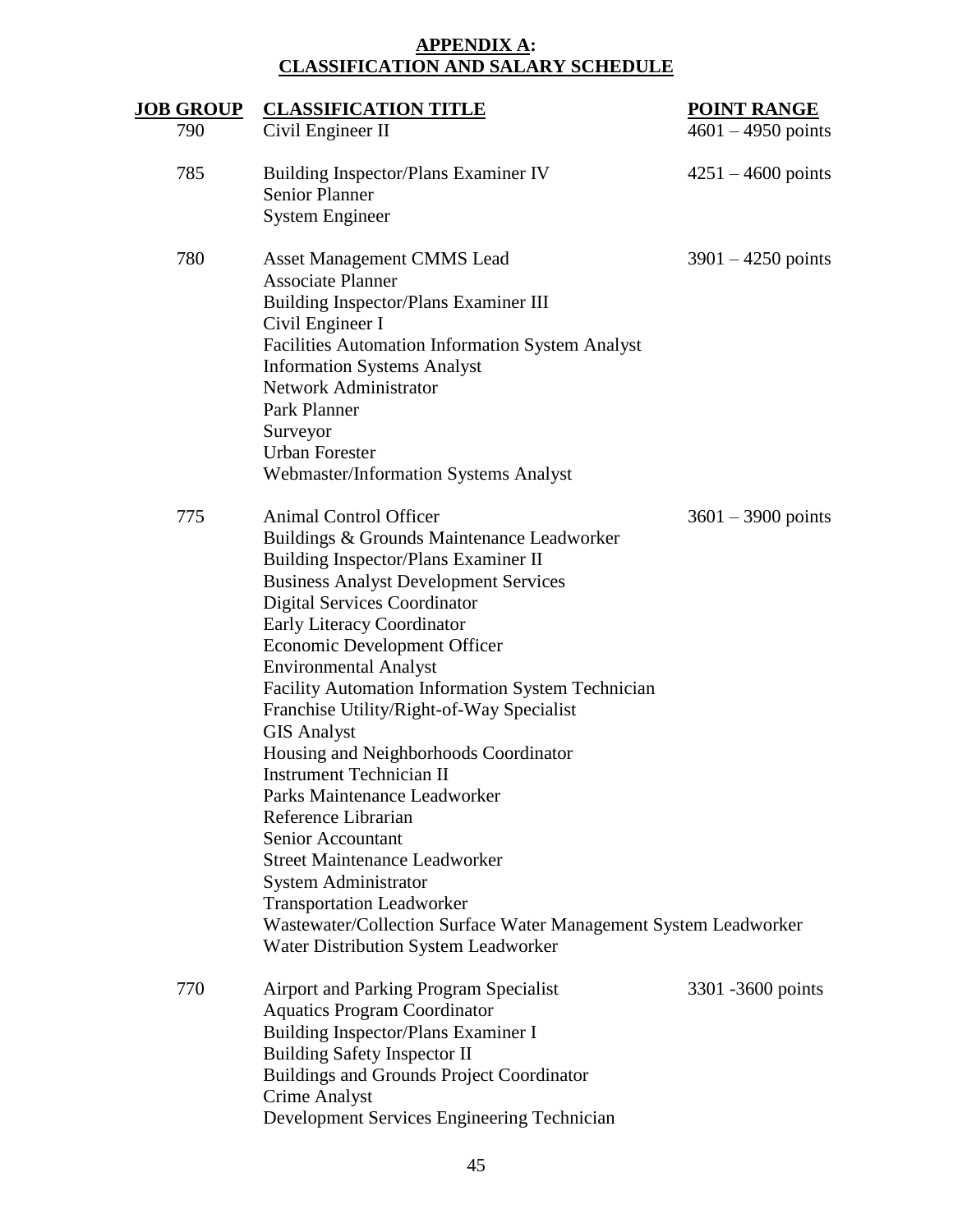## APPENDIX A: CLASSIFICATION AND SALARY SCHEDULE

| JOB GROUP | CLASSIFICATION TITLE | POINT RANGE |
|---|---|---|
| 790 | Civil Engineer II | 4601 – 4950 points |
| 785 | Building Inspector/Plans Examiner IV | 4251 – 4600 points |
| | Senior Planner | |
| | System Engineer | |
| 780 | Asset Management CMMS Lead | 3901 – 4250 points |
| | Associate Planner | |
| | Building Inspector/Plans Examiner III | |
| | Civil Engineer I | |
| | Facilities Automation Information System Analyst | |
| | Information Systems Analyst | |
| | Network Administrator | |
| | Park Planner | |
| | Surveyor | |
| | Urban Forester | |
| | Webmaster/Information Systems Analyst | |
| 775 | Animal Control Officer | 3601 – 3900 points |
| | Buildings & Grounds Maintenance Leadworker | |
| | Building Inspector/Plans Examiner II | |
| | Business Analyst Development Services | |
| | Digital Services Coordinator | |
| | Early Literacy Coordinator | |
| | Economic Development Officer | |
| | Environmental Analyst | |
| | Facility Automation Information System Technician | |
| | Franchise Utility/Right-of-Way Specialist | |
| | GIS Analyst | |
| | Housing and Neighborhoods Coordinator | |
| | Instrument Technician II | |
| | Parks Maintenance Leadworker | |
| | Reference Librarian | |
| | Senior Accountant | |
| | Street Maintenance Leadworker | |
| | System Administrator | |
| | Transportation Leadworker | |
| | Wastewater/Collection Surface Water Management System Leadworker | |
| | Water Distribution System Leadworker | |
| 770 | Airport and Parking Program Specialist | 3301 -3600 points |
| | Aquatics Program Coordinator | |
| | Building Inspector/Plans Examiner I | |
| | Building Safety Inspector II | |
| | Buildings and Grounds Project Coordinator | |
| | Crime Analyst | |
| | Development Services Engineering Technician | |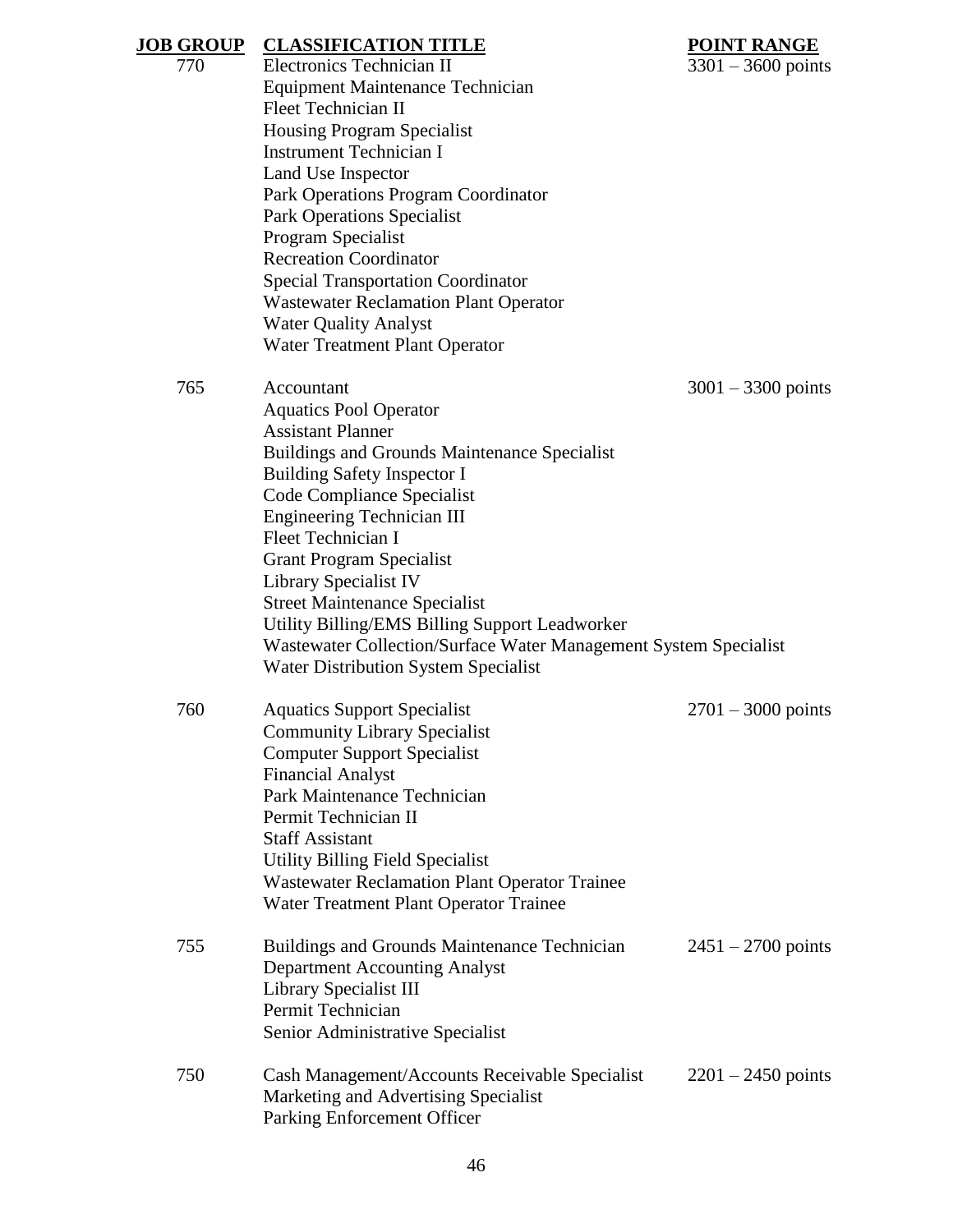| JOB GROUP | CLASSIFICATION TITLE | POINT RANGE |
|---|---|---|
| 770 | Electronics Technician II | 3301 – 3600 points |
| | Equipment Maintenance Technician | |
| | Fleet Technician II | |
| | Housing Program Specialist | |
| | Instrument Technician I | |
| | Land Use Inspector | |
| | Park Operations Program Coordinator | |
| | Park Operations Specialist | |
| | Program Specialist | |
| | Recreation Coordinator | |
| | Special Transportation Coordinator | |
| | Wastewater Reclamation Plant Operator | |
| | Water Quality Analyst | |
| | Water Treatment Plant Operator | |
| 765 | Accountant | 3001 – 3300 points |
| | Aquatics Pool Operator | |
| | Assistant Planner | |
| | Buildings and Grounds Maintenance Specialist | |
| | Building Safety Inspector I | |
| | Code Compliance Specialist | |
| | Engineering Technician III | |
| | Fleet Technician I | |
| | Grant Program Specialist | |
| | Library Specialist IV | |
| | Street Maintenance Specialist | |
| | Utility Billing/EMS Billing Support Leadworker | |
| | Wastewater Collection/Surface Water Management System Specialist | |
| | Water Distribution System Specialist | |
| 760 | Aquatics Support Specialist | 2701 – 3000 points |
| | Community Library Specialist | |
| | Computer Support Specialist | |
| | Financial Analyst | |
| | Park Maintenance Technician | |
| | Permit Technician II | |
| | Staff Assistant | |
| | Utility Billing Field Specialist | |
| | Wastewater Reclamation Plant Operator Trainee | |
| | Water Treatment Plant Operator Trainee | |
| 755 | Buildings and Grounds Maintenance Technician | 2451 – 2700 points |
| | Department Accounting Analyst | |
| | Library Specialist III | |
| | Permit Technician | |
| | Senior Administrative Specialist | |
| 750 | Cash Management/Accounts Receivable Specialist | 2201 – 2450 points |
| | Marketing and Advertising Specialist | |
| | Parking Enforcement Officer | |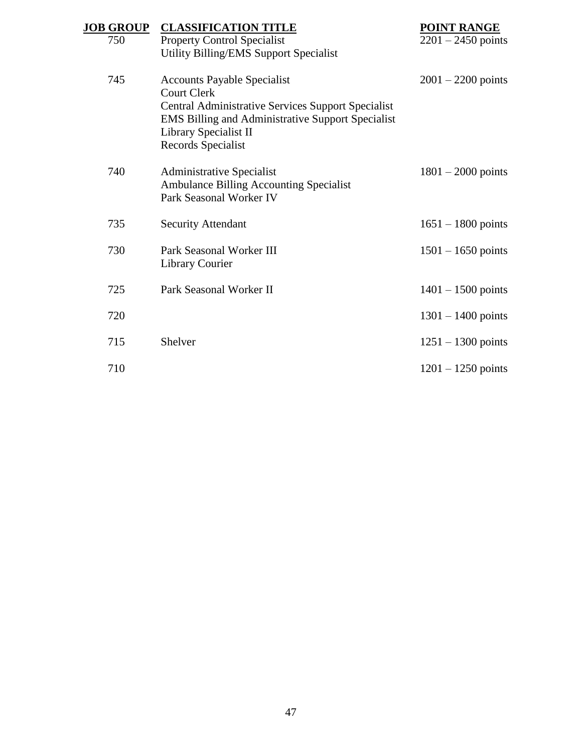| JOB GROUP | CLASSIFICATION TITLE | POINT RANGE |
|---|---|---|
| 750 | Property Control Specialist<br>Utility Billing/EMS Support Specialist | 2201 – 2450 points |
| 745 | Accounts Payable Specialist<br>Court Clerk<br>Central Administrative Services Support Specialist<br>EMS Billing and Administrative Support Specialist<br>Library Specialist II<br>Records Specialist | 2001 – 2200 points |
| 740 | Administrative Specialist<br>Ambulance Billing Accounting Specialist<br>Park Seasonal Worker IV | 1801 – 2000 points |
| 735 | Security Attendant | 1651 – 1800 points |
| 730 | Park Seasonal Worker III<br>Library Courier | 1501 – 1650 points |
| 725 | Park Seasonal Worker II | 1401 – 1500 points |
| 720 | | 1301 – 1400 points |
| 715 | Shelver | 1251 – 1300 points |
| 710 | | 1201 – 1250 points |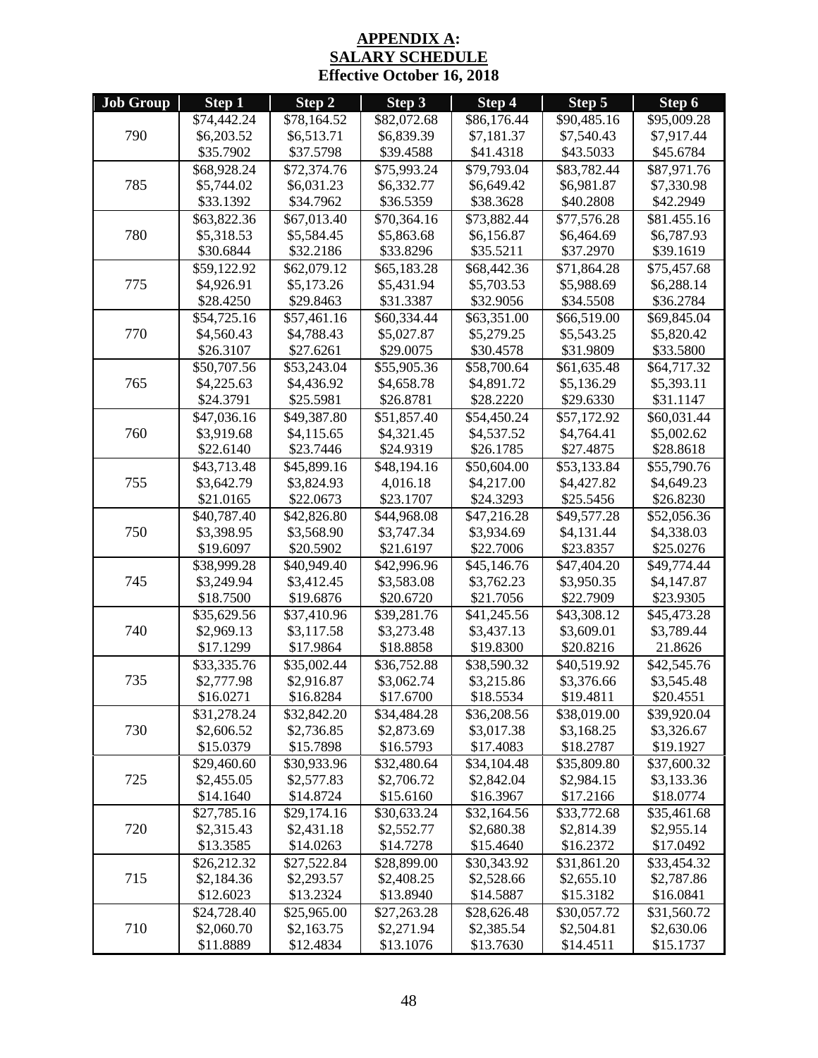**APPENDIX A:**
**SALARY SCHEDULE**
**Effective October 16, 2018**

| Job Group | Step 1 | Step 2 | Step 3 | Step 4 | Step 5 | Step 6 |
|---|---|---|---|---|---|---|
| 790 | $74,442.24<br>$6,203.52<br>$35.7902 | $78,164.52<br>$6,513.71<br>$37.5798 | $82,072.68<br>$6,839.39<br>$39.4588 | $86,176.44<br>$7,181.37<br>$41.4318 | $90,485.16<br>$7,540.43<br>$43.5033 | $95,009.28<br>$7,917.44<br>$45.6784 |
| 785 | $68,928.24<br>$5,744.02<br>$33.1392 | $72,374.76<br>$6,031.23<br>$34.7962 | $75,993.24<br>$6,332.77<br>$36.5359 | $79,793.04<br>$6,649.42<br>$38.3628 | $83,782.44<br>$6,981.87<br>$40.2808 | $87,971.76<br>$7,330.98<br>$42.2949 |
| 780 | $63,822.36<br>$5,318.53<br>$30.6844 | $67,013.40<br>$5,584.45<br>$32.2186 | $70,364.16<br>$5,863.68<br>$33.8296 | $73,882.44<br>$6,156.87<br>$35.5211 | $77,576.28<br>$6,464.69<br>$37.2970 | $81.455.16<br>$6,787.93<br>$39.1619 |
| 775 | $59,122.92<br>$4,926.91<br>$28.4250 | $62,079.12<br>$5,173.26<br>$29.8463 | $65,183.28<br>$5,431.94<br>$31.3387 | $68,442.36<br>$5,703.53<br>$32.9056 | $71,864.28<br>$5,988.69<br>$34.5508 | $75,457.68<br>$6,288.14<br>$36.2784 |
| 770 | $54,725.16<br>$4,560.43<br>$26.3107 | $57,461.16<br>$4,788.43<br>$27.6261 | $60,334.44<br>$5,027.87<br>$29.0075 | $63,351.00<br>$5,279.25<br>$30.4578 | $66,519.00<br>$5,543.25<br>$31.9809 | $69,845.04<br>$5,820.42<br>$33.5800 |
| 765 | $50,707.56<br>$4,225.63<br>$24.3791 | $53,243.04<br>$4,436.92<br>$25.5981 | $55,905.36<br>$4,658.78<br>$26.8781 | $58,700.64<br>$4,891.72<br>$28.2220 | $61,635.48<br>$5,136.29<br>$29.6330 | $64,717.32<br>$5,393.11<br>$31.1147 |
| 760 | $47,036.16<br>$3,919.68<br>$22.6140 | $49,387.80<br>$4,115.65<br>$23.7446 | $51,857.40<br>$4,321.45<br>$24.9319 | $54,450.24<br>$4,537.52<br>$26.1785 | $57,172.92<br>$4,764.41<br>$27.4875 | $60,031.44<br>$5,002.62<br>$28.8618 |
| 755 | $43,713.48<br>$3,642.79<br>$21.0165 | $45,899.16<br>$3,824.93<br>$22.0673 | $48,194.16<br>4,016.18<br>$23.1707 | $50,604.00<br>$4,217.00<br>$24.3293 | $53,133.84<br>$4,427.82<br>$25.5456 | $55,790.76<br>$4,649.23<br>$26.8230 |
| 750 | $40,787.40<br>$3,398.95<br>$19.6097 | $42,826.80<br>$3,568.90<br>$20.5902 | $44,968.08<br>$3,747.34<br>$21.6197 | $47,216.28<br>$3,934.69<br>$22.7006 | $49,577.28<br>$4,131.44<br>$23.8357 | $52,056.36<br>$4,338.03<br>$25.0276 |
| 745 | $38,999.28<br>$3,249.94<br>$18.7500 | $40,949.40<br>$3,412.45<br>$19.6876 | $42,996.96<br>$3,583.08<br>$20.6720 | $45,146.76<br>$3,762.23<br>$21.7056 | $47,404.20<br>$3,950.35<br>$22.7909 | $49,774.44<br>$4,147.87<br>$23.9305 |
| 740 | $35,629.56<br>$2,969.13<br>$17.1299 | $37,410.96<br>$3,117.58<br>$17.9864 | $39,281.76<br>$3,273.48<br>$18.8858 | $41,245.56<br>$3,437.13<br>$19.8300 | $43,308.12<br>$3,609.01<br>$20.8216 | $45,473.28<br>$3,789.44<br>21.8626 |
| 735 | $33,335.76<br>$2,777.98<br>$16.0271 | $35,002.44<br>$2,916.87<br>$16.8284 | $36,752.88<br>$3,062.74<br>$17.6700 | $38,590.32<br>$3,215.86<br>$18.5534 | $40,519.92<br>$3,376.66<br>$19.4811 | $42,545.76<br>$3,545.48<br>$20.4551 |
| 730 | $31,278.24<br>$2,606.52<br>$15.0379 | $32,842.20<br>$2,736.85<br>$15.7898 | $34,484.28<br>$2,873.69<br>$16.5793 | $36,208.56<br>$3,017.38<br>$17.4083 | $38,019.00<br>$3,168.25<br>$18.2787 | $39,920.04<br>$3,326.67<br>$19.1927 |
| 725 | $29,460.60<br>$2,455.05<br>$14.1640 | $30,933.96<br>$2,577.83<br>$14.8724 | $32,480.64<br>$2,706.72<br>$15.6160 | $34,104.48<br>$2,842.04<br>$16.3967 | $35,809.80<br>$2,984.15<br>$17.2166 | $37,600.32<br>$3,133.36<br>$18.0774 |
| 720 | $27,785.16<br>$2,315.43<br>$13.3585 | $29,174.16<br>$2,431.18<br>$14.0263 | $30,633.24<br>$2,552.77<br>$14.7278 | $32,164.56<br>$2,680.38<br>$15.4640 | $33,772.68<br>$2,814.39<br>$16.2372 | $35,461.68<br>$2,955.14<br>$17.0492 |
| 715 | $26,212.32<br>$2,184.36<br>$12.6023 | $27,522.84<br>$2,293.57<br>$13.2324 | $28,899.00<br>$2,408.25<br>$13.8940 | $30,343.92<br>$2,528.66<br>$14.5887 | $31,861.20<br>$2,655.10<br>$15.3182 | $33,454.32<br>$2,787.86<br>$16.0841 |
| 710 | $24,728.40<br>$2,060.70<br>$11.8889 | $25,965.00<br>$2,163.75<br>$12.4834 | $27,263.28<br>$2,271.94<br>$13.1076 | $28,626.48<br>$2,385.54<br>$13.7630 | $30,057.72<br>$2,504.81<br>$14.4511 | $31,560.72<br>$2,630.06<br>$15.1737 |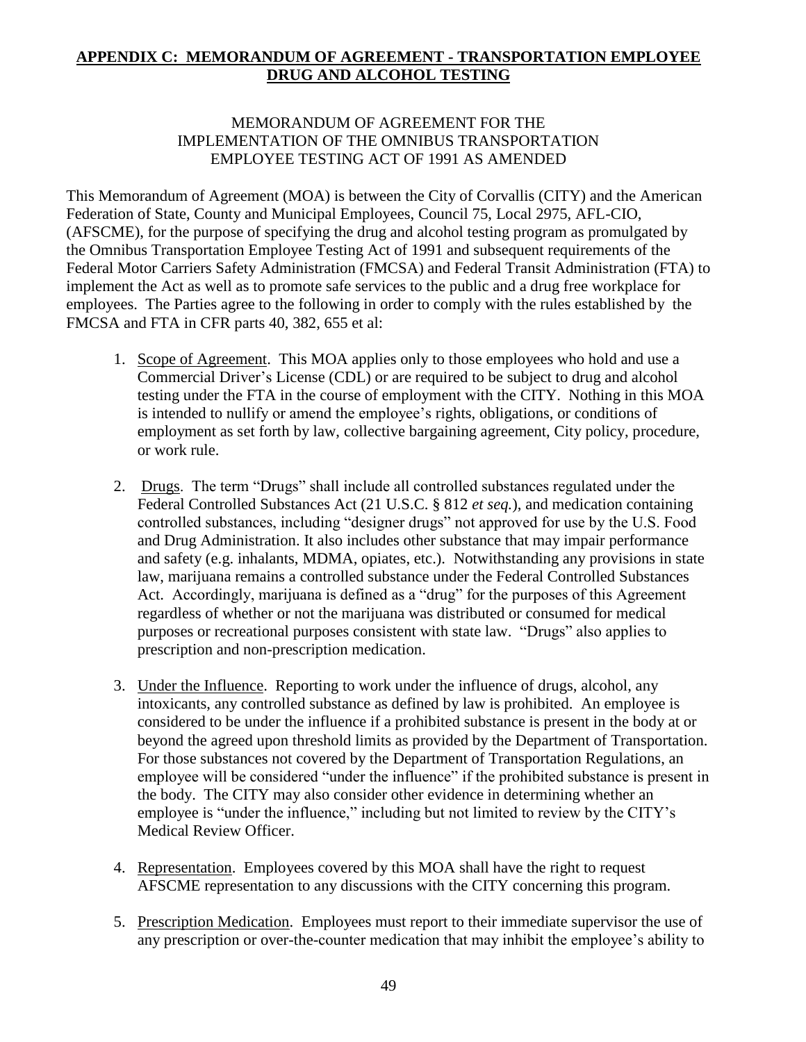## APPENDIX C: MEMORANDUM OF AGREEMENT - TRANSPORTATION EMPLOYEE DRUG AND ALCOHOL TESTING

MEMORANDUM OF AGREEMENT FOR THE IMPLEMENTATION OF THE OMNIBUS TRANSPORTATION EMPLOYEE TESTING ACT OF 1991 AS AMENDED

This Memorandum of Agreement (MOA) is between the City of Corvallis (CITY) and the American Federation of State, County and Municipal Employees, Council 75, Local 2975, AFL-CIO, (AFSCME), for the purpose of specifying the drug and alcohol testing program as promulgated by the Omnibus Transportation Employee Testing Act of 1991 and subsequent requirements of the Federal Motor Carriers Safety Administration (FMCSA) and Federal Transit Administration (FTA) to implement the Act as well as to promote safe services to the public and a drug free workplace for employees. The Parties agree to the following in order to comply with the rules established by the FMCSA and FTA in CFR parts 40, 382, 655 et al:

1. Scope of Agreement. This MOA applies only to those employees who hold and use a Commercial Driver's License (CDL) or are required to be subject to drug and alcohol testing under the FTA in the course of employment with the CITY. Nothing in this MOA is intended to nullify or amend the employee's rights, obligations, or conditions of employment as set forth by law, collective bargaining agreement, City policy, procedure, or work rule.

2. Drugs. The term "Drugs" shall include all controlled substances regulated under the Federal Controlled Substances Act (21 U.S.C. § 812 *et seq.*), and medication containing controlled substances, including "designer drugs" not approved for use by the U.S. Food and Drug Administration. It also includes other substance that may impair performance and safety (e.g. inhalants, MDMA, opiates, etc.). Notwithstanding any provisions in state law, marijuana remains a controlled substance under the Federal Controlled Substances Act. Accordingly, marijuana is defined as a "drug" for the purposes of this Agreement regardless of whether or not the marijuana was distributed or consumed for medical purposes or recreational purposes consistent with state law. "Drugs" also applies to prescription and non-prescription medication.

3. Under the Influence. Reporting to work under the influence of drugs, alcohol, any intoxicants, any controlled substance as defined by law is prohibited. An employee is considered to be under the influence if a prohibited substance is present in the body at or beyond the agreed upon threshold limits as provided by the Department of Transportation. For those substances not covered by the Department of Transportation Regulations, an employee will be considered "under the influence" if the prohibited substance is present in the body. The CITY may also consider other evidence in determining whether an employee is "under the influence," including but not limited to review by the CITY's Medical Review Officer.

4. Representation. Employees covered by this MOA shall have the right to request AFSCME representation to any discussions with the CITY concerning this program.

5. Prescription Medication. Employees must report to their immediate supervisor the use of any prescription or over-the-counter medication that may inhibit the employee's ability to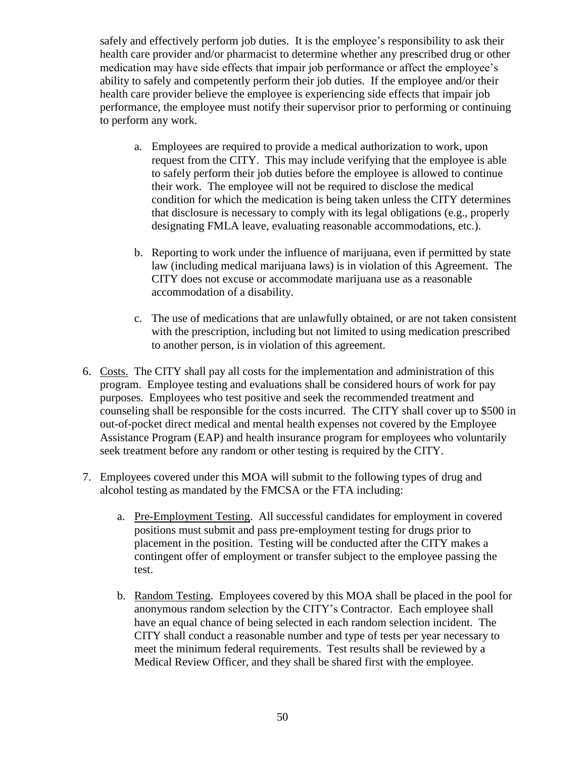safely and effectively perform job duties. It is the employee's responsibility to ask their health care provider and/or pharmacist to determine whether any prescribed drug or other medication may have side effects that impair job performance or affect the employee's ability to safely and competently perform their job duties. If the employee and/or their health care provider believe the employee is experiencing side effects that impair job performance, the employee must notify their supervisor prior to performing or continuing to perform any work.

   a. Employees are required to provide a medical authorization to work, upon request from the CITY. This may include verifying that the employee is able to safely perform their job duties before the employee is allowed to continue their work. The employee will not be required to disclose the medical condition for which the medication is being taken unless the CITY determines that disclosure is necessary to comply with its legal obligations (e.g., properly designating FMLA leave, evaluating reasonable accommodations, etc.).

   b. Reporting to work under the influence of marijuana, even if permitted by state law (including medical marijuana laws) is in violation of this Agreement. The CITY does not excuse or accommodate marijuana use as a reasonable accommodation of a disability.

   c. The use of medications that are unlawfully obtained, or are not taken consistent with the prescription, including but not limited to using medication prescribed to another person, is in violation of this agreement.

6. Costs. The CITY shall pay all costs for the implementation and administration of this program. Employee testing and evaluations shall be considered hours of work for pay purposes. Employees who test positive and seek the recommended treatment and counseling shall be responsible for the costs incurred. The CITY shall cover up to $500 in out-of-pocket direct medical and mental health expenses not covered by the Employee Assistance Program (EAP) and health insurance program for employees who voluntarily seek treatment before any random or other testing is required by the CITY.

7. Employees covered under this MOA will submit to the following types of drug and alcohol testing as mandated by the FMCSA or the FTA including:

   a. Pre-Employment Testing. All successful candidates for employment in covered positions must submit and pass pre-employment testing for drugs prior to placement in the position. Testing will be conducted after the CITY makes a contingent offer of employment or transfer subject to the employee passing the test.

   b. Random Testing. Employees covered by this MOA shall be placed in the pool for anonymous random selection by the CITY's Contractor. Each employee shall have an equal chance of being selected in each random selection incident. The CITY shall conduct a reasonable number and type of tests per year necessary to meet the minimum federal requirements. Test results shall be reviewed by a Medical Review Officer, and they shall be shared first with the employee.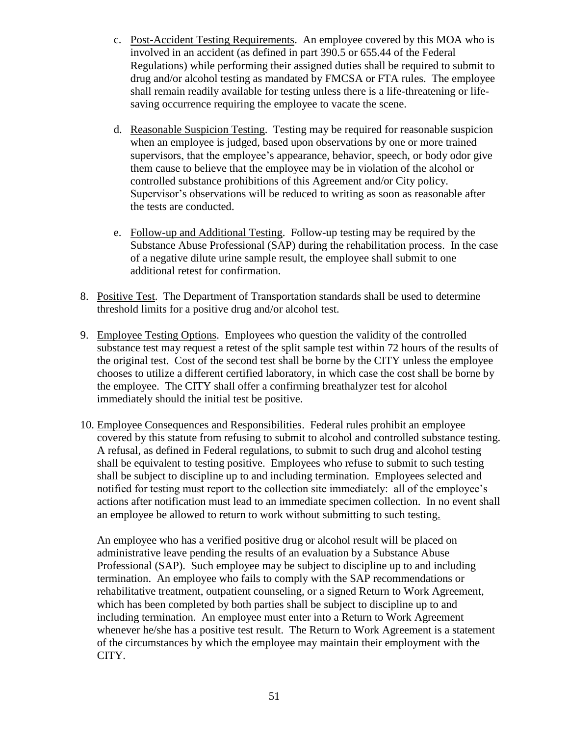c. <u>Post-Accident Testing Requirements</u>. An employee covered by this MOA who is involved in an accident (as defined in part 390.5 or 655.44 of the Federal Regulations) while performing their assigned duties shall be required to submit to drug and/or alcohol testing as mandated by FMCSA or FTA rules. The employee shall remain readily available for testing unless there is a life-threatening or life-saving occurrence requiring the employee to vacate the scene.

d. <u>Reasonable Suspicion Testing</u>. Testing may be required for reasonable suspicion when an employee is judged, based upon observations by one or more trained supervisors, that the employee's appearance, behavior, speech, or body odor give them cause to believe that the employee may be in violation of the alcohol or controlled substance prohibitions of this Agreement and/or City policy. Supervisor's observations will be reduced to writing as soon as reasonable after the tests are conducted.

e. <u>Follow-up and Additional Testing</u>. Follow-up testing may be required by the Substance Abuse Professional (SAP) during the rehabilitation process. In the case of a negative dilute urine sample result, the employee shall submit to one additional retest for confirmation.

8. <u>Positive Test</u>. The Department of Transportation standards shall be used to determine threshold limits for a positive drug and/or alcohol test.

9. <u>Employee Testing Options</u>. Employees who question the validity of the controlled substance test may request a retest of the split sample test within 72 hours of the results of the original test. Cost of the second test shall be borne by the CITY unless the employee chooses to utilize a different certified laboratory, in which case the cost shall be borne by the employee. The CITY shall offer a confirming breathalyzer test for alcohol immediately should the initial test be positive.

10. <u>Employee Consequences and Responsibilities</u>. Federal rules prohibit an employee covered by this statute from refusing to submit to alcohol and controlled substance testing. A refusal, as defined in Federal regulations, to submit to such drug and alcohol testing shall be equivalent to testing positive. Employees who refuse to submit to such testing shall be subject to discipline up to and including termination. Employees selected and notified for testing must report to the collection site immediately: all of the employee's actions after notification must lead to an immediate specimen collection. In no event shall an employee be allowed to return to work without submitting to such testing.

    An employee who has a verified positive drug or alcohol result will be placed on administrative leave pending the results of an evaluation by a Substance Abuse Professional (SAP). Such employee may be subject to discipline up to and including termination. An employee who fails to comply with the SAP recommendations or rehabilitative treatment, outpatient counseling, or a signed Return to Work Agreement, which has been completed by both parties shall be subject to discipline up to and including termination. An employee must enter into a Return to Work Agreement whenever he/she has a positive test result. The Return to Work Agreement is a statement of the circumstances by which the employee may maintain their employment with the CITY.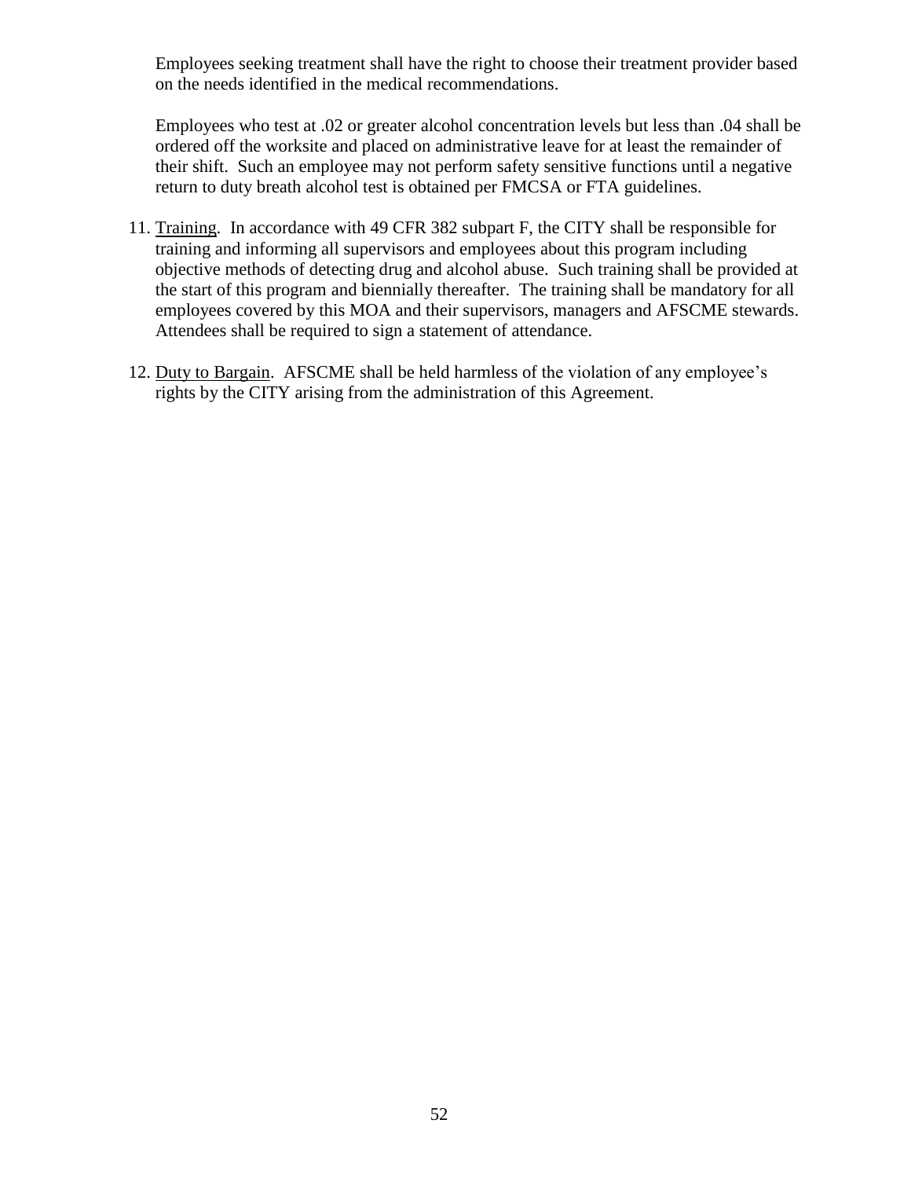Employees seeking treatment shall have the right to choose their treatment provider based on the needs identified in the medical recommendations.

Employees who test at .02 or greater alcohol concentration levels but less than .04 shall be ordered off the worksite and placed on administrative leave for at least the remainder of their shift. Such an employee may not perform safety sensitive functions until a negative return to duty breath alcohol test is obtained per FMCSA or FTA guidelines.

11. Training. In accordance with 49 CFR 382 subpart F, the CITY shall be responsible for training and informing all supervisors and employees about this program including objective methods of detecting drug and alcohol abuse. Such training shall be provided at the start of this program and biennially thereafter. The training shall be mandatory for all employees covered by this MOA and their supervisors, managers and AFSCME stewards. Attendees shall be required to sign a statement of attendance.

12. Duty to Bargain. AFSCME shall be held harmless of the violation of any employee's rights by the CITY arising from the administration of this Agreement.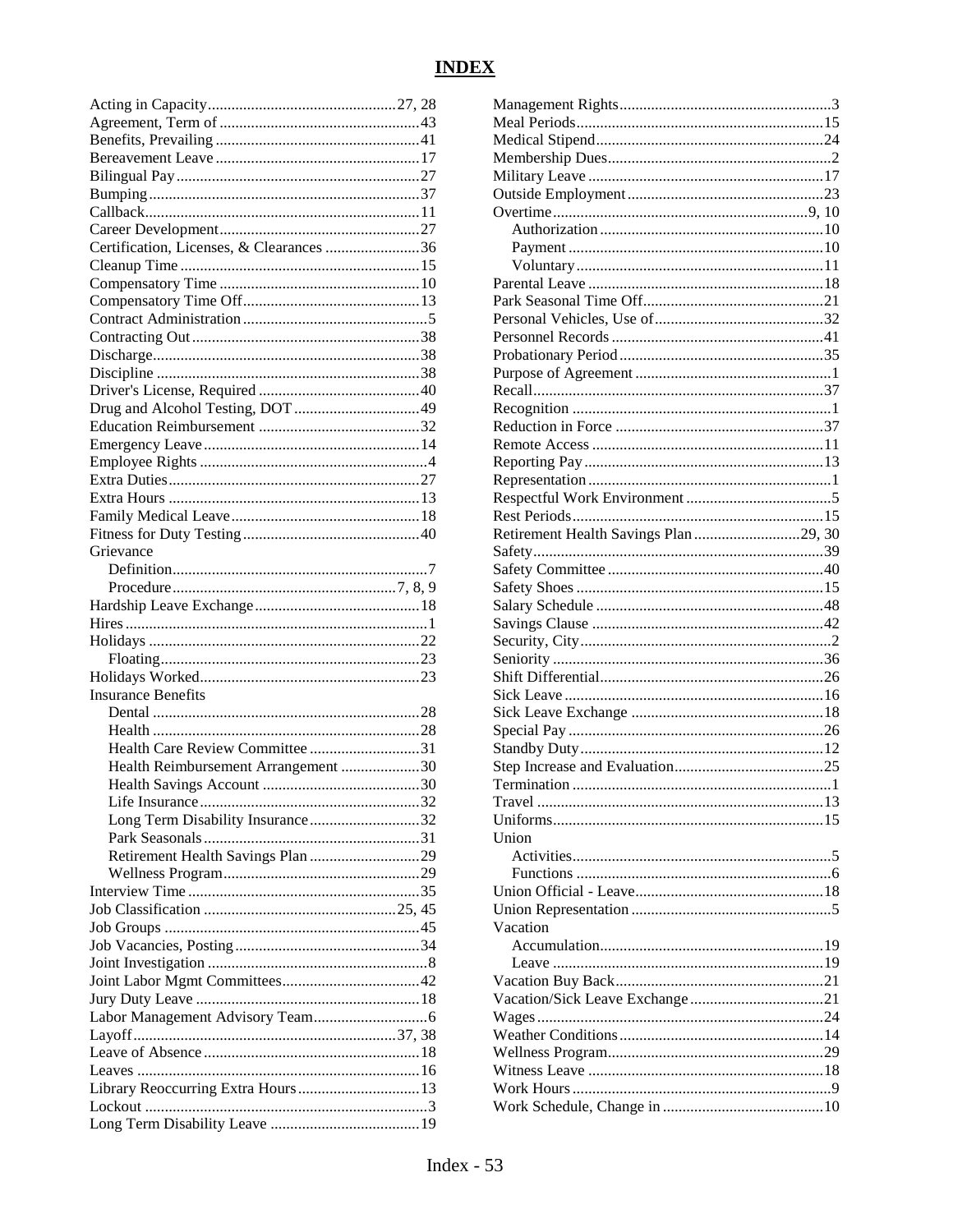# INDEX

Acting in Capacity...............................................27, 28
Agreement, Term of ..................................................43
Benefits, Prevailing ...................................................41
Bereavement Leave ...................................................17
Bilingual Pay.............................................................27
Bumping....................................................................37
Callback.....................................................................11
Career Development..................................................27
Certification, Licenses, & Clearances ........................36
Cleanup Time ............................................................15
Compensatory Time ..................................................10
Compensatory Time Off............................................13
Contract Administration ..............................................5
Contracting Out .........................................................38
Discharge...................................................................38
Discipline ..................................................................38
Driver's License, Required .........................................40
Drug and Alcohol Testing, DOT ................................49
Education Reimbursement .........................................32
Emergency Leave ......................................................14
Employee Rights .........................................................4
Extra Duties...............................................................27
Extra Hours ...............................................................13
Family Medical Leave...............................................18
Fitness for Duty Testing ............................................40
Grievance
- Definition................................................................7
- Procedure........................................................7, 8, 9

Hardship Leave Exchange..........................................18
Hires ............................................................................1
Holidays ....................................................................22
- Floating.................................................................23

Holidays Worked.......................................................23
Insurance Benefits
- Dental ...................................................................28
- Health ...................................................................28
- Health Care Review Committee ...........................31
- Health Reimbursement Arrangement ....................30
- Health Savings Account .......................................30
- Life Insurance.......................................................32
- Long Term Disability Insurance...........................32
- Park Seasonals......................................................31
- Retirement Health Savings Plan ...........................29
- Wellness Program.................................................29

Interview Time ..........................................................35
Job Classification ................................................25, 45
Job Groups ................................................................45
Job Vacancies, Posting...............................................34
Joint Investigation .......................................................8
Joint Labor Mgmt Committees..................................42
Jury Duty Leave ........................................................18
Labor Management Advisory Team............................6
Layoff.................................................................37, 38
Leave of Absence ......................................................18
Leaves .......................................................................16
Library Reoccurring Extra Hours ..............................13
Lockout .......................................................................3
Long Term Disability Leave ......................................19

Management Rights.....................................................3
Meal Periods..............................................................15
Medical Stipend.........................................................24
Membership Dues........................................................2
Military Leave ...........................................................17
Outside Employment .................................................23
Overtime................................................................9, 10
- Authorization ........................................................10
- Payment ................................................................10
- Voluntary..............................................................11

Parental Leave ...........................................................18
Park Seasonal Time Off.............................................21
Personal Vehicles, Use of...........................................32
Personnel Records .....................................................41
Probationary Period ...................................................35
Purpose of Agreement .................................................1
Recall.........................................................................37
Recognition .................................................................1
Reduction in Force ....................................................37
Remote Access ..........................................................11
Reporting Pay ............................................................13
Representation .............................................................1
Respectful Work Environment .....................................5
Rest Periods...............................................................15
Retirement Health Savings Plan ...........................29, 30
Safety.........................................................................39
Safety Committee ......................................................40
Safety Shoes ..............................................................15
Salary Schedule .........................................................48
Savings Clause ..........................................................42
Security, City...............................................................2
Seniority ....................................................................36
Shift Differential........................................................26
Sick Leave .................................................................16
Sick Leave Exchange ................................................18
Special Pay ................................................................26
Standby Duty.............................................................12
Step Increase and Evaluation......................................25
Termination .................................................................1
Travel ........................................................................13
Uniforms....................................................................15
Union
- Activities.................................................................5
- Functions ................................................................6

Union Official - Leave...............................................18
Union Representation ..................................................5
Vacation
- Accumulation.........................................................19
- Leave ....................................................................19

Vacation Buy Back....................................................21
Vacation/Sick Leave Exchange .................................21
Wages ........................................................................24
Weather Conditions ...................................................14
Wellness Program......................................................29
Witness Leave ...........................................................18
Work Hours .................................................................9
Work Schedule, Change in ........................................10